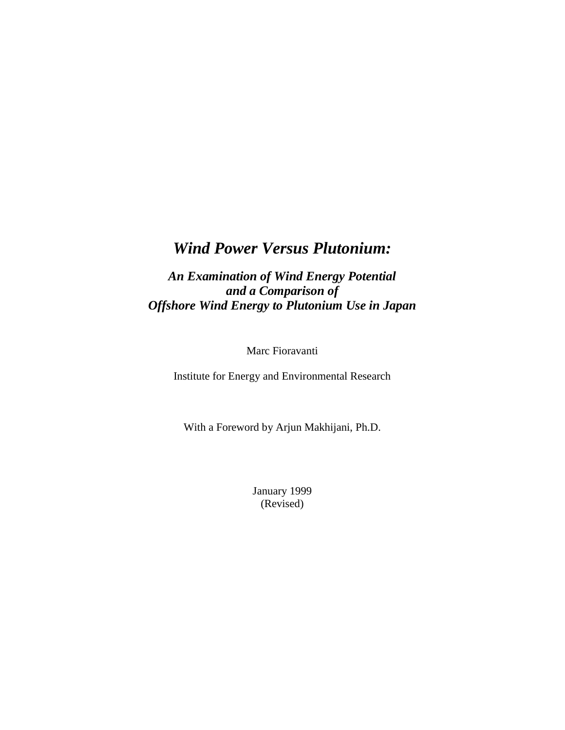# *Wind Power Versus Plutonium:*

## *An Examination of Wind Energy Potential and a Comparison of Offshore Wind Energy to Plutonium Use in Japan*

Marc Fioravanti

Institute for Energy and Environmental Research

With a Foreword by Arjun Makhijani, Ph.D.

January 1999
(Revised)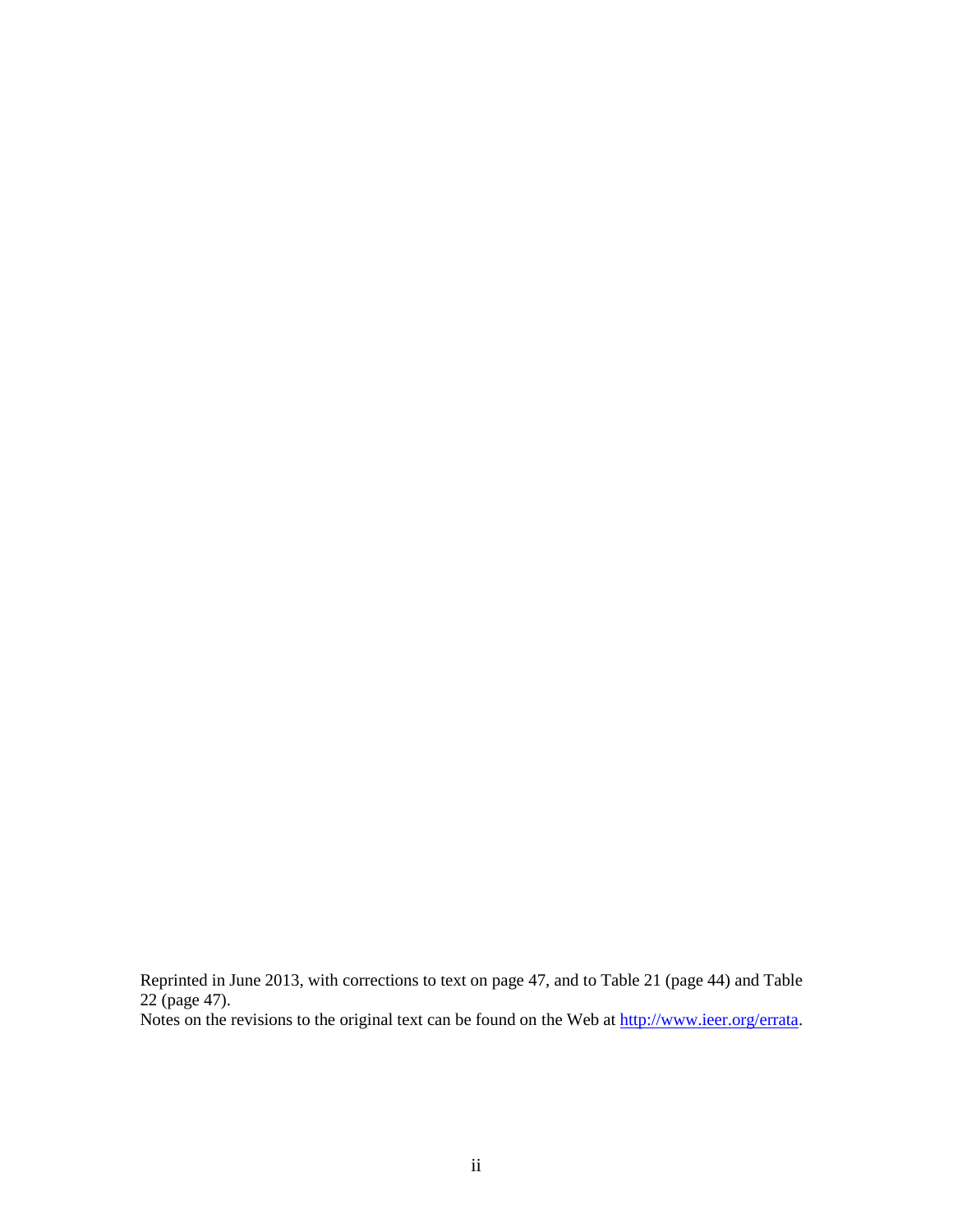Reprinted in June 2013, with corrections to text on page 47, and to Table 21 (page 44) and Table 22 (page 47).
Notes on the revisions to the original text can be found on the Web at http://www.ieer.org/errata.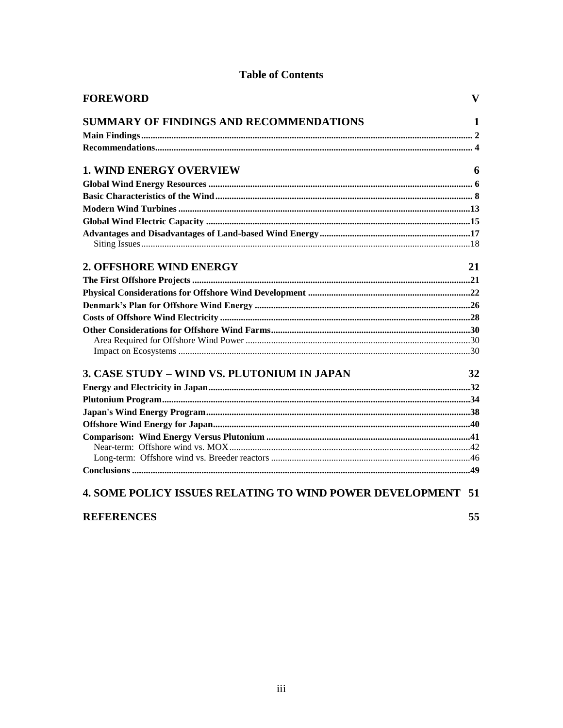# Table of Contents

**FOREWORD** V

**SUMMARY OF FINDINGS AND RECOMMENDATIONS** 1

- **Main Findings** 2
- **Recommendations** 4

**1. WIND ENERGY OVERVIEW** 6

- **Global Wind Energy Resources** 6
- **Basic Characteristics of the Wind** 8
- **Modern Wind Turbines** 13
- **Global Wind Electric Capacity** 15
- **Advantages and Disadvantages of Land-based Wind Energy** 17
  - Siting Issues 18

**2. OFFSHORE WIND ENERGY** 21

- **The First Offshore Projects** 21
- **Physical Considerations for Offshore Wind Development** 22
- **Denmark's Plan for Offshore Wind Energy** 26
- **Costs of Offshore Wind Electricity** 28
- **Other Considerations for Offshore Wind Farms** 30
  - Area Required for Offshore Wind Power 30
  - Impact on Ecosystems 30

**3. CASE STUDY – WIND VS. PLUTONIUM IN JAPAN** 32

- **Energy and Electricity in Japan** 32
- **Plutonium Program** 34
- **Japan's Wind Energy Program** 38
- **Offshore Wind Energy for Japan** 40
- **Comparison: Wind Energy Versus Plutonium** 41
  - Near-term: Offshore wind vs. MOX 42
  - Long-term: Offshore wind vs. Breeder reactors 46
- **Conclusions** 49

**4. SOME POLICY ISSUES RELATING TO WIND POWER DEVELOPMENT** 51

**REFERENCES** 55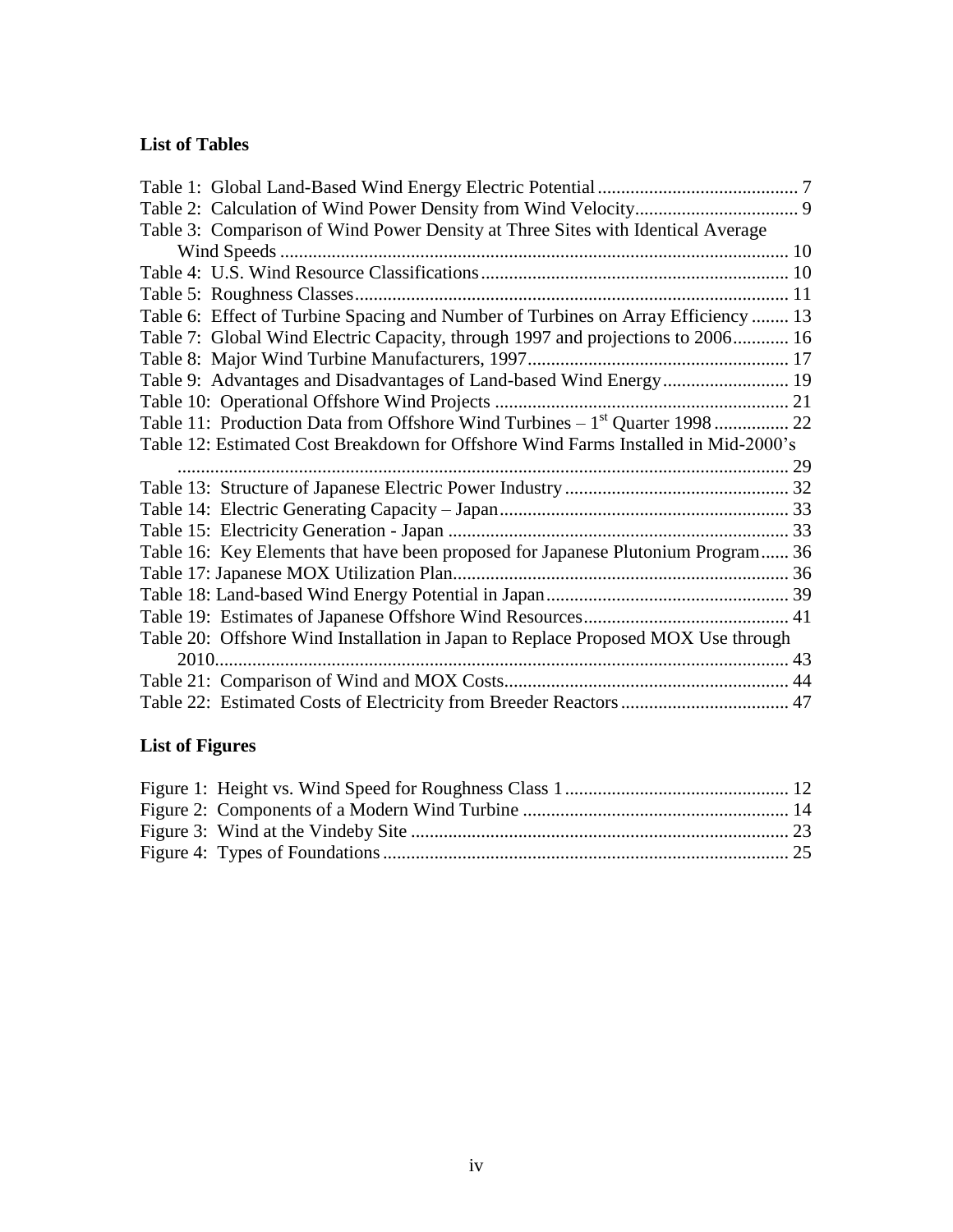## List of Tables

Table 1: Global Land-Based Wind Energy Electric Potential ... 7
Table 2: Calculation of Wind Power Density from Wind Velocity ... 9
Table 3: Comparison of Wind Power Density at Three Sites with Identical Average Wind Speeds ... 10
Table 4: U.S. Wind Resource Classifications ... 10
Table 5: Roughness Classes ... 11
Table 6: Effect of Turbine Spacing and Number of Turbines on Array Efficiency ... 13
Table 7: Global Wind Electric Capacity, through 1997 and projections to 2006 ... 16
Table 8: Major Wind Turbine Manufacturers, 1997 ... 17
Table 9: Advantages and Disadvantages of Land-based Wind Energy ... 19
Table 10: Operational Offshore Wind Projects ... 21
Table 11: Production Data from Offshore Wind Turbines – 1st Quarter 1998 ... 22
Table 12: Estimated Cost Breakdown for Offshore Wind Farms Installed in Mid-2000's ... 29
Table 13: Structure of Japanese Electric Power Industry ... 32
Table 14: Electric Generating Capacity – Japan ... 33
Table 15: Electricity Generation - Japan ... 33
Table 16: Key Elements that have been proposed for Japanese Plutonium Program ... 36
Table 17: Japanese MOX Utilization Plan ... 36
Table 18: Land-based Wind Energy Potential in Japan ... 39
Table 19: Estimates of Japanese Offshore Wind Resources ... 41
Table 20: Offshore Wind Installation in Japan to Replace Proposed MOX Use through 2010 ... 43
Table 21: Comparison of Wind and MOX Costs ... 44
Table 22: Estimated Costs of Electricity from Breeder Reactors ... 47

## List of Figures

Figure 1: Height vs. Wind Speed for Roughness Class 1 ... 12
Figure 2: Components of a Modern Wind Turbine ... 14
Figure 3: Wind at the Vindeby Site ... 23
Figure 4: Types of Foundations ... 25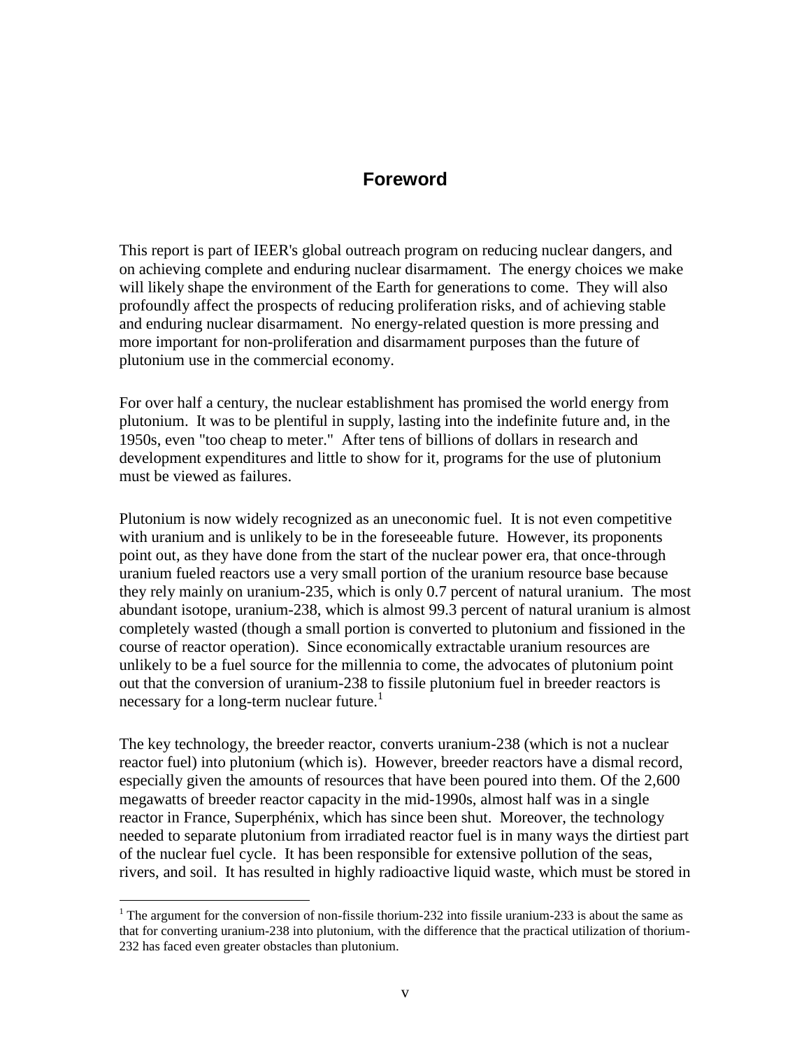# Foreword

This report is part of IEER's global outreach program on reducing nuclear dangers, and on achieving complete and enduring nuclear disarmament. The energy choices we make will likely shape the environment of the Earth for generations to come. They will also profoundly affect the prospects of reducing proliferation risks, and of achieving stable and enduring nuclear disarmament. No energy-related question is more pressing and more important for non-proliferation and disarmament purposes than the future of plutonium use in the commercial economy.

For over half a century, the nuclear establishment has promised the world energy from plutonium. It was to be plentiful in supply, lasting into the indefinite future and, in the 1950s, even "too cheap to meter." After tens of billions of dollars in research and development expenditures and little to show for it, programs for the use of plutonium must be viewed as failures.

Plutonium is now widely recognized as an uneconomic fuel. It is not even competitive with uranium and is unlikely to be in the foreseeable future. However, its proponents point out, as they have done from the start of the nuclear power era, that once-through uranium fueled reactors use a very small portion of the uranium resource base because they rely mainly on uranium-235, which is only 0.7 percent of natural uranium. The most abundant isotope, uranium-238, which is almost 99.3 percent of natural uranium is almost completely wasted (though a small portion is converted to plutonium and fissioned in the course of reactor operation). Since economically extractable uranium resources are unlikely to be a fuel source for the millennia to come, the advocates of plutonium point out that the conversion of uranium-238 to fissile plutonium fuel in breeder reactors is necessary for a long-term nuclear future.[1]

The key technology, the breeder reactor, converts uranium-238 (which is not a nuclear reactor fuel) into plutonium (which is). However, breeder reactors have a dismal record, especially given the amounts of resources that have been poured into them. Of the 2,600 megawatts of breeder reactor capacity in the mid-1990s, almost half was in a single reactor in France, Superphénix, which has since been shut. Moreover, the technology needed to separate plutonium from irradiated reactor fuel is in many ways the dirtiest part of the nuclear fuel cycle. It has been responsible for extensive pollution of the seas, rivers, and soil. It has resulted in highly radioactive liquid waste, which must be stored in

[1] The argument for the conversion of non-fissile thorium-232 into fissile uranium-233 is about the same as that for converting uranium-238 into plutonium, with the difference that the practical utilization of thorium-232 has faced even greater obstacles than plutonium.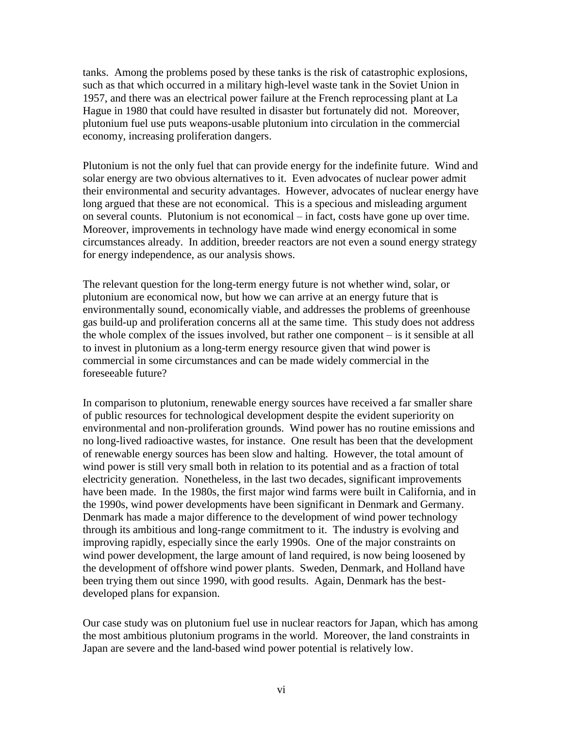tanks. Among the problems posed by these tanks is the risk of catastrophic explosions, such as that which occurred in a military high-level waste tank in the Soviet Union in 1957, and there was an electrical power failure at the French reprocessing plant at La Hague in 1980 that could have resulted in disaster but fortunately did not. Moreover, plutonium fuel use puts weapons-usable plutonium into circulation in the commercial economy, increasing proliferation dangers.

Plutonium is not the only fuel that can provide energy for the indefinite future. Wind and solar energy are two obvious alternatives to it. Even advocates of nuclear power admit their environmental and security advantages. However, advocates of nuclear energy have long argued that these are not economical. This is a specious and misleading argument on several counts. Plutonium is not economical – in fact, costs have gone up over time. Moreover, improvements in technology have made wind energy economical in some circumstances already. In addition, breeder reactors are not even a sound energy strategy for energy independence, as our analysis shows.

The relevant question for the long-term energy future is not whether wind, solar, or plutonium are economical now, but how we can arrive at an energy future that is environmentally sound, economically viable, and addresses the problems of greenhouse gas build-up and proliferation concerns all at the same time. This study does not address the whole complex of the issues involved, but rather one component – is it sensible at all to invest in plutonium as a long-term energy resource given that wind power is commercial in some circumstances and can be made widely commercial in the foreseeable future?

In comparison to plutonium, renewable energy sources have received a far smaller share of public resources for technological development despite the evident superiority on environmental and non-proliferation grounds. Wind power has no routine emissions and no long-lived radioactive wastes, for instance. One result has been that the development of renewable energy sources has been slow and halting. However, the total amount of wind power is still very small both in relation to its potential and as a fraction of total electricity generation. Nonetheless, in the last two decades, significant improvements have been made. In the 1980s, the first major wind farms were built in California, and in the 1990s, wind power developments have been significant in Denmark and Germany. Denmark has made a major difference to the development of wind power technology through its ambitious and long-range commitment to it. The industry is evolving and improving rapidly, especially since the early 1990s. One of the major constraints on wind power development, the large amount of land required, is now being loosened by the development of offshore wind power plants. Sweden, Denmark, and Holland have been trying them out since 1990, with good results. Again, Denmark has the best-developed plans for expansion.

Our case study was on plutonium fuel use in nuclear reactors for Japan, which has among the most ambitious plutonium programs in the world. Moreover, the land constraints in Japan are severe and the land-based wind power potential is relatively low.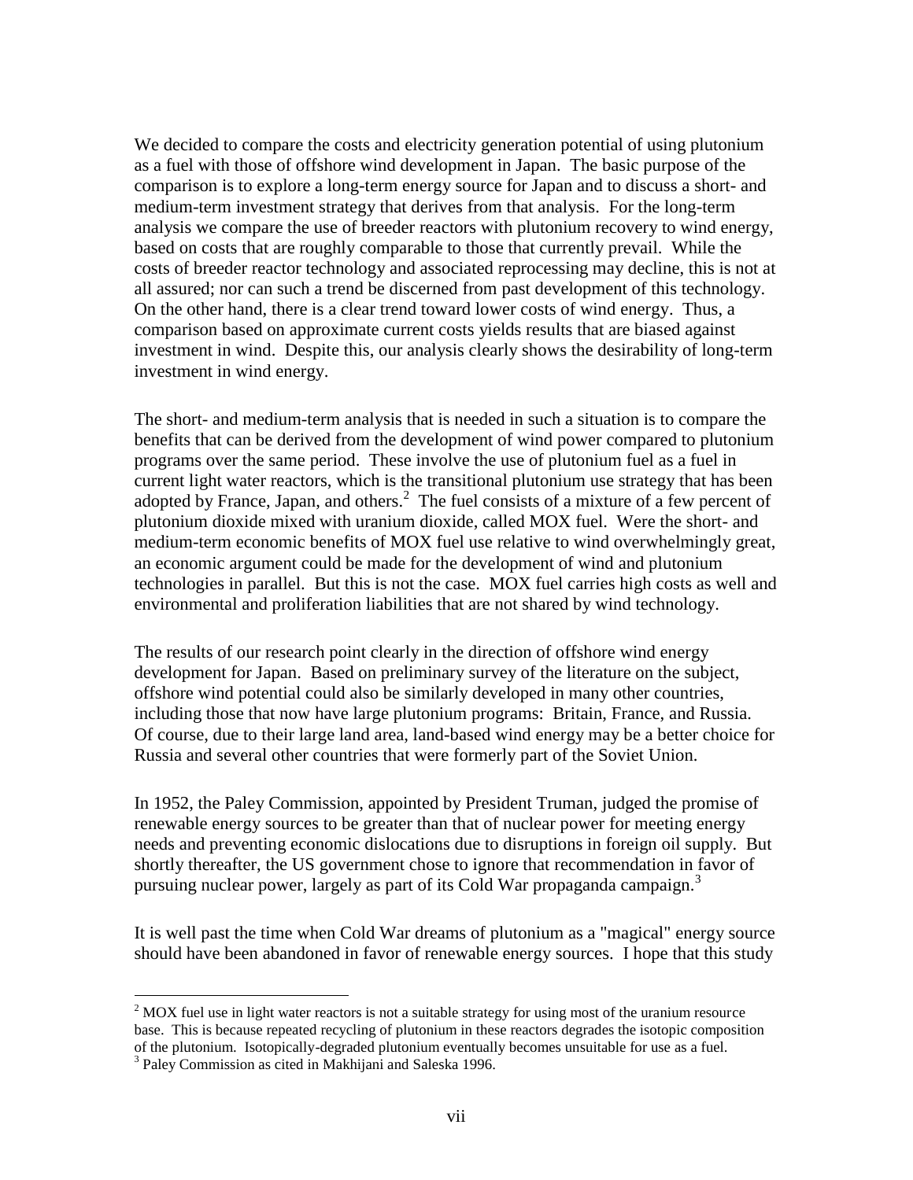We decided to compare the costs and electricity generation potential of using plutonium as a fuel with those of offshore wind development in Japan. The basic purpose of the comparison is to explore a long-term energy source for Japan and to discuss a short- and medium-term investment strategy that derives from that analysis. For the long-term analysis we compare the use of breeder reactors with plutonium recovery to wind energy, based on costs that are roughly comparable to those that currently prevail. While the costs of breeder reactor technology and associated reprocessing may decline, this is not at all assured; nor can such a trend be discerned from past development of this technology. On the other hand, there is a clear trend toward lower costs of wind energy. Thus, a comparison based on approximate current costs yields results that are biased against investment in wind. Despite this, our analysis clearly shows the desirability of long-term investment in wind energy.

The short- and medium-term analysis that is needed in such a situation is to compare the benefits that can be derived from the development of wind power compared to plutonium programs over the same period. These involve the use of plutonium fuel as a fuel in current light water reactors, which is the transitional plutonium use strategy that has been adopted by France, Japan, and others.[2] The fuel consists of a mixture of a few percent of plutonium dioxide mixed with uranium dioxide, called MOX fuel. Were the short- and medium-term economic benefits of MOX fuel use relative to wind overwhelmingly great, an economic argument could be made for the development of wind and plutonium technologies in parallel. But this is not the case. MOX fuel carries high costs as well and environmental and proliferation liabilities that are not shared by wind technology.

The results of our research point clearly in the direction of offshore wind energy development for Japan. Based on preliminary survey of the literature on the subject, offshore wind potential could also be similarly developed in many other countries, including those that now have large plutonium programs: Britain, France, and Russia. Of course, due to their large land area, land-based wind energy may be a better choice for Russia and several other countries that were formerly part of the Soviet Union.

In 1952, the Paley Commission, appointed by President Truman, judged the promise of renewable energy sources to be greater than that of nuclear power for meeting energy needs and preventing economic dislocations due to disruptions in foreign oil supply. But shortly thereafter, the US government chose to ignore that recommendation in favor of pursuing nuclear power, largely as part of its Cold War propaganda campaign.[3]

It is well past the time when Cold War dreams of plutonium as a "magical" energy source should have been abandoned in favor of renewable energy sources. I hope that this study

---

[2] MOX fuel use in light water reactors is not a suitable strategy for using most of the uranium resource base. This is because repeated recycling of plutonium in these reactors degrades the isotopic composition of the plutonium. Isotopically-degraded plutonium eventually becomes unsuitable for use as a fuel.

[3] Paley Commission as cited in Makhijani and Saleska 1996.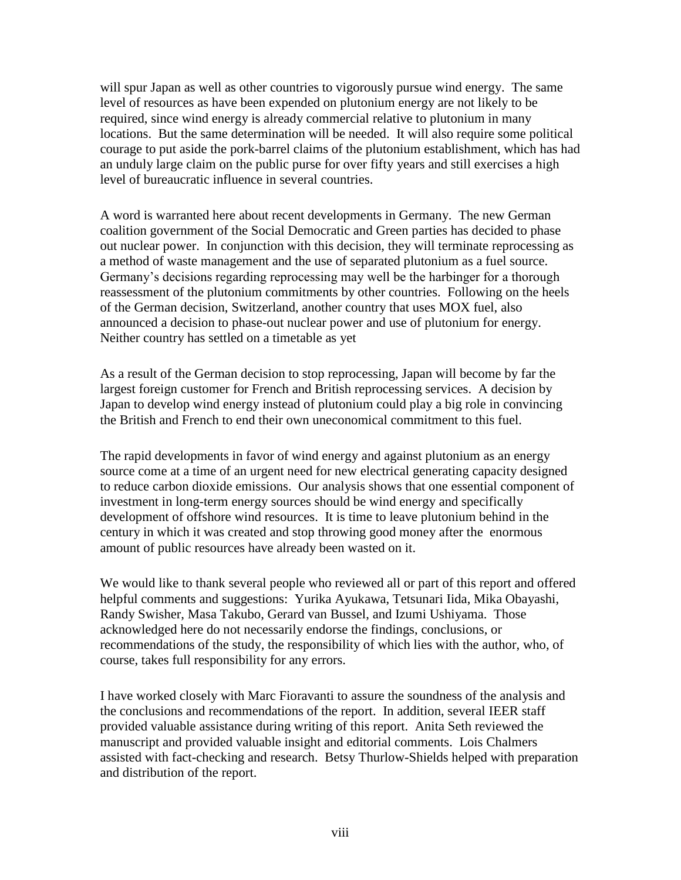will spur Japan as well as other countries to vigorously pursue wind energy. The same level of resources as have been expended on plutonium energy are not likely to be required, since wind energy is already commercial relative to plutonium in many locations. But the same determination will be needed. It will also require some political courage to put aside the pork-barrel claims of the plutonium establishment, which has had an unduly large claim on the public purse for over fifty years and still exercises a high level of bureaucratic influence in several countries.

A word is warranted here about recent developments in Germany. The new German coalition government of the Social Democratic and Green parties has decided to phase out nuclear power. In conjunction with this decision, they will terminate reprocessing as a method of waste management and the use of separated plutonium as a fuel source. Germany's decisions regarding reprocessing may well be the harbinger for a thorough reassessment of the plutonium commitments by other countries. Following on the heels of the German decision, Switzerland, another country that uses MOX fuel, also announced a decision to phase-out nuclear power and use of plutonium for energy. Neither country has settled on a timetable as yet

As a result of the German decision to stop reprocessing, Japan will become by far the largest foreign customer for French and British reprocessing services. A decision by Japan to develop wind energy instead of plutonium could play a big role in convincing the British and French to end their own uneconomical commitment to this fuel.

The rapid developments in favor of wind energy and against plutonium as an energy source come at a time of an urgent need for new electrical generating capacity designed to reduce carbon dioxide emissions. Our analysis shows that one essential component of investment in long-term energy sources should be wind energy and specifically development of offshore wind resources. It is time to leave plutonium behind in the century in which it was created and stop throwing good money after the enormous amount of public resources have already been wasted on it.

We would like to thank several people who reviewed all or part of this report and offered helpful comments and suggestions: Yurika Ayukawa, Tetsunari Iida, Mika Obayashi, Randy Swisher, Masa Takubo, Gerard van Bussel, and Izumi Ushiyama. Those acknowledged here do not necessarily endorse the findings, conclusions, or recommendations of the study, the responsibility of which lies with the author, who, of course, takes full responsibility for any errors.

I have worked closely with Marc Fioravanti to assure the soundness of the analysis and the conclusions and recommendations of the report. In addition, several IEER staff provided valuable assistance during writing of this report. Anita Seth reviewed the manuscript and provided valuable insight and editorial comments. Lois Chalmers assisted with fact-checking and research. Betsy Thurlow-Shields helped with preparation and distribution of the report.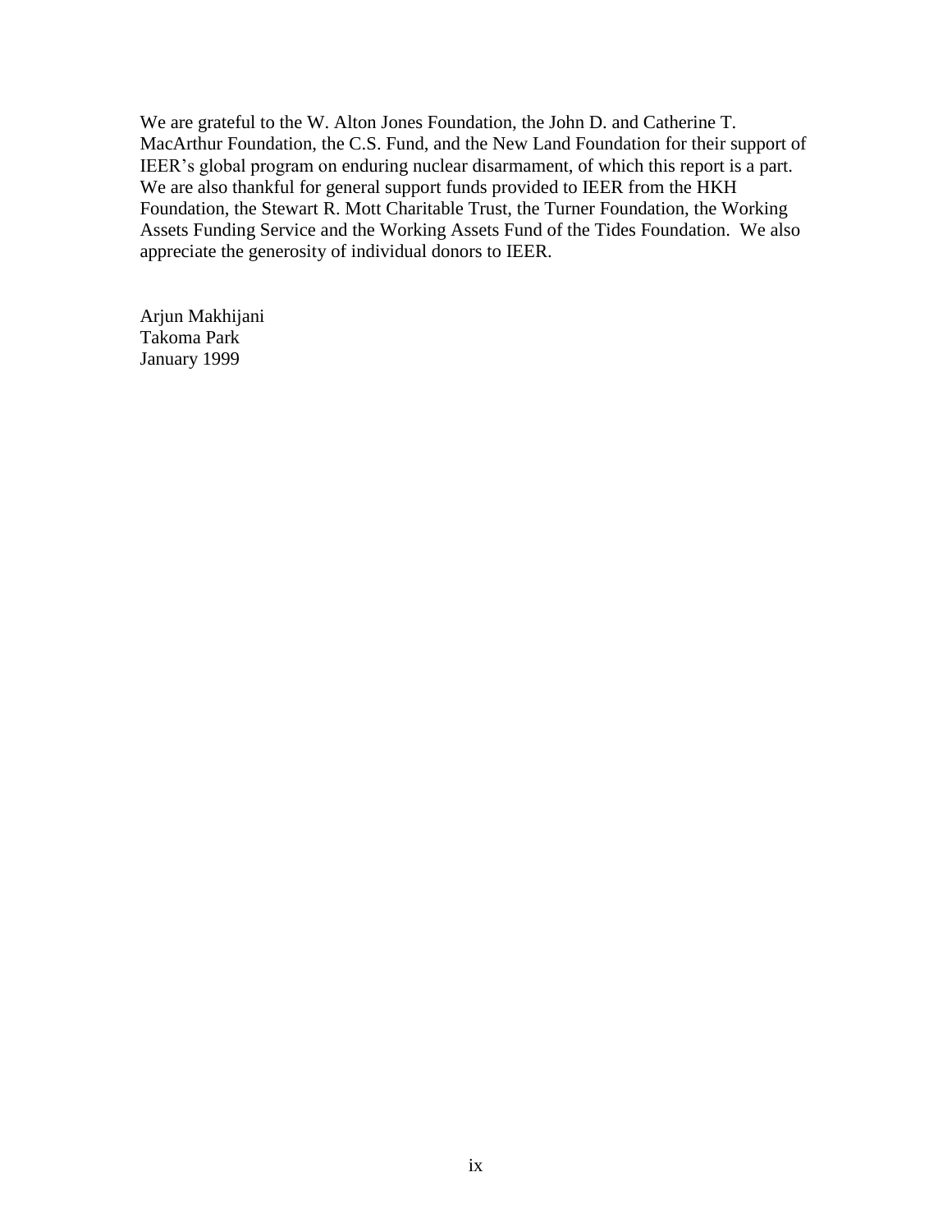We are grateful to the W. Alton Jones Foundation, the John D. and Catherine T. MacArthur Foundation, the C.S. Fund, and the New Land Foundation for their support of IEER's global program on enduring nuclear disarmament, of which this report is a part. We are also thankful for general support funds provided to IEER from the HKH Foundation, the Stewart R. Mott Charitable Trust, the Turner Foundation, the Working Assets Funding Service and the Working Assets Fund of the Tides Foundation. We also appreciate the generosity of individual donors to IEER.

Arjun Makhijani
Takoma Park
January 1999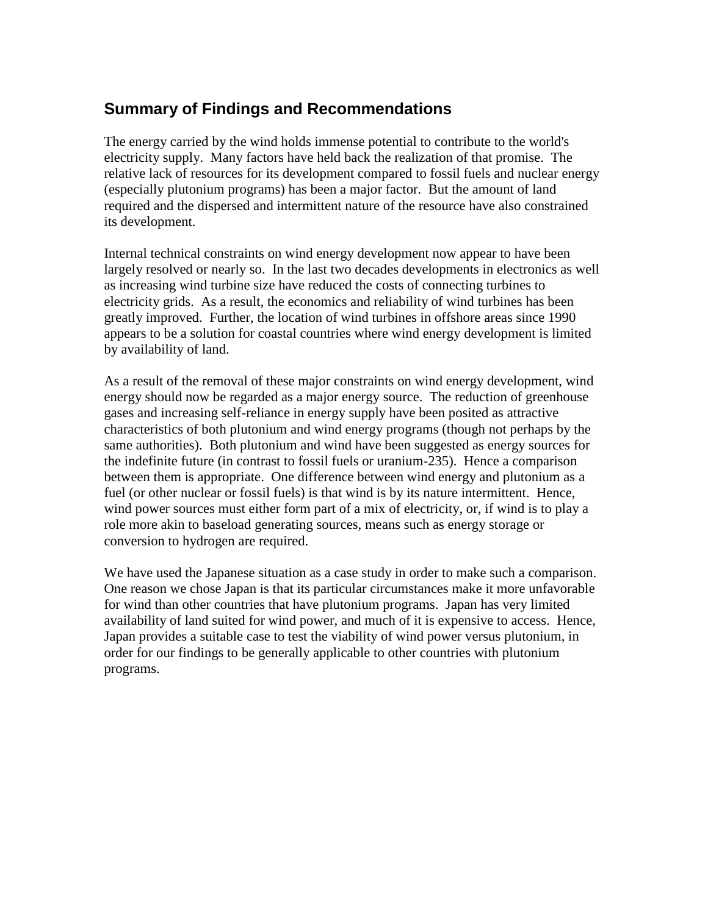## Summary of Findings and Recommendations

The energy carried by the wind holds immense potential to contribute to the world's electricity supply. Many factors have held back the realization of that promise. The relative lack of resources for its development compared to fossil fuels and nuclear energy (especially plutonium programs) has been a major factor. But the amount of land required and the dispersed and intermittent nature of the resource have also constrained its development.

Internal technical constraints on wind energy development now appear to have been largely resolved or nearly so. In the last two decades developments in electronics as well as increasing wind turbine size have reduced the costs of connecting turbines to electricity grids. As a result, the economics and reliability of wind turbines has been greatly improved. Further, the location of wind turbines in offshore areas since 1990 appears to be a solution for coastal countries where wind energy development is limited by availability of land.

As a result of the removal of these major constraints on wind energy development, wind energy should now be regarded as a major energy source. The reduction of greenhouse gases and increasing self-reliance in energy supply have been posited as attractive characteristics of both plutonium and wind energy programs (though not perhaps by the same authorities). Both plutonium and wind have been suggested as energy sources for the indefinite future (in contrast to fossil fuels or uranium-235). Hence a comparison between them is appropriate. One difference between wind energy and plutonium as a fuel (or other nuclear or fossil fuels) is that wind is by its nature intermittent. Hence, wind power sources must either form part of a mix of electricity, or, if wind is to play a role more akin to baseload generating sources, means such as energy storage or conversion to hydrogen are required.

We have used the Japanese situation as a case study in order to make such a comparison. One reason we chose Japan is that its particular circumstances make it more unfavorable for wind than other countries that have plutonium programs. Japan has very limited availability of land suited for wind power, and much of it is expensive to access. Hence, Japan provides a suitable case to test the viability of wind power versus plutonium, in order for our findings to be generally applicable to other countries with plutonium programs.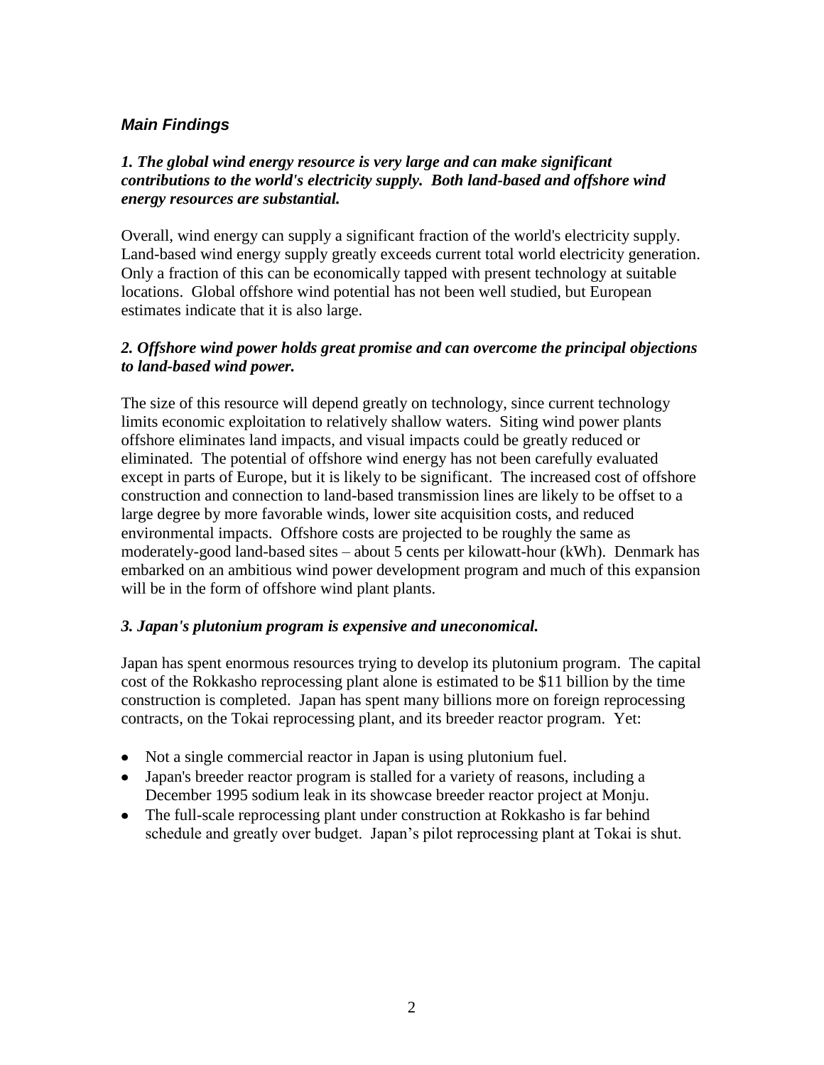### *Main Findings*

***1. The global wind energy resource is very large and can make significant contributions to the world's electricity supply. Both land-based and offshore wind energy resources are substantial.***

Overall, wind energy can supply a significant fraction of the world's electricity supply. Land-based wind energy supply greatly exceeds current total world electricity generation. Only a fraction of this can be economically tapped with present technology at suitable locations. Global offshore wind potential has not been well studied, but European estimates indicate that it is also large.

***2. Offshore wind power holds great promise and can overcome the principal objections to land-based wind power.***

The size of this resource will depend greatly on technology, since current technology limits economic exploitation to relatively shallow waters. Siting wind power plants offshore eliminates land impacts, and visual impacts could be greatly reduced or eliminated. The potential of offshore wind energy has not been carefully evaluated except in parts of Europe, but it is likely to be significant. The increased cost of offshore construction and connection to land-based transmission lines are likely to be offset to a large degree by more favorable winds, lower site acquisition costs, and reduced environmental impacts. Offshore costs are projected to be roughly the same as moderately-good land-based sites – about 5 cents per kilowatt-hour (kWh). Denmark has embarked on an ambitious wind power development program and much of this expansion will be in the form of offshore wind plant plants.

***3. Japan's plutonium program is expensive and uneconomical.***

Japan has spent enormous resources trying to develop its plutonium program. The capital cost of the Rokkasho reprocessing plant alone is estimated to be $11 billion by the time construction is completed. Japan has spent many billions more on foreign reprocessing contracts, on the Tokai reprocessing plant, and its breeder reactor program. Yet:

- Not a single commercial reactor in Japan is using plutonium fuel.
- Japan's breeder reactor program is stalled for a variety of reasons, including a December 1995 sodium leak in its showcase breeder reactor project at Monju.
- The full-scale reprocessing plant under construction at Rokkasho is far behind schedule and greatly over budget. Japan's pilot reprocessing plant at Tokai is shut.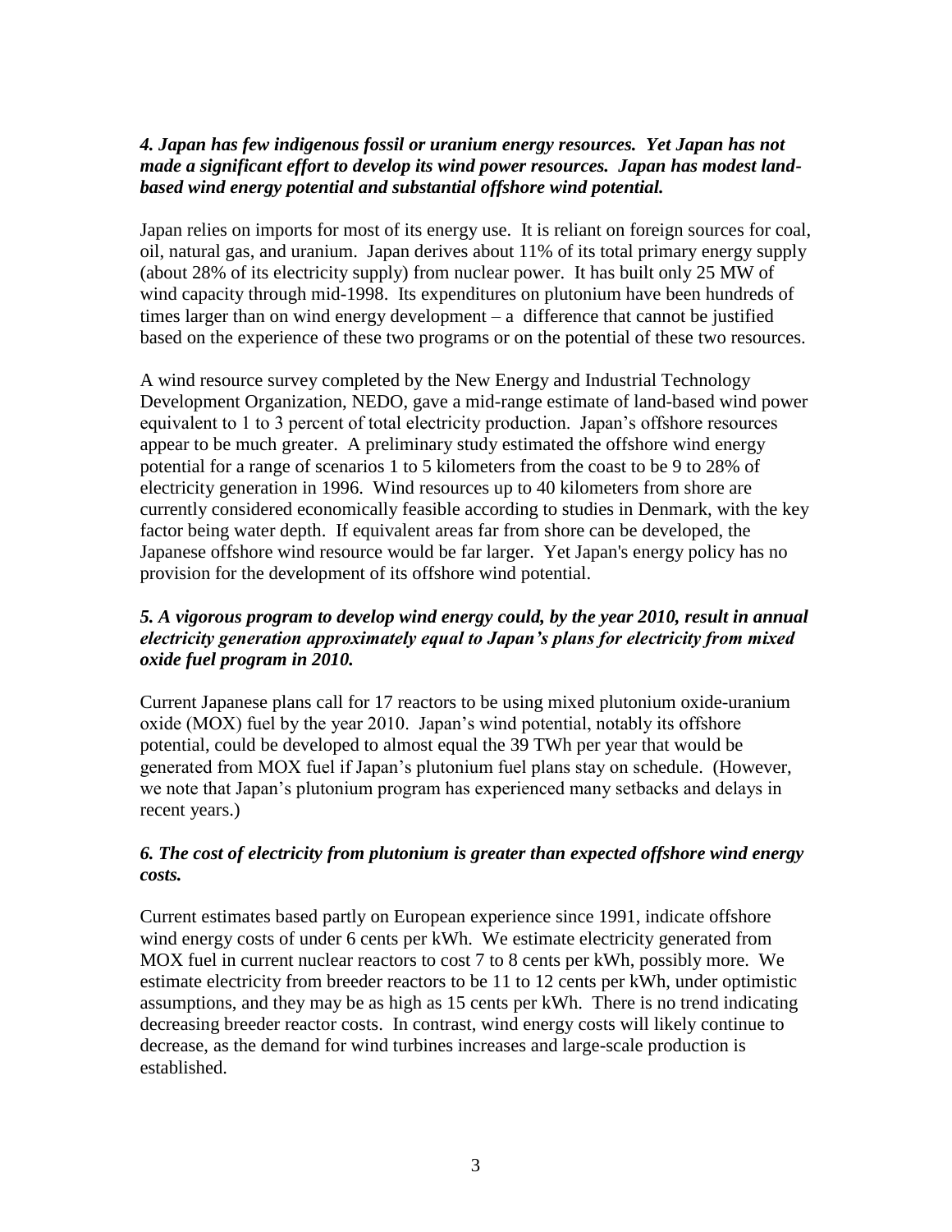***4. Japan has few indigenous fossil or uranium energy resources. Yet Japan has not made a significant effort to develop its wind power resources. Japan has modest land-based wind energy potential and substantial offshore wind potential.***

Japan relies on imports for most of its energy use. It is reliant on foreign sources for coal, oil, natural gas, and uranium. Japan derives about 11% of its total primary energy supply (about 28% of its electricity supply) from nuclear power. It has built only 25 MW of wind capacity through mid-1998. Its expenditures on plutonium have been hundreds of times larger than on wind energy development – a difference that cannot be justified based on the experience of these two programs or on the potential of these two resources.

A wind resource survey completed by the New Energy and Industrial Technology Development Organization, NEDO, gave a mid-range estimate of land-based wind power equivalent to 1 to 3 percent of total electricity production. Japan's offshore resources appear to be much greater. A preliminary study estimated the offshore wind energy potential for a range of scenarios 1 to 5 kilometers from the coast to be 9 to 28% of electricity generation in 1996. Wind resources up to 40 kilometers from shore are currently considered economically feasible according to studies in Denmark, with the key factor being water depth. If equivalent areas far from shore can be developed, the Japanese offshore wind resource would be far larger. Yet Japan's energy policy has no provision for the development of its offshore wind potential.

***5. A vigorous program to develop wind energy could, by the year 2010, result in annual electricity generation approximately equal to Japan's plans for electricity from mixed oxide fuel program in 2010.***

Current Japanese plans call for 17 reactors to be using mixed plutonium oxide-uranium oxide (MOX) fuel by the year 2010. Japan's wind potential, notably its offshore potential, could be developed to almost equal the 39 TWh per year that would be generated from MOX fuel if Japan's plutonium fuel plans stay on schedule. (However, we note that Japan's plutonium program has experienced many setbacks and delays in recent years.)

***6. The cost of electricity from plutonium is greater than expected offshore wind energy costs.***

Current estimates based partly on European experience since 1991, indicate offshore wind energy costs of under 6 cents per kWh. We estimate electricity generated from MOX fuel in current nuclear reactors to cost 7 to 8 cents per kWh, possibly more. We estimate electricity from breeder reactors to be 11 to 12 cents per kWh, under optimistic assumptions, and they may be as high as 15 cents per kWh. There is no trend indicating decreasing breeder reactor costs. In contrast, wind energy costs will likely continue to decrease, as the demand for wind turbines increases and large-scale production is established.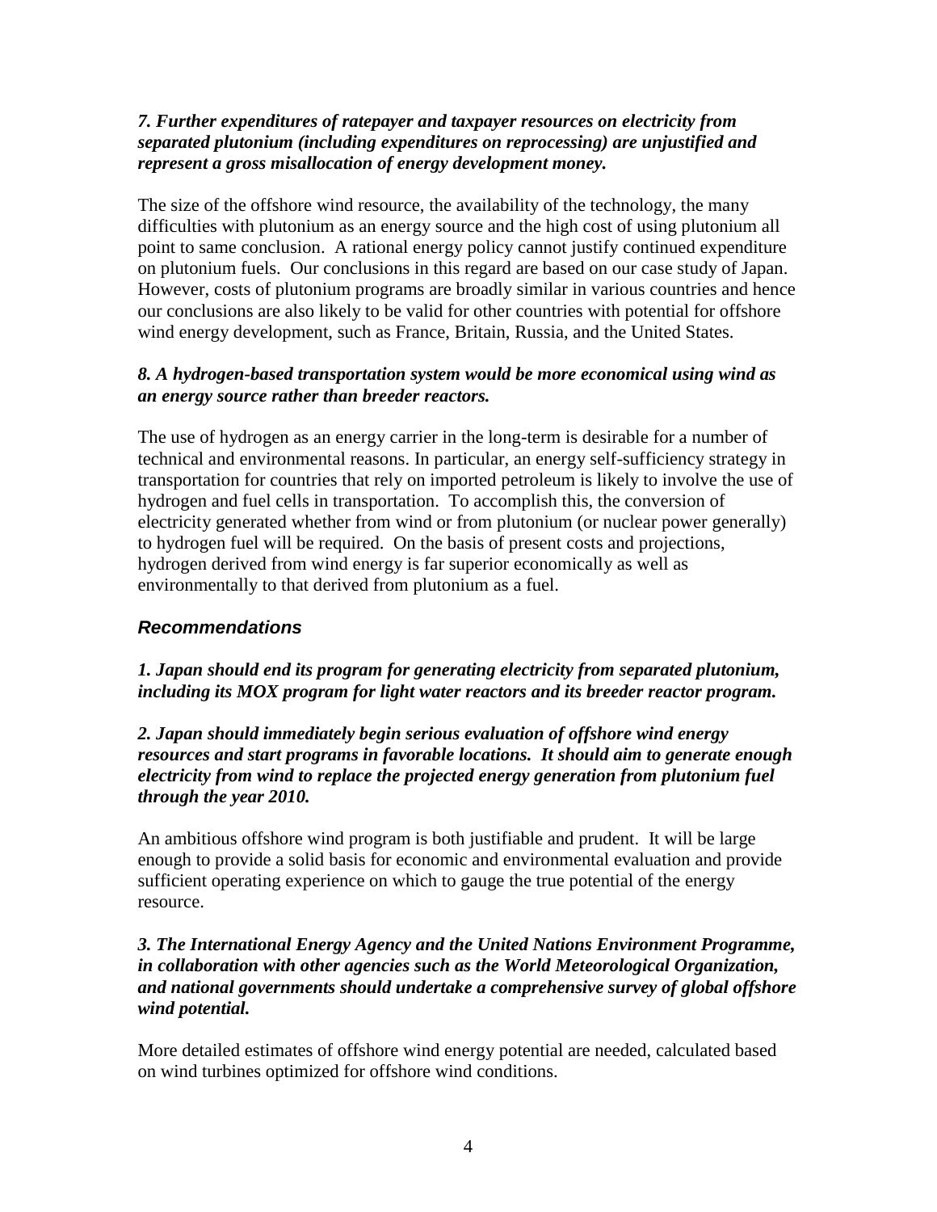***7. Further expenditures of ratepayer and taxpayer resources on electricity from separated plutonium (including expenditures on reprocessing) are unjustified and represent a gross misallocation of energy development money.***

The size of the offshore wind resource, the availability of the technology, the many difficulties with plutonium as an energy source and the high cost of using plutonium all point to same conclusion. A rational energy policy cannot justify continued expenditure on plutonium fuels. Our conclusions in this regard are based on our case study of Japan. However, costs of plutonium programs are broadly similar in various countries and hence our conclusions are also likely to be valid for other countries with potential for offshore wind energy development, such as France, Britain, Russia, and the United States.

***8. A hydrogen-based transportation system would be more economical using wind as an energy source rather than breeder reactors.***

The use of hydrogen as an energy carrier in the long-term is desirable for a number of technical and environmental reasons. In particular, an energy self-sufficiency strategy in transportation for countries that rely on imported petroleum is likely to involve the use of hydrogen and fuel cells in transportation. To accomplish this, the conversion of electricity generated whether from wind or from plutonium (or nuclear power generally) to hydrogen fuel will be required. On the basis of present costs and projections, hydrogen derived from wind energy is far superior economically as well as environmentally to that derived from plutonium as a fuel.

## *Recommendations*

***1. Japan should end its program for generating electricity from separated plutonium, including its MOX program for light water reactors and its breeder reactor program.***

***2. Japan should immediately begin serious evaluation of offshore wind energy resources and start programs in favorable locations. It should aim to generate enough electricity from wind to replace the projected energy generation from plutonium fuel through the year 2010.***

An ambitious offshore wind program is both justifiable and prudent. It will be large enough to provide a solid basis for economic and environmental evaluation and provide sufficient operating experience on which to gauge the true potential of the energy resource.

***3. The International Energy Agency and the United Nations Environment Programme, in collaboration with other agencies such as the World Meteorological Organization, and national governments should undertake a comprehensive survey of global offshore wind potential.***

More detailed estimates of offshore wind energy potential are needed, calculated based on wind turbines optimized for offshore wind conditions.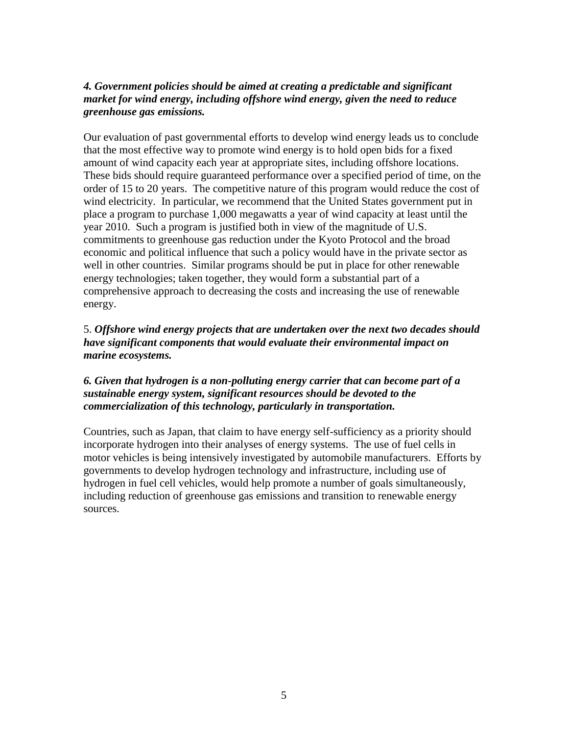***4. Government policies should be aimed at creating a predictable and significant market for wind energy, including offshore wind energy, given the need to reduce greenhouse gas emissions.***

Our evaluation of past governmental efforts to develop wind energy leads us to conclude that the most effective way to promote wind energy is to hold open bids for a fixed amount of wind capacity each year at appropriate sites, including offshore locations. These bids should require guaranteed performance over a specified period of time, on the order of 15 to 20 years. The competitive nature of this program would reduce the cost of wind electricity. In particular, we recommend that the United States government put in place a program to purchase 1,000 megawatts a year of wind capacity at least until the year 2010. Such a program is justified both in view of the magnitude of U.S. commitments to greenhouse gas reduction under the Kyoto Protocol and the broad economic and political influence that such a policy would have in the private sector as well in other countries. Similar programs should be put in place for other renewable energy technologies; taken together, they would form a substantial part of a comprehensive approach to decreasing the costs and increasing the use of renewable energy.

5. ***Offshore wind energy projects that are undertaken over the next two decades should have significant components that would evaluate their environmental impact on marine ecosystems.***

***6. Given that hydrogen is a non-polluting energy carrier that can become part of a sustainable energy system, significant resources should be devoted to the commercialization of this technology, particularly in transportation.***

Countries, such as Japan, that claim to have energy self-sufficiency as a priority should incorporate hydrogen into their analyses of energy systems. The use of fuel cells in motor vehicles is being intensively investigated by automobile manufacturers. Efforts by governments to develop hydrogen technology and infrastructure, including use of hydrogen in fuel cell vehicles, would help promote a number of goals simultaneously, including reduction of greenhouse gas emissions and transition to renewable energy sources.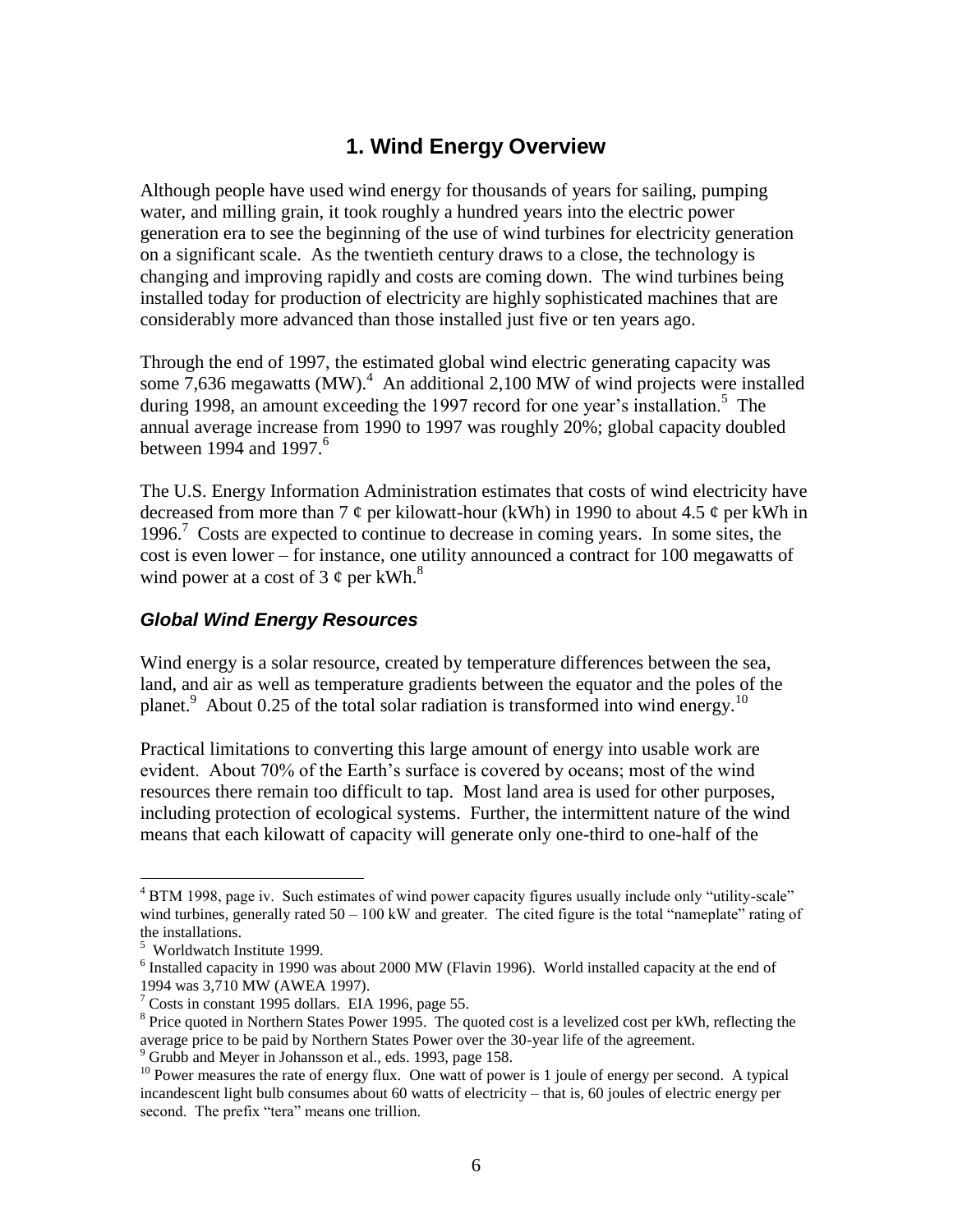# 1. Wind Energy Overview

Although people have used wind energy for thousands of years for sailing, pumping water, and milling grain, it took roughly a hundred years into the electric power generation era to see the beginning of the use of wind turbines for electricity generation on a significant scale. As the twentieth century draws to a close, the technology is changing and improving rapidly and costs are coming down. The wind turbines being installed today for production of electricity are highly sophisticated machines that are considerably more advanced than those installed just five or ten years ago.

Through the end of 1997, the estimated global wind electric generating capacity was some 7,636 megawatts (MW).[4] An additional 2,100 MW of wind projects were installed during 1998, an amount exceeding the 1997 record for one year's installation.[5] The annual average increase from 1990 to 1997 was roughly 20%; global capacity doubled between 1994 and 1997.[6]

The U.S. Energy Information Administration estimates that costs of wind electricity have decreased from more than 7 ¢ per kilowatt-hour (kWh) in 1990 to about 4.5 ¢ per kWh in 1996.[7] Costs are expected to continue to decrease in coming years. In some sites, the cost is even lower – for instance, one utility announced a contract for 100 megawatts of wind power at a cost of 3 ¢ per kWh.[8]

### *Global Wind Energy Resources*

Wind energy is a solar resource, created by temperature differences between the sea, land, and air as well as temperature gradients between the equator and the poles of the planet.[9] About 0.25 of the total solar radiation is transformed into wind energy.[10]

Practical limitations to converting this large amount of energy into usable work are evident. About 70% of the Earth's surface is covered by oceans; most of the wind resources there remain too difficult to tap. Most land area is used for other purposes, including protection of ecological systems. Further, the intermittent nature of the wind means that each kilowatt of capacity will generate only one-third to one-half of the

---

[4] BTM 1998, page iv. Such estimates of wind power capacity figures usually include only "utility-scale" wind turbines, generally rated 50 – 100 kW and greater. The cited figure is the total "nameplate" rating of the installations.

[5] Worldwatch Institute 1999.

[6] Installed capacity in 1990 was about 2000 MW (Flavin 1996). World installed capacity at the end of 1994 was 3,710 MW (AWEA 1997).

[7] Costs in constant 1995 dollars. EIA 1996, page 55.

[8] Price quoted in Northern States Power 1995. The quoted cost is a levelized cost per kWh, reflecting the average price to be paid by Northern States Power over the 30-year life of the agreement.

[9] Grubb and Meyer in Johansson et al., eds. 1993, page 158.

[10] Power measures the rate of energy flux. One watt of power is 1 joule of energy per second. A typical incandescent light bulb consumes about 60 watts of electricity – that is, 60 joules of electric energy per second. The prefix "tera" means one trillion.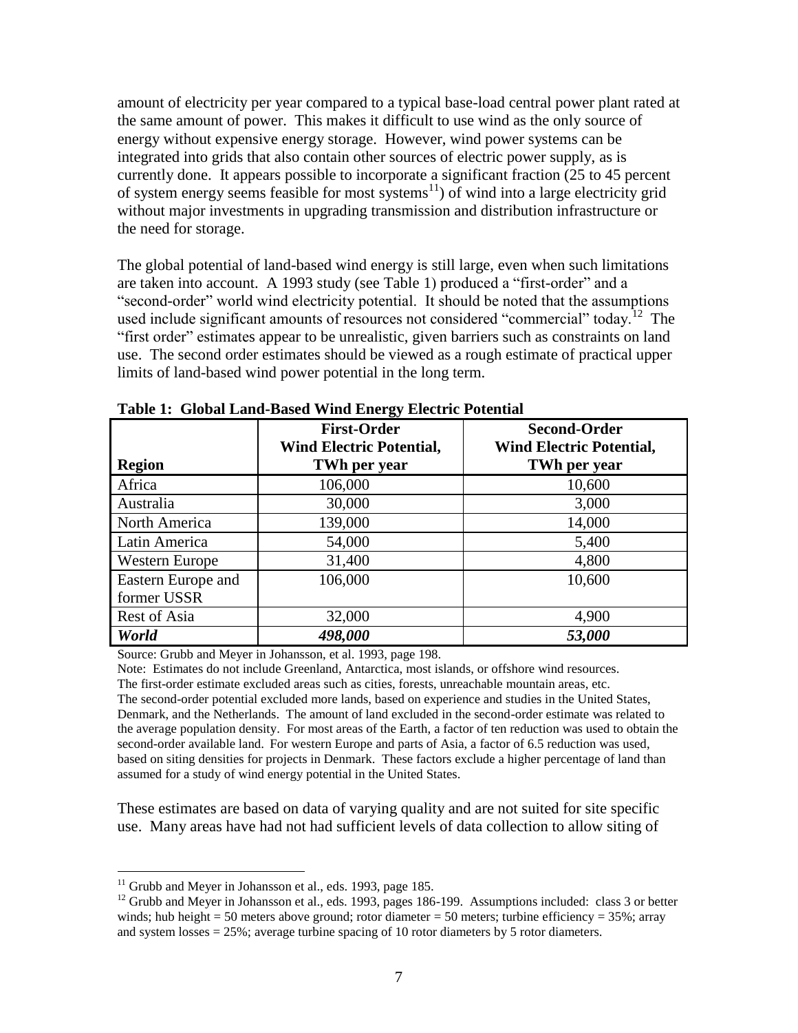amount of electricity per year compared to a typical base-load central power plant rated at the same amount of power. This makes it difficult to use wind as the only source of energy without expensive energy storage. However, wind power systems can be integrated into grids that also contain other sources of electric power supply, as is currently done. It appears possible to incorporate a significant fraction (25 to 45 percent of system energy seems feasible for most systems[11]) of wind into a large electricity grid without major investments in upgrading transmission and distribution infrastructure or the need for storage.

The global potential of land-based wind energy is still large, even when such limitations are taken into account. A 1993 study (see Table 1) produced a "first-order" and a "second-order" world wind electricity potential. It should be noted that the assumptions used include significant amounts of resources not considered "commercial" today.[12] The "first order" estimates appear to be unrealistic, given barriers such as constraints on land use. The second order estimates should be viewed as a rough estimate of practical upper limits of land-based wind power potential in the long term.

**Table 1: Global Land-Based Wind Energy Electric Potential**

| Region | First-Order Wind Electric Potential, TWh per year | Second-Order Wind Electric Potential, TWh per year |
|---|---|---|
| Africa | 106,000 | 10,600 |
| Australia | 30,000 | 3,000 |
| North America | 139,000 | 14,000 |
| Latin America | 54,000 | 5,400 |
| Western Europe | 31,400 | 4,800 |
| Eastern Europe and former USSR | 106,000 | 10,600 |
| Rest of Asia | 32,000 | 4,900 |
| ***World*** | ***498,000*** | ***53,000*** |

Source: Grubb and Meyer in Johansson, et al. 1993, page 198.

Note: Estimates do not include Greenland, Antarctica, most islands, or offshore wind resources.
The first-order estimate excluded areas such as cities, forests, unreachable mountain areas, etc.
The second-order potential excluded more lands, based on experience and studies in the United States, Denmark, and the Netherlands. The amount of land excluded in the second-order estimate was related to the average population density. For most areas of the Earth, a factor of ten reduction was used to obtain the second-order available land. For western Europe and parts of Asia, a factor of 6.5 reduction was used, based on siting densities for projects in Denmark. These factors exclude a higher percentage of land than assumed for a study of wind energy potential in the United States.

These estimates are based on data of varying quality and are not suited for site specific use. Many areas have had not had sufficient levels of data collection to allow siting of

[11] Grubb and Meyer in Johansson et al., eds. 1993, page 185.

[12] Grubb and Meyer in Johansson et al., eds. 1993, pages 186-199. Assumptions included: class 3 or better winds; hub height = 50 meters above ground; rotor diameter = 50 meters; turbine efficiency = 35%; array and system losses = 25%; average turbine spacing of 10 rotor diameters by 5 rotor diameters.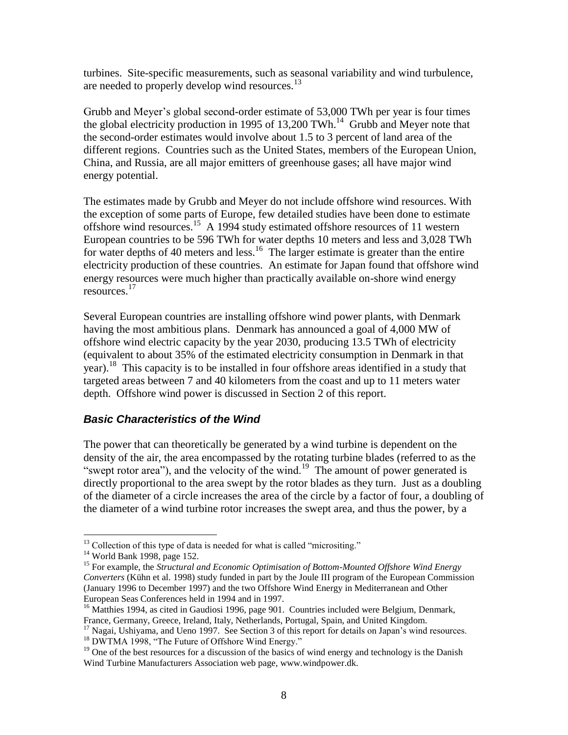turbines. Site-specific measurements, such as seasonal variability and wind turbulence, are needed to properly develop wind resources.[13]

Grubb and Meyer's global second-order estimate of 53,000 TWh per year is four times the global electricity production in 1995 of 13,200 TWh.[14] Grubb and Meyer note that the second-order estimates would involve about 1.5 to 3 percent of land area of the different regions. Countries such as the United States, members of the European Union, China, and Russia, are all major emitters of greenhouse gases; all have major wind energy potential.

The estimates made by Grubb and Meyer do not include offshore wind resources. With the exception of some parts of Europe, few detailed studies have been done to estimate offshore wind resources.[15] A 1994 study estimated offshore resources of 11 western European countries to be 596 TWh for water depths 10 meters and less and 3,028 TWh for water depths of 40 meters and less.[16] The larger estimate is greater than the entire electricity production of these countries. An estimate for Japan found that offshore wind energy resources were much higher than practically available on-shore wind energy resources.[17]

Several European countries are installing offshore wind power plants, with Denmark having the most ambitious plans. Denmark has announced a goal of 4,000 MW of offshore wind electric capacity by the year 2030, producing 13.5 TWh of electricity (equivalent to about 35% of the estimated electricity consumption in Denmark in that year).[18] This capacity is to be installed in four offshore areas identified in a study that targeted areas between 7 and 40 kilometers from the coast and up to 11 meters water depth. Offshore wind power is discussed in Section 2 of this report.

### *Basic Characteristics of the Wind*

The power that can theoretically be generated by a wind turbine is dependent on the density of the air, the area encompassed by the rotating turbine blades (referred to as the "swept rotor area"), and the velocity of the wind.[19] The amount of power generated is directly proportional to the area swept by the rotor blades as they turn. Just as a doubling of the diameter of a circle increases the area of the circle by a factor of four, a doubling of the diameter of a wind turbine rotor increases the swept area, and thus the power, by a

---

[13] Collection of this type of data is needed for what is called "micrositing."

[14] World Bank 1998, page 152.

[15] For example, the *Structural and Economic Optimisation of Bottom-Mounted Offshore Wind Energy Converters* (Kühn et al. 1998) study funded in part by the Joule III program of the European Commission (January 1996 to December 1997) and the two Offshore Wind Energy in Mediterranean and Other European Seas Conferences held in 1994 and in 1997.

[16] Matthies 1994, as cited in Gaudiosi 1996, page 901. Countries included were Belgium, Denmark, France, Germany, Greece, Ireland, Italy, Netherlands, Portugal, Spain, and United Kingdom.

[17] Nagai, Ushiyama, and Ueno 1997. See Section 3 of this report for details on Japan's wind resources.

[18] DWTMA 1998, "The Future of Offshore Wind Energy."

[19] One of the best resources for a discussion of the basics of wind energy and technology is the Danish Wind Turbine Manufacturers Association web page, www.windpower.dk.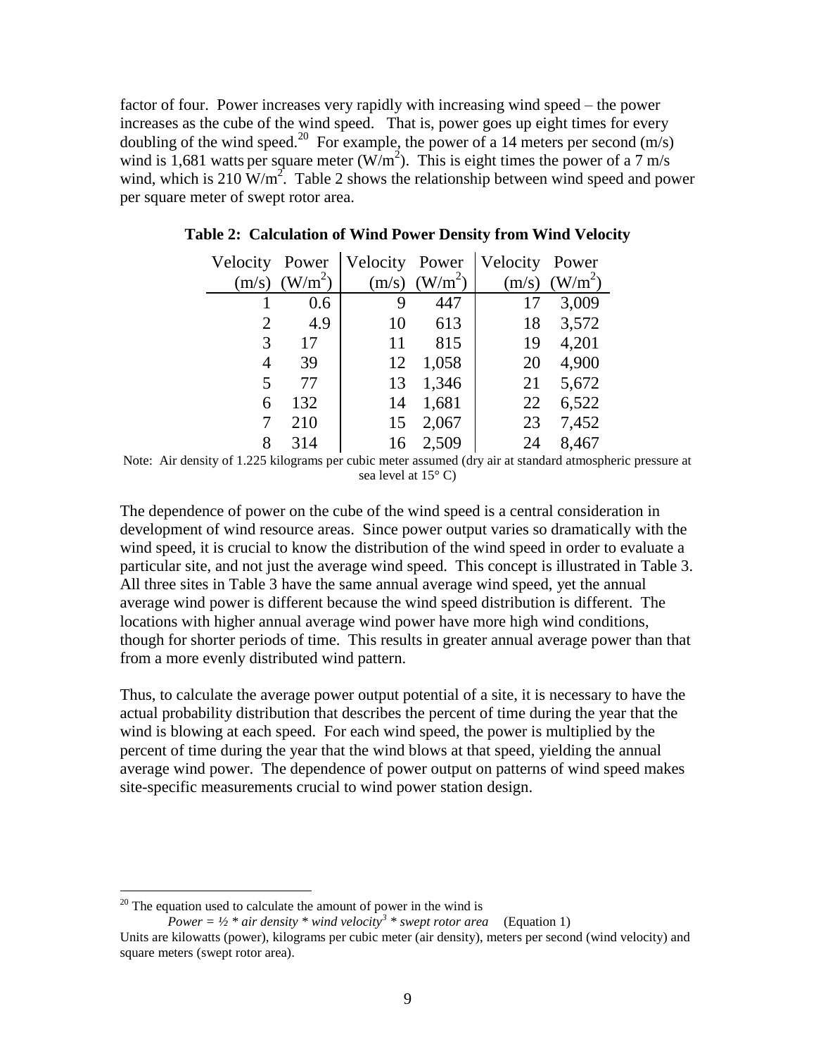factor of four. Power increases very rapidly with increasing wind speed – the power increases as the cube of the wind speed. That is, power goes up eight times for every doubling of the wind speed.[20] For example, the power of a 14 meters per second (m/s) wind is 1,681 watts per square meter ($W/m^2$). This is eight times the power of a 7 m/s wind, which is 210 $W/m^2$. Table 2 shows the relationship between wind speed and power per square meter of swept rotor area.

**Table 2: Calculation of Wind Power Density from Wind Velocity**

| Velocity (m/s) | Power ($W/m^2$) | Velocity (m/s) | Power ($W/m^2$) | Velocity (m/s) | Power ($W/m^2$) |
|---|---|---|---|---|---|
| 1 | 0.6 | 9 | 447 | 17 | 3,009 |
| 2 | 4.9 | 10 | 613 | 18 | 3,572 |
| 3 | 17 | 11 | 815 | 19 | 4,201 |
| 4 | 39 | 12 | 1,058 | 20 | 4,900 |
| 5 | 77 | 13 | 1,346 | 21 | 5,672 |
| 6 | 132 | 14 | 1,681 | 22 | 6,522 |
| 7 | 210 | 15 | 2,067 | 23 | 7,452 |
| 8 | 314 | 16 | 2,509 | 24 | 8,467 |

Note: Air density of 1.225 kilograms per cubic meter assumed (dry air at standard atmospheric pressure at sea level at 15° C)

The dependence of power on the cube of the wind speed is a central consideration in development of wind resource areas. Since power output varies so dramatically with the wind speed, it is crucial to know the distribution of the wind speed in order to evaluate a particular site, and not just the average wind speed. This concept is illustrated in Table 3. All three sites in Table 3 have the same annual average wind speed, yet the annual average wind power is different because the wind speed distribution is different. The locations with higher annual average wind power have more high wind conditions, though for shorter periods of time. This results in greater annual average power than that from a more evenly distributed wind pattern.

Thus, to calculate the average power output potential of a site, it is necessary to have the actual probability distribution that describes the percent of time during the year that the wind is blowing at each speed. For each wind speed, the power is multiplied by the percent of time during the year that the wind blows at that speed, yielding the annual average wind power. The dependence of power output on patterns of wind speed makes site-specific measurements crucial to wind power station design.

---

[20] The equation used to calculate the amount of power in the wind is

*Power = ½ \* air density \* wind velocity*$^3$ *\* swept rotor area* (Equation 1)

Units are kilowatts (power), kilograms per cubic meter (air density), meters per second (wind velocity) and square meters (swept rotor area).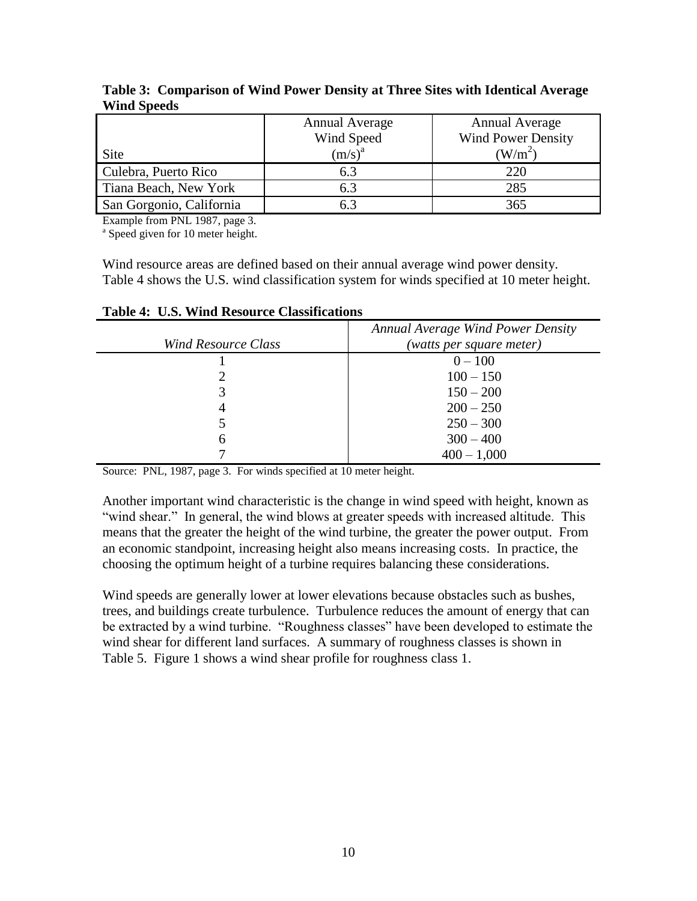**Table 3: Comparison of Wind Power Density at Three Sites with Identical Average Wind Speeds**

| Site | Annual Average Wind Speed (m/s)[a] | Annual Average Wind Power Density ($W/m^2$) |
|---|---|---|
| Culebra, Puerto Rico | 6.3 | 220 |
| Tiana Beach, New York | 6.3 | 285 |
| San Gorgonio, California | 6.3 | 365 |

Example from PNL 1987, page 3.
[a] Speed given for 10 meter height.

Wind resource areas are defined based on their annual average wind power density. Table 4 shows the U.S. wind classification system for winds specified at 10 meter height.

**Table 4: U.S. Wind Resource Classifications**

| *Wind Resource Class* | *Annual Average Wind Power Density (watts per square meter)* |
|---|---|
| 1 | 0 – 100 |
| 2 | 100 – 150 |
| 3 | 150 – 200 |
| 4 | 200 – 250 |
| 5 | 250 – 300 |
| 6 | 300 – 400 |
| 7 | 400 – 1,000 |

Source: PNL, 1987, page 3. For winds specified at 10 meter height.

Another important wind characteristic is the change in wind speed with height, known as "wind shear." In general, the wind blows at greater speeds with increased altitude. This means that the greater the height of the wind turbine, the greater the power output. From an economic standpoint, increasing height also means increasing costs. In practice, the choosing the optimum height of a turbine requires balancing these considerations.

Wind speeds are generally lower at lower elevations because obstacles such as bushes, trees, and buildings create turbulence. Turbulence reduces the amount of energy that can be extracted by a wind turbine. "Roughness classes" have been developed to estimate the wind shear for different land surfaces. A summary of roughness classes is shown in Table 5. Figure 1 shows a wind shear profile for roughness class 1.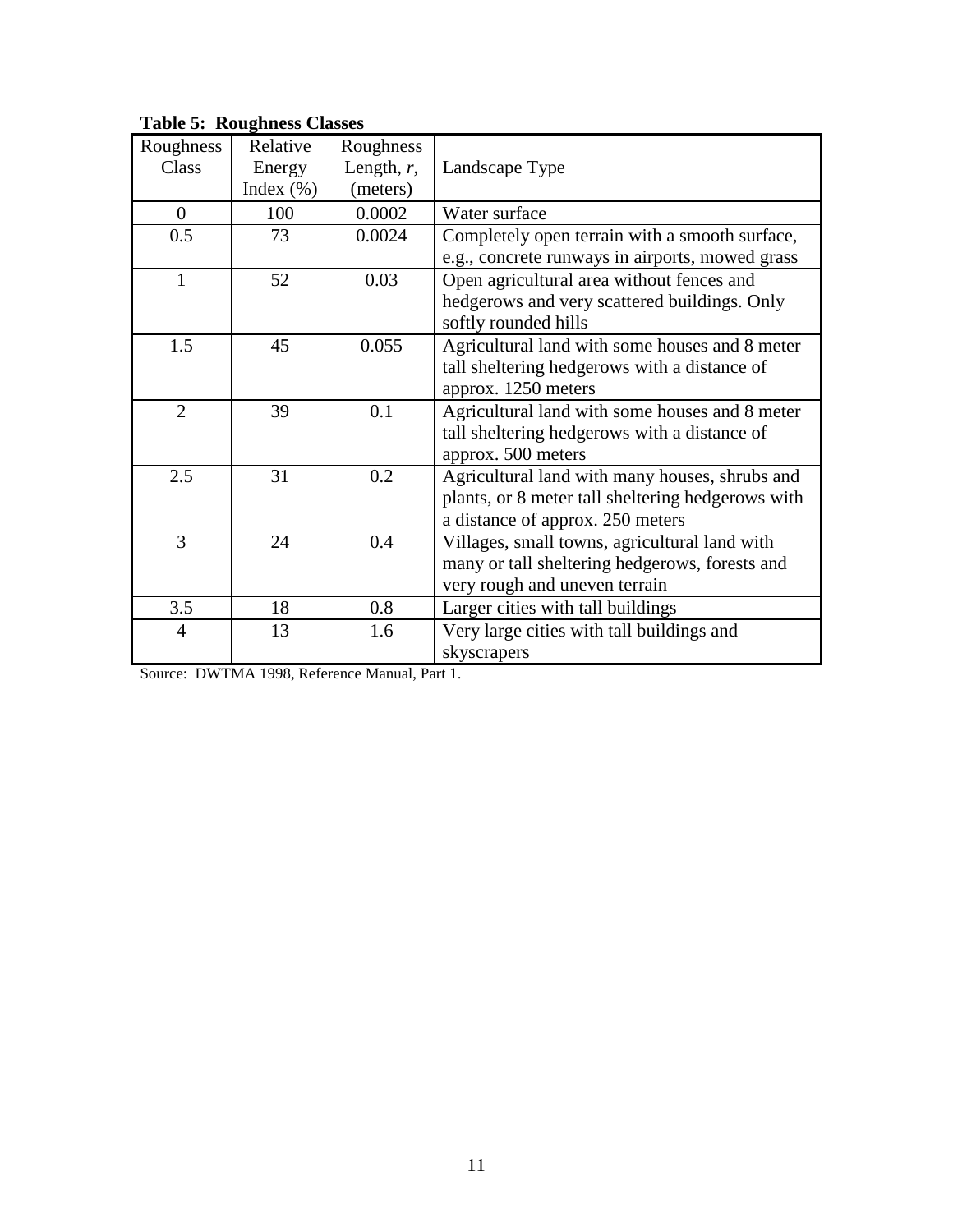**Table 5: Roughness Classes**

| Roughness Class | Relative Energy Index (%) | Roughness Length, *r*, (meters) | Landscape Type |
|---|---|---|---|
| 0 | 100 | 0.0002 | Water surface |
| 0.5 | 73 | 0.0024 | Completely open terrain with a smooth surface, e.g., concrete runways in airports, mowed grass |
| 1 | 52 | 0.03 | Open agricultural area without fences and hedgerows and very scattered buildings. Only softly rounded hills |
| 1.5 | 45 | 0.055 | Agricultural land with some houses and 8 meter tall sheltering hedgerows with a distance of approx. 1250 meters |
| 2 | 39 | 0.1 | Agricultural land with some houses and 8 meter tall sheltering hedgerows with a distance of approx. 500 meters |
| 2.5 | 31 | 0.2 | Agricultural land with many houses, shrubs and plants, or 8 meter tall sheltering hedgerows with a distance of approx. 250 meters |
| 3 | 24 | 0.4 | Villages, small towns, agricultural land with many or tall sheltering hedgerows, forests and very rough and uneven terrain |
| 3.5 | 18 | 0.8 | Larger cities with tall buildings |
| 4 | 13 | 1.6 | Very large cities with tall buildings and skyscrapers |

Source: DWTMA 1998, Reference Manual, Part 1.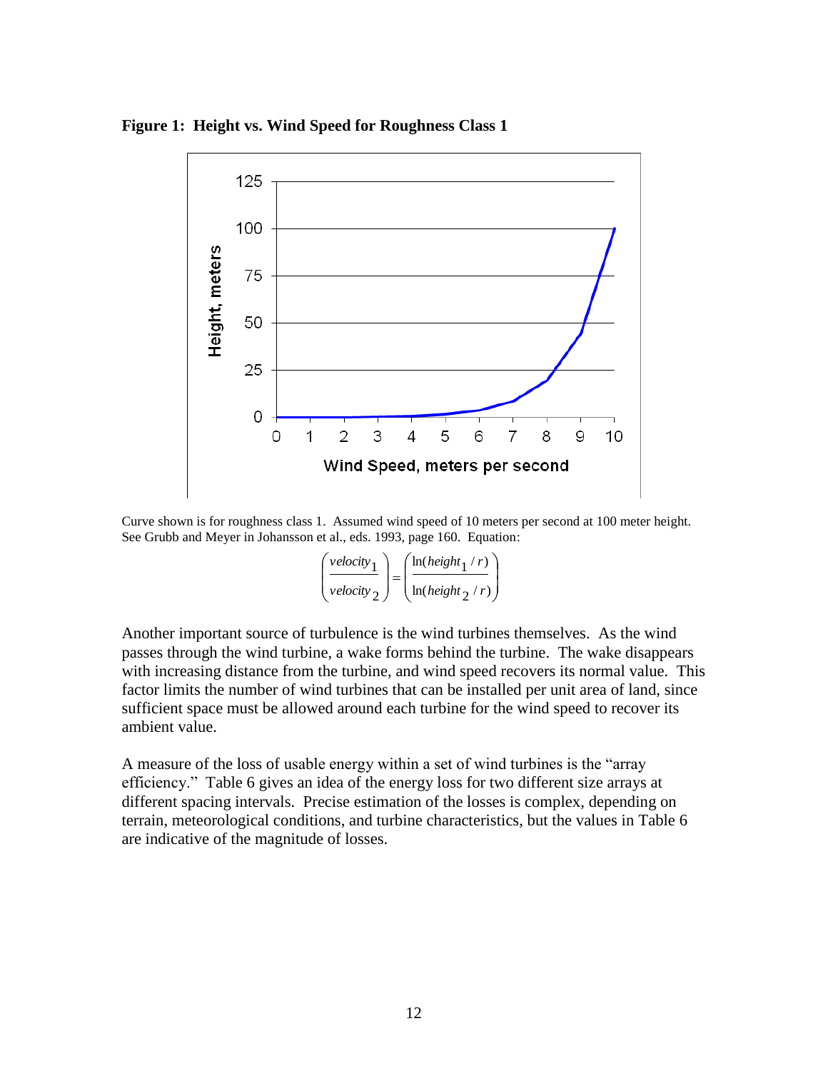**Figure 1: Height vs. Wind Speed for Roughness Class 1**

Curve shown is for roughness class 1. Assumed wind speed of 10 meters per second at 100 meter height. See Grubb and Meyer in Johansson et al., eds. 1993, page 160. Equation:

$$\left(\frac{velocity_1}{velocity_2}\right) = \left(\frac{\ln(height_1 / r)}{\ln(height_2 / r)}\right)$$

Another important source of turbulence is the wind turbines themselves. As the wind passes through the wind turbine, a wake forms behind the turbine. The wake disappears with increasing distance from the turbine, and wind speed recovers its normal value. This factor limits the number of wind turbines that can be installed per unit area of land, since sufficient space must be allowed around each turbine for the wind speed to recover its ambient value.

A measure of the loss of usable energy within a set of wind turbines is the "array efficiency." Table 6 gives an idea of the energy loss for two different size arrays at different spacing intervals. Precise estimation of the losses is complex, depending on terrain, meteorological conditions, and turbine characteristics, but the values in Table 6 are indicative of the magnitude of losses.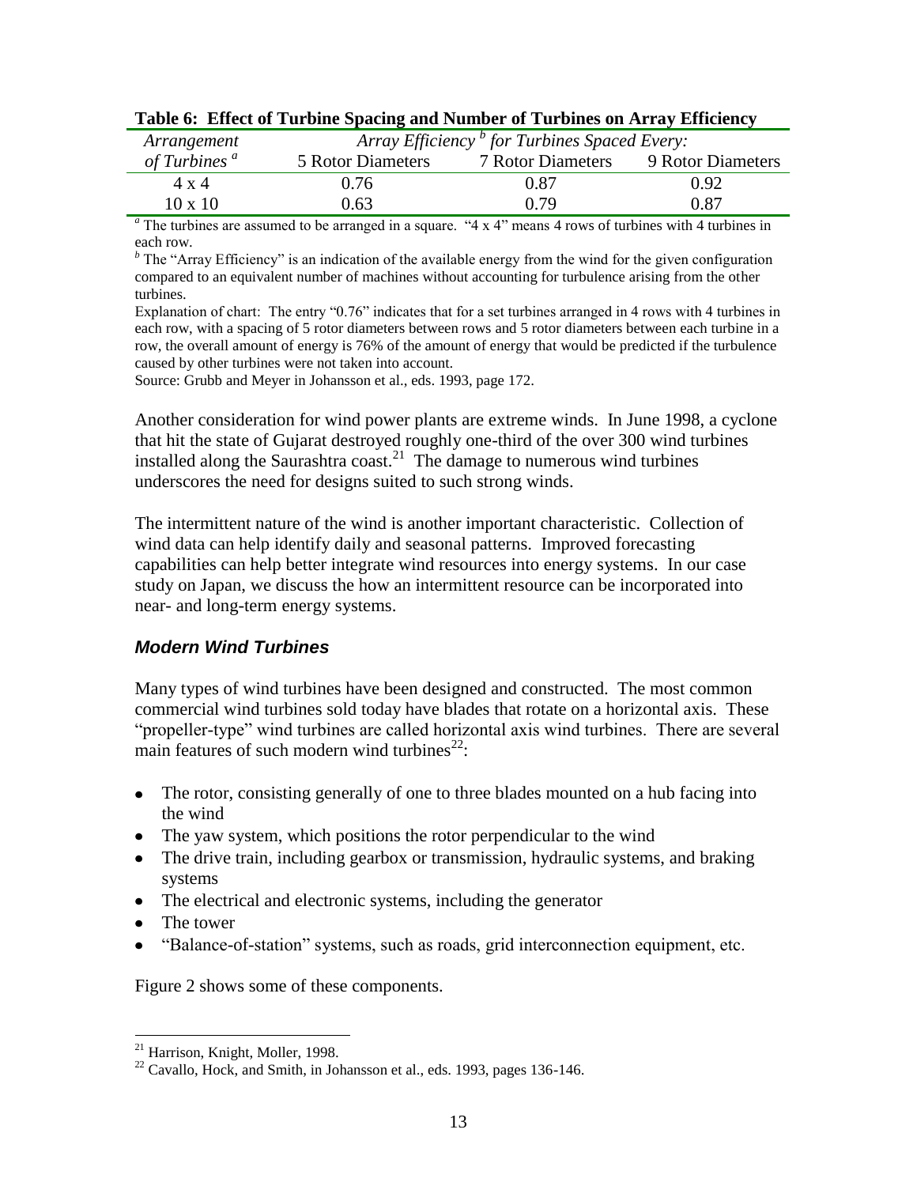**Table 6: Effect of Turbine Spacing and Number of Turbines on Array Efficiency**

| *Arrangement of Turbines* [a] | *Array Efficiency* [b] *for Turbines Spaced Every:* | | |
|---|---|---|---|
| | 5 Rotor Diameters | 7 Rotor Diameters | 9 Rotor Diameters |
| 4 x 4 | 0.76 | 0.87 | 0.92 |
| 10 x 10 | 0.63 | 0.79 | 0.87 |

[a] The turbines are assumed to be arranged in a square. "4 x 4" means 4 rows of turbines with 4 turbines in each row.

[b] The "Array Efficiency" is an indication of the available energy from the wind for the given configuration compared to an equivalent number of machines without accounting for turbulence arising from the other turbines.

Explanation of chart: The entry "0.76" indicates that for a set turbines arranged in 4 rows with 4 turbines in each row, with a spacing of 5 rotor diameters between rows and 5 rotor diameters between each turbine in a row, the overall amount of energy is 76% of the amount of energy that would be predicted if the turbulence caused by other turbines were not taken into account.

Source: Grubb and Meyer in Johansson et al., eds. 1993, page 172.

Another consideration for wind power plants are extreme winds. In June 1998, a cyclone that hit the state of Gujarat destroyed roughly one-third of the over 300 wind turbines installed along the Saurashtra coast.[21] The damage to numerous wind turbines underscores the need for designs suited to such strong winds.

The intermittent nature of the wind is another important characteristic. Collection of wind data can help identify daily and seasonal patterns. Improved forecasting capabilities can help better integrate wind resources into energy systems. In our case study on Japan, we discuss the how an intermittent resource can be incorporated into near- and long-term energy systems.

### *Modern Wind Turbines*

Many types of wind turbines have been designed and constructed. The most common commercial wind turbines sold today have blades that rotate on a horizontal axis. These "propeller-type" wind turbines are called horizontal axis wind turbines. There are several main features of such modern wind turbines[22]:

- The rotor, consisting generally of one to three blades mounted on a hub facing into the wind
- The yaw system, which positions the rotor perpendicular to the wind
- The drive train, including gearbox or transmission, hydraulic systems, and braking systems
- The electrical and electronic systems, including the generator
- The tower
- "Balance-of-station" systems, such as roads, grid interconnection equipment, etc.

Figure 2 shows some of these components.

[21] Harrison, Knight, Moller, 1998.

[22] Cavallo, Hock, and Smith, in Johansson et al., eds. 1993, pages 136-146.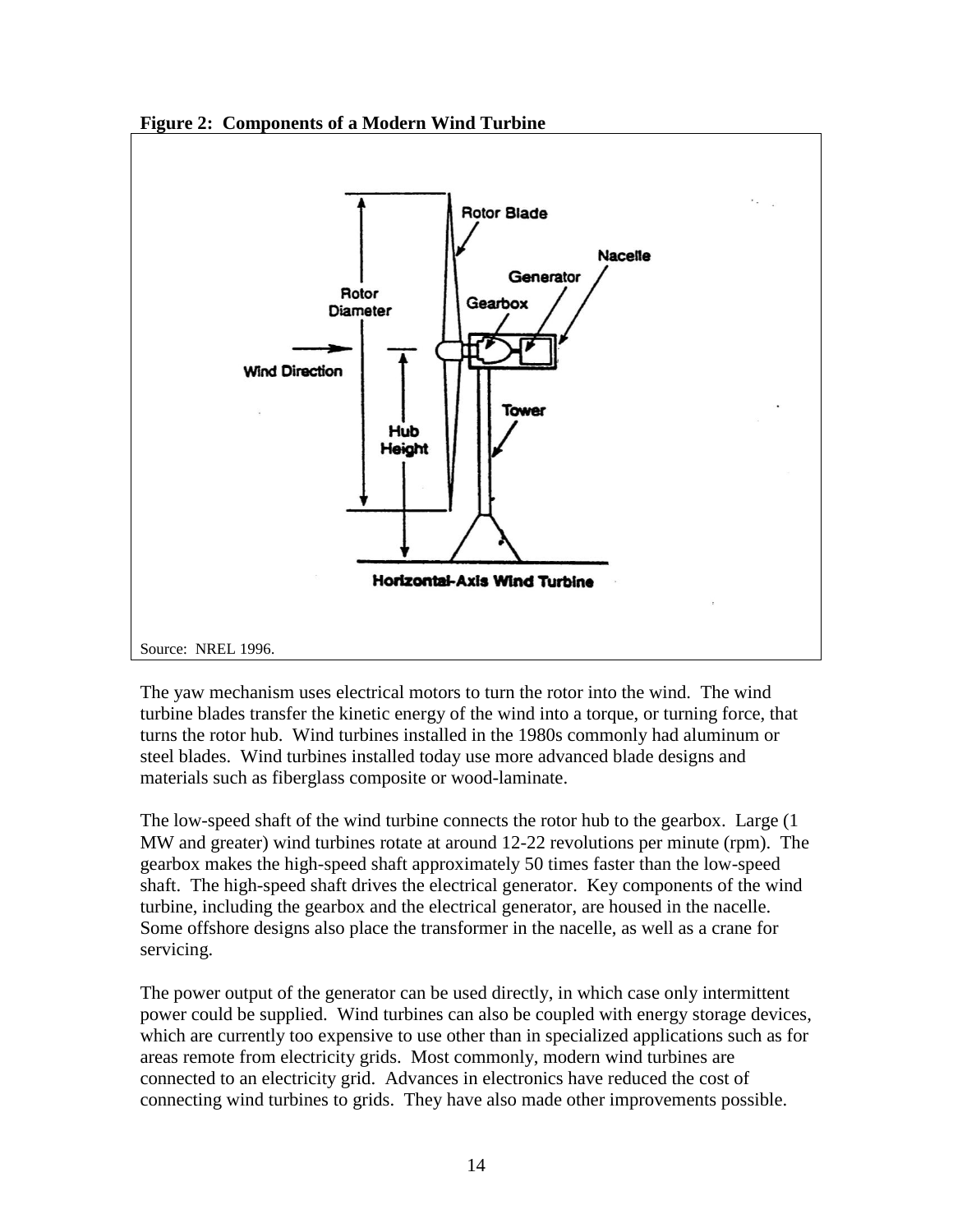**Figure 2: Components of a Modern Wind Turbine**

Source: NREL 1996.

The yaw mechanism uses electrical motors to turn the rotor into the wind. The wind turbine blades transfer the kinetic energy of the wind into a torque, or turning force, that turns the rotor hub. Wind turbines installed in the 1980s commonly had aluminum or steel blades. Wind turbines installed today use more advanced blade designs and materials such as fiberglass composite or wood-laminate.

The low-speed shaft of the wind turbine connects the rotor hub to the gearbox. Large (1 MW and greater) wind turbines rotate at around 12-22 revolutions per minute (rpm). The gearbox makes the high-speed shaft approximately 50 times faster than the low-speed shaft. The high-speed shaft drives the electrical generator. Key components of the wind turbine, including the gearbox and the electrical generator, are housed in the nacelle. Some offshore designs also place the transformer in the nacelle, as well as a crane for servicing.

The power output of the generator can be used directly, in which case only intermittent power could be supplied. Wind turbines can also be coupled with energy storage devices, which are currently too expensive to use other than in specialized applications such as for areas remote from electricity grids. Most commonly, modern wind turbines are connected to an electricity grid. Advances in electronics have reduced the cost of connecting wind turbines to grids. They have also made other improvements possible.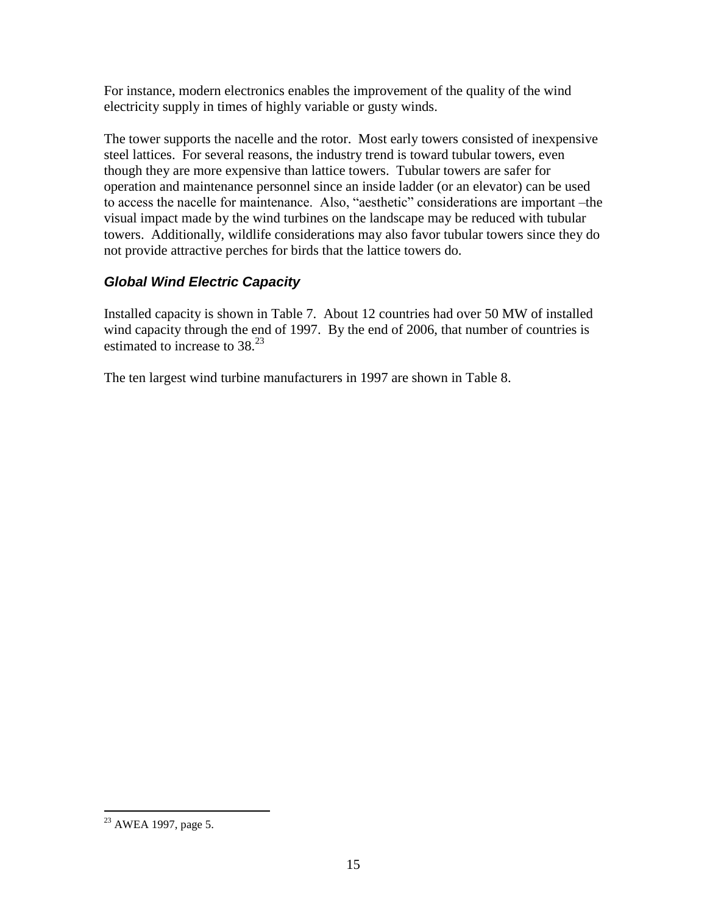For instance, modern electronics enables the improvement of the quality of the wind electricity supply in times of highly variable or gusty winds.

The tower supports the nacelle and the rotor. Most early towers consisted of inexpensive steel lattices. For several reasons, the industry trend is toward tubular towers, even though they are more expensive than lattice towers. Tubular towers are safer for operation and maintenance personnel since an inside ladder (or an elevator) can be used to access the nacelle for maintenance. Also, "aesthetic" considerations are important –the visual impact made by the wind turbines on the landscape may be reduced with tubular towers. Additionally, wildlife considerations may also favor tubular towers since they do not provide attractive perches for birds that the lattice towers do.

### ***Global Wind Electric Capacity***

Installed capacity is shown in Table 7. About 12 countries had over 50 MW of installed wind capacity through the end of 1997. By the end of 2006, that number of countries is estimated to increase to 38.[23]

The ten largest wind turbine manufacturers in 1997 are shown in Table 8.

[23] AWEA 1997, page 5.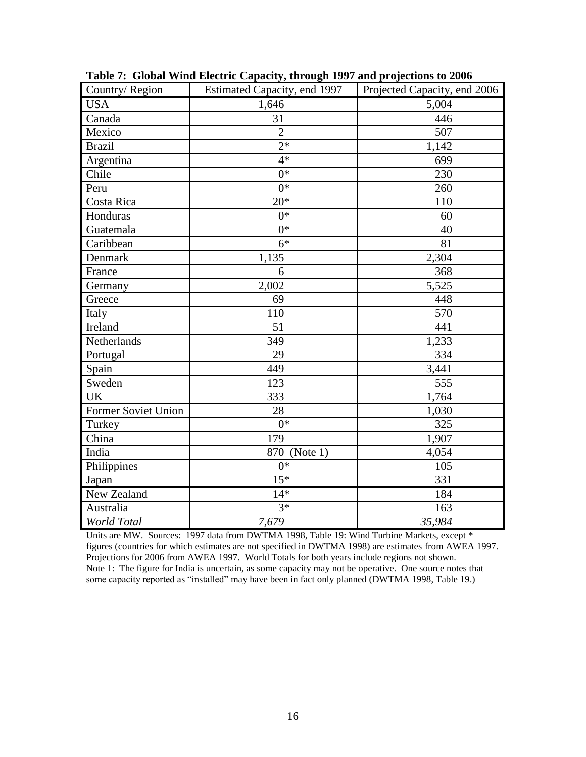**Table 7: Global Wind Electric Capacity, through 1997 and projections to 2006**

| Country/ Region | Estimated Capacity, end 1997 | Projected Capacity, end 2006 |
| --- | --- | --- |
| USA | 1,646 | 5,004 |
| Canada | 31 | 446 |
| Mexico | 2 | 507 |
| Brazil | 2* | 1,142 |
| Argentina | 4* | 699 |
| Chile | 0* | 230 |
| Peru | 0* | 260 |
| Costa Rica | 20* | 110 |
| Honduras | 0* | 60 |
| Guatemala | 0* | 40 |
| Caribbean | 6* | 81 |
| Denmark | 1,135 | 2,304 |
| France | 6 | 368 |
| Germany | 2,002 | 5,525 |
| Greece | 69 | 448 |
| Italy | 110 | 570 |
| Ireland | 51 | 441 |
| Netherlands | 349 | 1,233 |
| Portugal | 29 | 334 |
| Spain | 449 | 3,441 |
| Sweden | 123 | 555 |
| UK | 333 | 1,764 |
| Former Soviet Union | 28 | 1,030 |
| Turkey | 0* | 325 |
| China | 179 | 1,907 |
| India | 870 (Note 1) | 4,054 |
| Philippines | 0* | 105 |
| Japan | 15* | 331 |
| New Zealand | 14* | 184 |
| Australia | 3* | 163 |
| *World Total* | *7,679* | *35,984* |

Units are MW. Sources: 1997 data from DWTMA 1998, Table 19: Wind Turbine Markets, except * figures (countries for which estimates are not specified in DWTMA 1998) are estimates from AWEA 1997. Projections for 2006 from AWEA 1997. World Totals for both years include regions not shown.
Note 1: The figure for India is uncertain, as some capacity may not be operative. One source notes that some capacity reported as "installed" may have been in fact only planned (DWTMA 1998, Table 19.)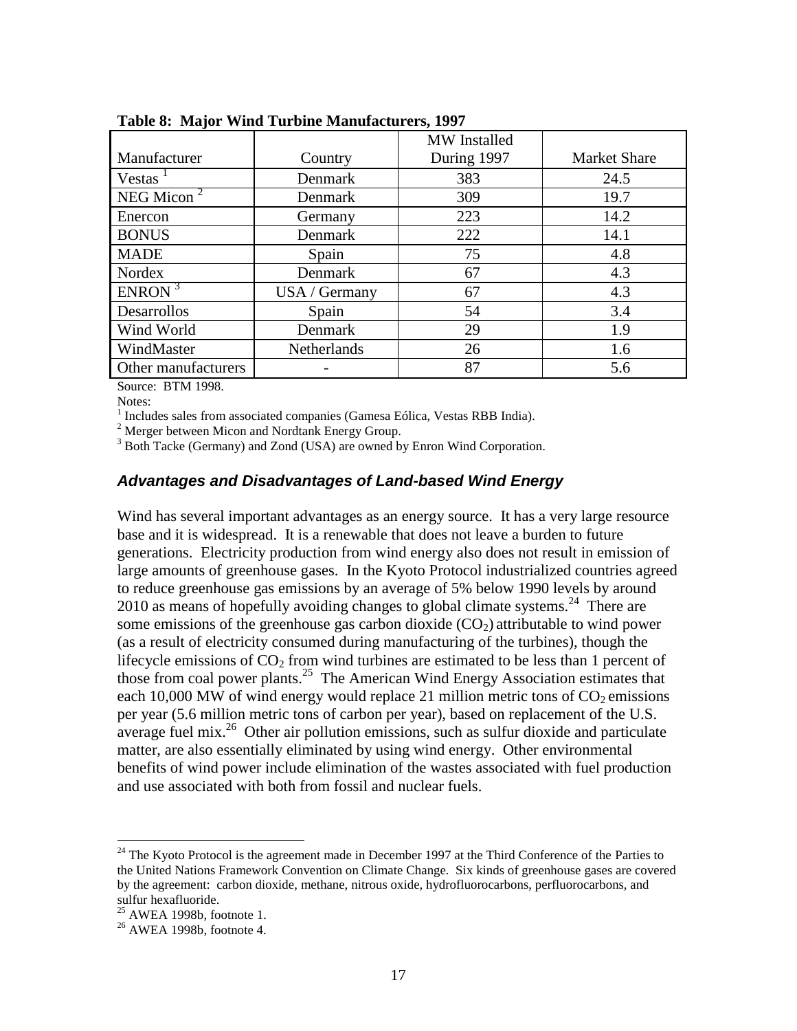**Table 8: Major Wind Turbine Manufacturers, 1997**

| Manufacturer | Country | MW Installed During 1997 | Market Share |
|---|---|---|---|
| Vestas [1] | Denmark | 383 | 24.5 |
| NEG Micon [2] | Denmark | 309 | 19.7 |
| Enercon | Germany | 223 | 14.2 |
| BONUS | Denmark | 222 | 14.1 |
| MADE | Spain | 75 | 4.8 |
| Nordex | Denmark | 67 | 4.3 |
| ENRON [3] | USA / Germany | 67 | 4.3 |
| Desarrollos | Spain | 54 | 3.4 |
| Wind World | Denmark | 29 | 1.9 |
| WindMaster | Netherlands | 26 | 1.6 |
| Other manufacturers | - | 87 | 5.6 |

Source: BTM 1998.

Notes:

[1] Includes sales from associated companies (Gamesa Eólica, Vestas RBB India).

[2] Merger between Micon and Nordtank Energy Group.

[3] Both Tacke (Germany) and Zond (USA) are owned by Enron Wind Corporation.

### *Advantages and Disadvantages of Land-based Wind Energy*

Wind has several important advantages as an energy source. It has a very large resource base and it is widespread. It is a renewable that does not leave a burden to future generations. Electricity production from wind energy also does not result in emission of large amounts of greenhouse gases. In the Kyoto Protocol industrialized countries agreed to reduce greenhouse gas emissions by an average of 5% below 1990 levels by around 2010 as means of hopefully avoiding changes to global climate systems.[24] There are some emissions of the greenhouse gas carbon dioxide ($CO_2$) attributable to wind power (as a result of electricity consumed during manufacturing of the turbines), though the lifecycle emissions of $CO_2$ from wind turbines are estimated to be less than 1 percent of those from coal power plants.[25] The American Wind Energy Association estimates that each 10,000 MW of wind energy would replace 21 million metric tons of $CO_2$ emissions per year (5.6 million metric tons of carbon per year), based on replacement of the U.S. average fuel mix.[26] Other air pollution emissions, such as sulfur dioxide and particulate matter, are also essentially eliminated by using wind energy. Other environmental benefits of wind power include elimination of the wastes associated with fuel production and use associated with both from fossil and nuclear fuels.

[24] The Kyoto Protocol is the agreement made in December 1997 at the Third Conference of the Parties to the United Nations Framework Convention on Climate Change. Six kinds of greenhouse gases are covered by the agreement: carbon dioxide, methane, nitrous oxide, hydrofluorocarbons, perfluorocarbons, and sulfur hexafluoride.

[25] AWEA 1998b, footnote 1.

[26] AWEA 1998b, footnote 4.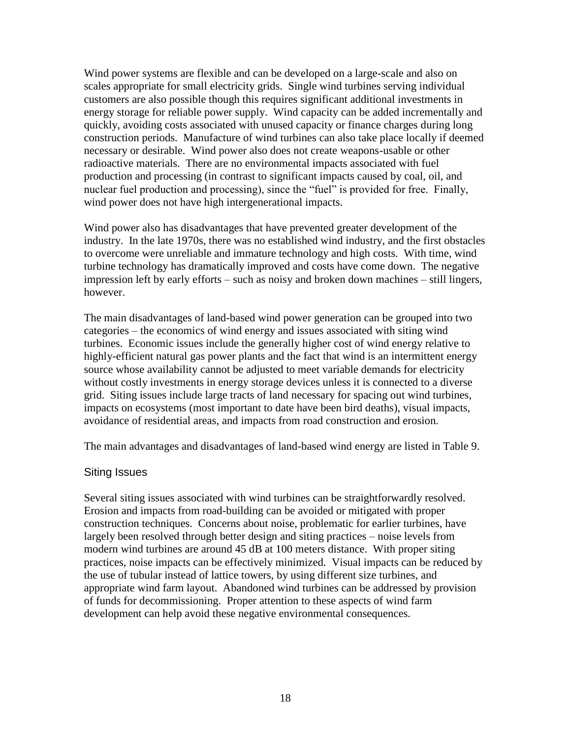Wind power systems are flexible and can be developed on a large-scale and also on scales appropriate for small electricity grids. Single wind turbines serving individual customers are also possible though this requires significant additional investments in energy storage for reliable power supply. Wind capacity can be added incrementally and quickly, avoiding costs associated with unused capacity or finance charges during long construction periods. Manufacture of wind turbines can also take place locally if deemed necessary or desirable. Wind power also does not create weapons-usable or other radioactive materials. There are no environmental impacts associated with fuel production and processing (in contrast to significant impacts caused by coal, oil, and nuclear fuel production and processing), since the "fuel" is provided for free. Finally, wind power does not have high intergenerational impacts.

Wind power also has disadvantages that have prevented greater development of the industry. In the late 1970s, there was no established wind industry, and the first obstacles to overcome were unreliable and immature technology and high costs. With time, wind turbine technology has dramatically improved and costs have come down. The negative impression left by early efforts – such as noisy and broken down machines – still lingers, however.

The main disadvantages of land-based wind power generation can be grouped into two categories – the economics of wind energy and issues associated with siting wind turbines. Economic issues include the generally higher cost of wind energy relative to highly-efficient natural gas power plants and the fact that wind is an intermittent energy source whose availability cannot be adjusted to meet variable demands for electricity without costly investments in energy storage devices unless it is connected to a diverse grid. Siting issues include large tracts of land necessary for spacing out wind turbines, impacts on ecosystems (most important to date have been bird deaths), visual impacts, avoidance of residential areas, and impacts from road construction and erosion.

The main advantages and disadvantages of land-based wind energy are listed in Table 9.

## Siting Issues

Several siting issues associated with wind turbines can be straightforwardly resolved. Erosion and impacts from road-building can be avoided or mitigated with proper construction techniques. Concerns about noise, problematic for earlier turbines, have largely been resolved through better design and siting practices – noise levels from modern wind turbines are around 45 dB at 100 meters distance. With proper siting practices, noise impacts can be effectively minimized. Visual impacts can be reduced by the use of tubular instead of lattice towers, by using different size turbines, and appropriate wind farm layout. Abandoned wind turbines can be addressed by provision of funds for decommissioning. Proper attention to these aspects of wind farm development can help avoid these negative environmental consequences.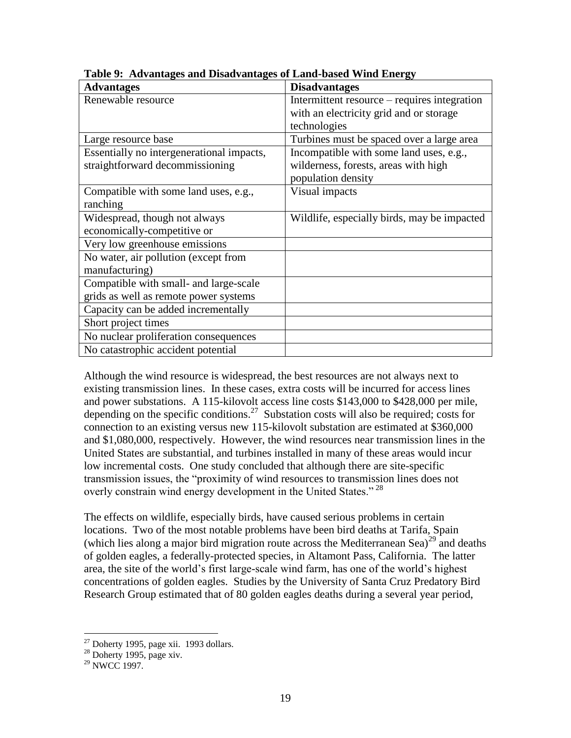**Table 9: Advantages and Disadvantages of Land-based Wind Energy**

| Advantages | Disadvantages |
| --- | --- |
| Renewable resource | Intermittent resource – requires integration with an electricity grid and or storage technologies |
| Large resource base | Turbines must be spaced over a large area |
| Essentially no intergenerational impacts, straightforward decommissioning | Incompatible with some land uses, e.g., wilderness, forests, areas with high population density |
| Compatible with some land uses, e.g., ranching | Visual impacts |
| Widespread, though not always economically-competitive or | Wildlife, especially birds, may be impacted |
| Very low greenhouse emissions | |
| No water, air pollution (except from manufacturing) | |
| Compatible with small- and large-scale grids as well as remote power systems | |
| Capacity can be added incrementally | |
| Short project times | |
| No nuclear proliferation consequences | |
| No catastrophic accident potential | |

Although the wind resource is widespread, the best resources are not always next to existing transmission lines. In these cases, extra costs will be incurred for access lines and power substations. A 115-kilovolt access line costs $143,000 to $428,000 per mile, depending on the specific conditions.[27] Substation costs will also be required; costs for connection to an existing versus new 115-kilovolt substation are estimated at $360,000 and $1,080,000, respectively. However, the wind resources near transmission lines in the United States are substantial, and turbines installed in many of these areas would incur low incremental costs. One study concluded that although there are site-specific transmission issues, the "proximity of wind resources to transmission lines does not overly constrain wind energy development in the United States."[28]

The effects on wildlife, especially birds, have caused serious problems in certain locations. Two of the most notable problems have been bird deaths at Tarifa, Spain (which lies along a major bird migration route across the Mediterranean Sea)[29] and deaths of golden eagles, a federally-protected species, in Altamont Pass, California. The latter area, the site of the world's first large-scale wind farm, has one of the world's highest concentrations of golden eagles. Studies by the University of Santa Cruz Predatory Bird Research Group estimated that of 80 golden eagles deaths during a several year period,

---

[27] Doherty 1995, page xii. 1993 dollars.

[28] Doherty 1995, page xiv.

[29] NWCC 1997.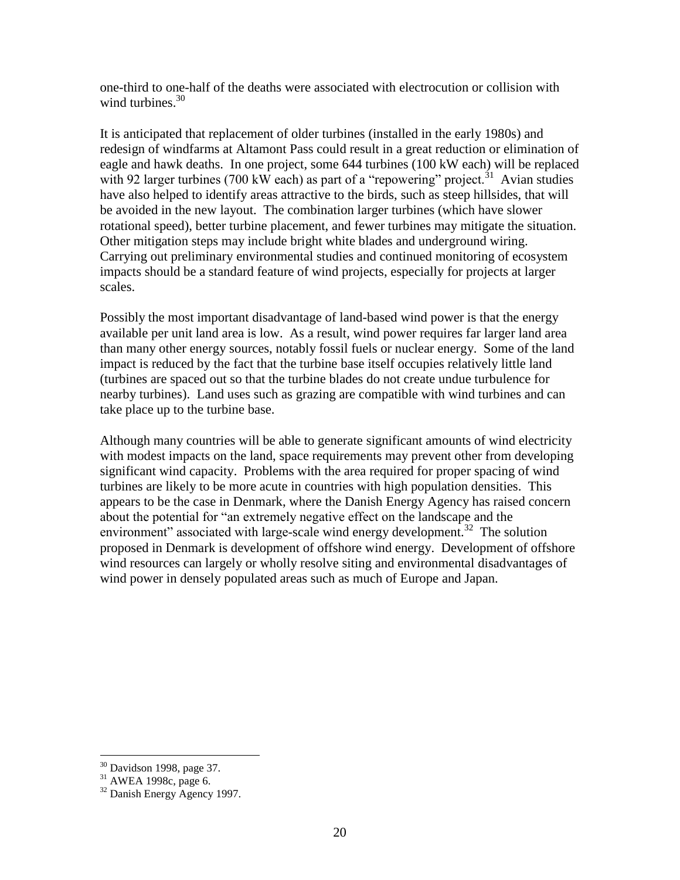one-third to one-half of the deaths were associated with electrocution or collision with wind turbines.[30]

It is anticipated that replacement of older turbines (installed in the early 1980s) and redesign of windfarms at Altamont Pass could result in a great reduction or elimination of eagle and hawk deaths. In one project, some 644 turbines (100 kW each) will be replaced with 92 larger turbines (700 kW each) as part of a "repowering" project.[31] Avian studies have also helped to identify areas attractive to the birds, such as steep hillsides, that will be avoided in the new layout. The combination larger turbines (which have slower rotational speed), better turbine placement, and fewer turbines may mitigate the situation. Other mitigation steps may include bright white blades and underground wiring. Carrying out preliminary environmental studies and continued monitoring of ecosystem impacts should be a standard feature of wind projects, especially for projects at larger scales.

Possibly the most important disadvantage of land-based wind power is that the energy available per unit land area is low. As a result, wind power requires far larger land area than many other energy sources, notably fossil fuels or nuclear energy. Some of the land impact is reduced by the fact that the turbine base itself occupies relatively little land (turbines are spaced out so that the turbine blades do not create undue turbulence for nearby turbines). Land uses such as grazing are compatible with wind turbines and can take place up to the turbine base.

Although many countries will be able to generate significant amounts of wind electricity with modest impacts on the land, space requirements may prevent other from developing significant wind capacity. Problems with the area required for proper spacing of wind turbines are likely to be more acute in countries with high population densities. This appears to be the case in Denmark, where the Danish Energy Agency has raised concern about the potential for "an extremely negative effect on the landscape and the environment" associated with large-scale wind energy development.[32] The solution proposed in Denmark is development of offshore wind energy. Development of offshore wind resources can largely or wholly resolve siting and environmental disadvantages of wind power in densely populated areas such as much of Europe and Japan.

---

[30] Davidson 1998, page 37.

[31] AWEA 1998c, page 6.

[32] Danish Energy Agency 1997.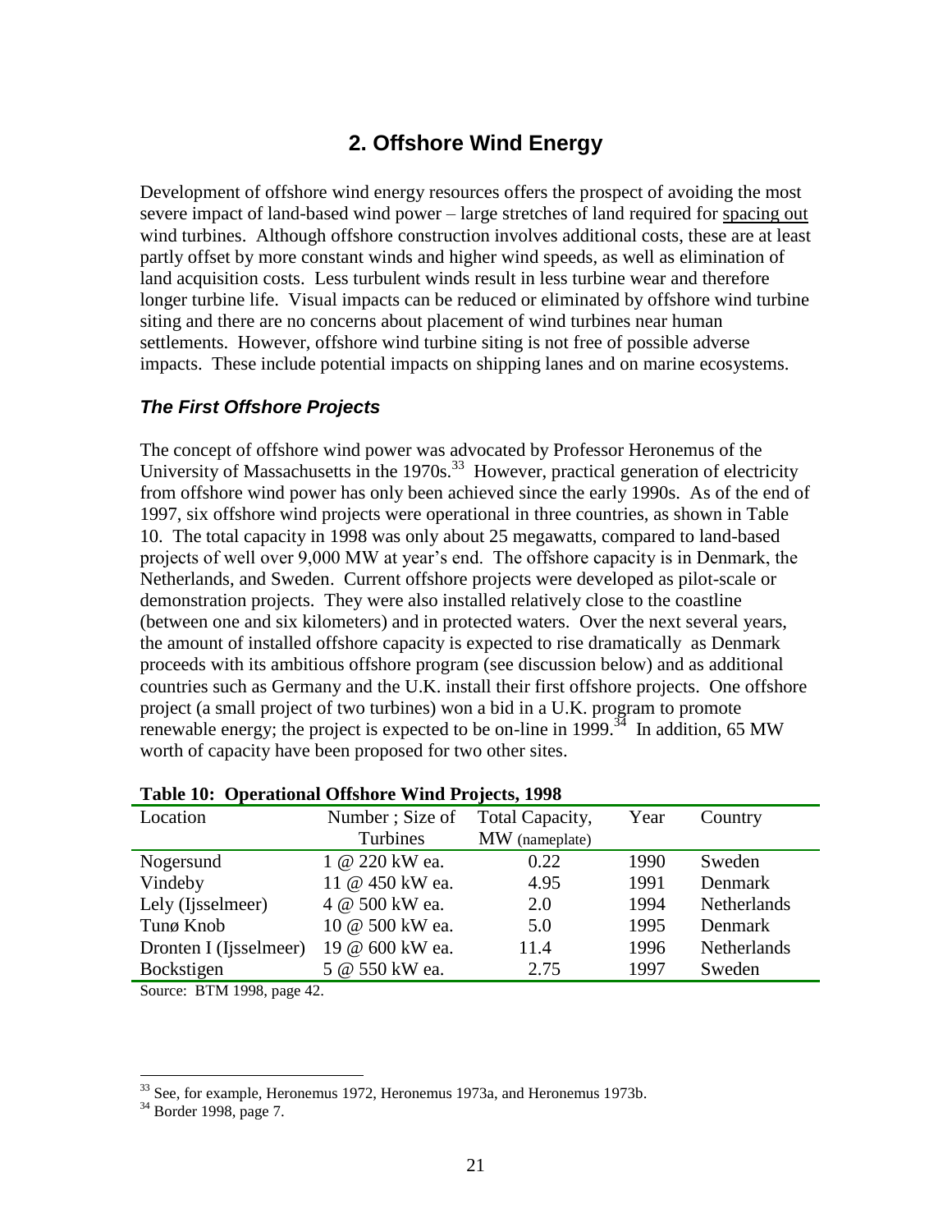## 2. Offshore Wind Energy

Development of offshore wind energy resources offers the prospect of avoiding the most severe impact of land-based wind power – large stretches of land required for spacing out wind turbines. Although offshore construction involves additional costs, these are at least partly offset by more constant winds and higher wind speeds, as well as elimination of land acquisition costs. Less turbulent winds result in less turbine wear and therefore longer turbine life. Visual impacts can be reduced or eliminated by offshore wind turbine siting and there are no concerns about placement of wind turbines near human settlements. However, offshore wind turbine siting is not free of possible adverse impacts. These include potential impacts on shipping lanes and on marine ecosystems.

### *The First Offshore Projects*

The concept of offshore wind power was advocated by Professor Heronemus of the University of Massachusetts in the 1970s.[33] However, practical generation of electricity from offshore wind power has only been achieved since the early 1990s. As of the end of 1997, six offshore wind projects were operational in three countries, as shown in Table 10. The total capacity in 1998 was only about 25 megawatts, compared to land-based projects of well over 9,000 MW at year's end. The offshore capacity is in Denmark, the Netherlands, and Sweden. Current offshore projects were developed as pilot-scale or demonstration projects. They were also installed relatively close to the coastline (between one and six kilometers) and in protected waters. Over the next several years, the amount of installed offshore capacity is expected to rise dramatically as Denmark proceeds with its ambitious offshore program (see discussion below) and as additional countries such as Germany and the U.K. install their first offshore projects. One offshore project (a small project of two turbines) won a bid in a U.K. program to promote renewable energy; the project is expected to be on-line in 1999.[34] In addition, 65 MW worth of capacity have been proposed for two other sites.

**Table 10: Operational Offshore Wind Projects, 1998**

| Location | Number ; Size of Turbines | Total Capacity, MW (nameplate) | Year | Country |
|---|---|---|---|---|
| Nogersund | 1 @ 220 kW ea. | 0.22 | 1990 | Sweden |
| Vindeby | 11 @ 450 kW ea. | 4.95 | 1991 | Denmark |
| Lely (Ijsselmeer) | 4 @ 500 kW ea. | 2.0 | 1994 | Netherlands |
| Tunø Knob | 10 @ 500 kW ea. | 5.0 | 1995 | Denmark |
| Dronten I (Ijsselmeer) | 19 @ 600 kW ea. | 11.4 | 1996 | Netherlands |
| Bockstigen | 5 @ 550 kW ea. | 2.75 | 1997 | Sweden |

Source: BTM 1998, page 42.

[33] See, for example, Heronemus 1972, Heronemus 1973a, and Heronemus 1973b.

[34] Border 1998, page 7.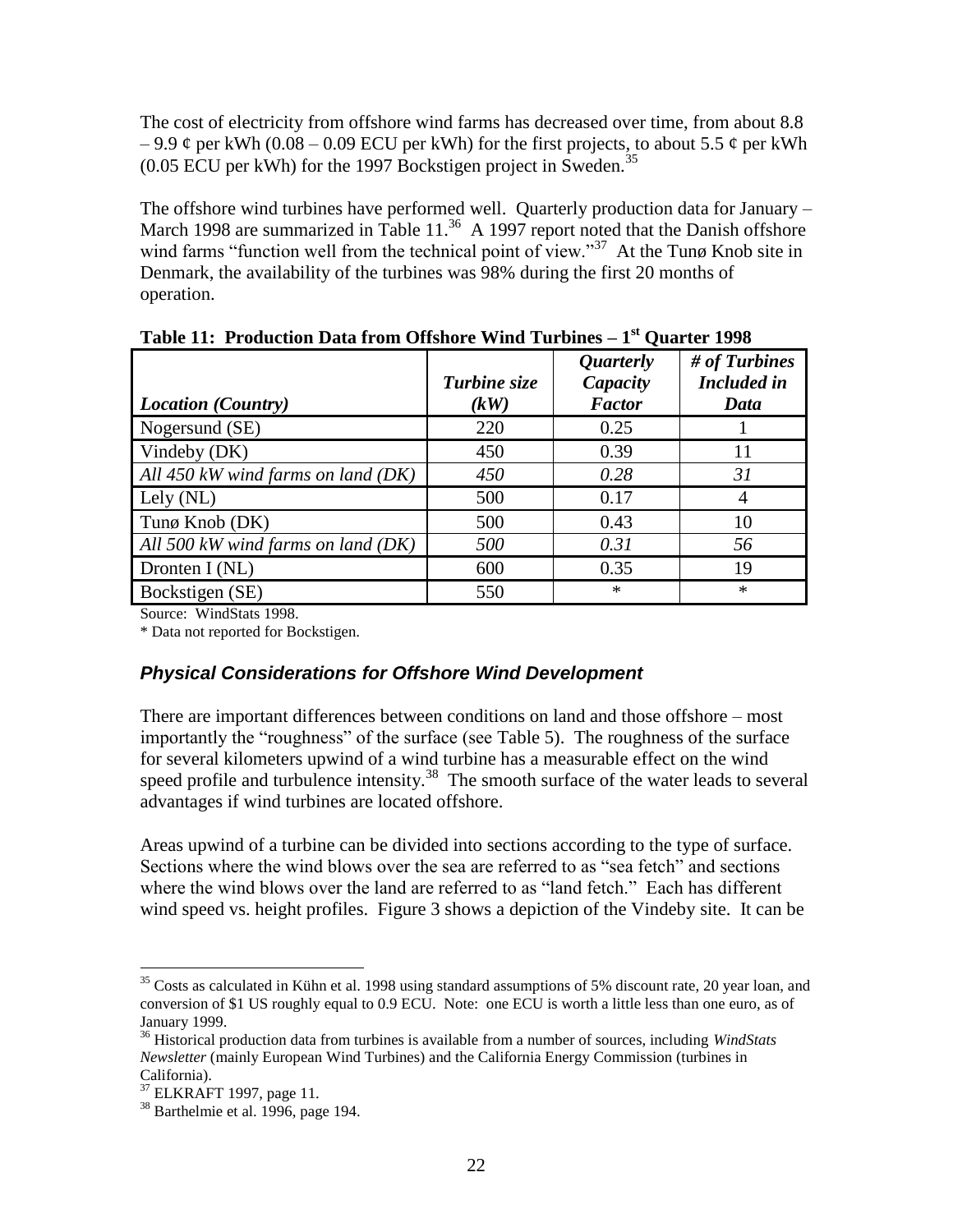The cost of electricity from offshore wind farms has decreased over time, from about 8.8 – 9.9 ¢ per kWh (0.08 – 0.09 ECU per kWh) for the first projects, to about 5.5 ¢ per kWh (0.05 ECU per kWh) for the 1997 Bockstigen project in Sweden.[35]

The offshore wind turbines have performed well. Quarterly production data for January – March 1998 are summarized in Table 11.[36] A 1997 report noted that the Danish offshore wind farms "function well from the technical point of view."[37] At the Tunø Knob site in Denmark, the availability of the turbines was 98% during the first 20 months of operation.

**Table 11: Production Data from Offshore Wind Turbines – 1st Quarter 1998**

| *Location (Country)* | *Turbine size (kW)* | *Quarterly Capacity Factor* | *# of Turbines Included in Data* |
|---|---|---|---|
| Nogersund (SE) | 220 | 0.25 | 1 |
| Vindeby (DK) | 450 | 0.39 | 11 |
| *All 450 kW wind farms on land (DK)* | *450* | *0.28* | *31* |
| Lely (NL) | 500 | 0.17 | 4 |
| Tunø Knob (DK) | 500 | 0.43 | 10 |
| *All 500 kW wind farms on land (DK)* | *500* | *0.31* | *56* |
| Dronten I (NL) | 600 | 0.35 | 19 |
| Bockstigen (SE) | 550 | * | * |

Source: WindStats 1998.

* Data not reported for Bockstigen.

### *Physical Considerations for Offshore Wind Development*

There are important differences between conditions on land and those offshore – most importantly the "roughness" of the surface (see Table 5). The roughness of the surface for several kilometers upwind of a wind turbine has a measurable effect on the wind speed profile and turbulence intensity.[38] The smooth surface of the water leads to several advantages if wind turbines are located offshore.

Areas upwind of a turbine can be divided into sections according to the type of surface. Sections where the wind blows over the sea are referred to as "sea fetch" and sections where the wind blows over the land are referred to as "land fetch." Each has different wind speed vs. height profiles. Figure 3 shows a depiction of the Vindeby site. It can be

---

[35] Costs as calculated in Kühn et al. 1998 using standard assumptions of 5% discount rate, 20 year loan, and conversion of $1 US roughly equal to 0.9 ECU. Note: one ECU is worth a little less than one euro, as of January 1999.

[36] Historical production data from turbines is available from a number of sources, including *WindStats Newsletter* (mainly European Wind Turbines) and the California Energy Commission (turbines in California).

[37] ELKRAFT 1997, page 11.

[38] Barthelmie et al. 1996, page 194.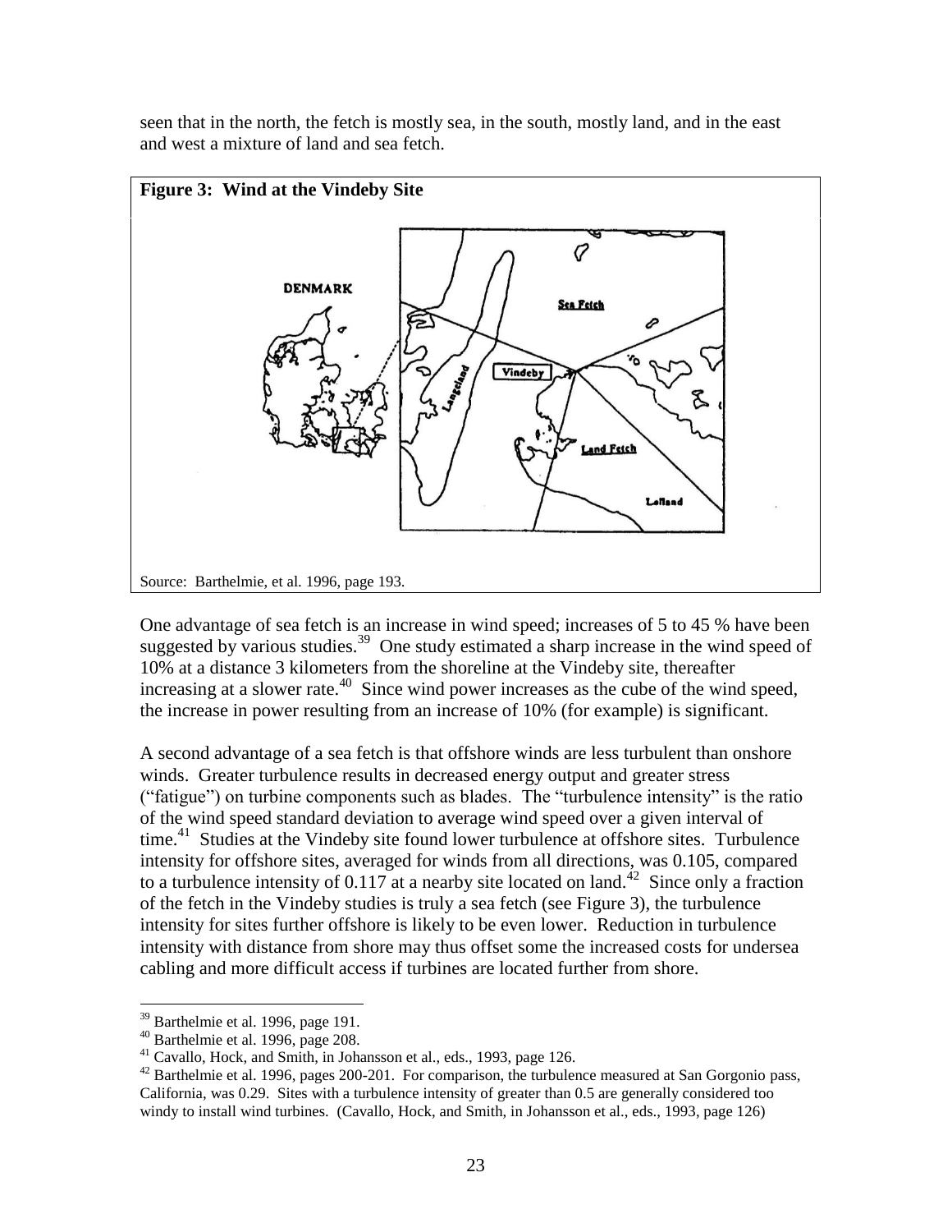seen that in the north, the fetch is mostly sea, in the south, mostly land, and in the east and west a mixture of land and sea fetch.

**Figure 3: Wind at the Vindeby Site**

Source: Barthelmie, et al. 1996, page 193.

One advantage of sea fetch is an increase in wind speed; increases of 5 to 45 % have been suggested by various studies.[39] One study estimated a sharp increase in the wind speed of 10% at a distance 3 kilometers from the shoreline at the Vindeby site, thereafter increasing at a slower rate.[40] Since wind power increases as the cube of the wind speed, the increase in power resulting from an increase of 10% (for example) is significant.

A second advantage of a sea fetch is that offshore winds are less turbulent than onshore winds. Greater turbulence results in decreased energy output and greater stress ("fatigue") on turbine components such as blades. The "turbulence intensity" is the ratio of the wind speed standard deviation to average wind speed over a given interval of time.[41] Studies at the Vindeby site found lower turbulence at offshore sites. Turbulence intensity for offshore sites, averaged for winds from all directions, was 0.105, compared to a turbulence intensity of 0.117 at a nearby site located on land.[42] Since only a fraction of the fetch in the Vindeby studies is truly a sea fetch (see Figure 3), the turbulence intensity for sites further offshore is likely to be even lower. Reduction in turbulence intensity with distance from shore may thus offset some the increased costs for undersea cabling and more difficult access if turbines are located further from shore.

---

[39] Barthelmie et al. 1996, page 191.

[40] Barthelmie et al. 1996, page 208.

[41] Cavallo, Hock, and Smith, in Johansson et al., eds., 1993, page 126.

[42] Barthelmie et al. 1996, pages 200-201. For comparison, the turbulence measured at San Gorgonio pass, California, was 0.29. Sites with a turbulence intensity of greater than 0.5 are generally considered too windy to install wind turbines. (Cavallo, Hock, and Smith, in Johansson et al., eds., 1993, page 126)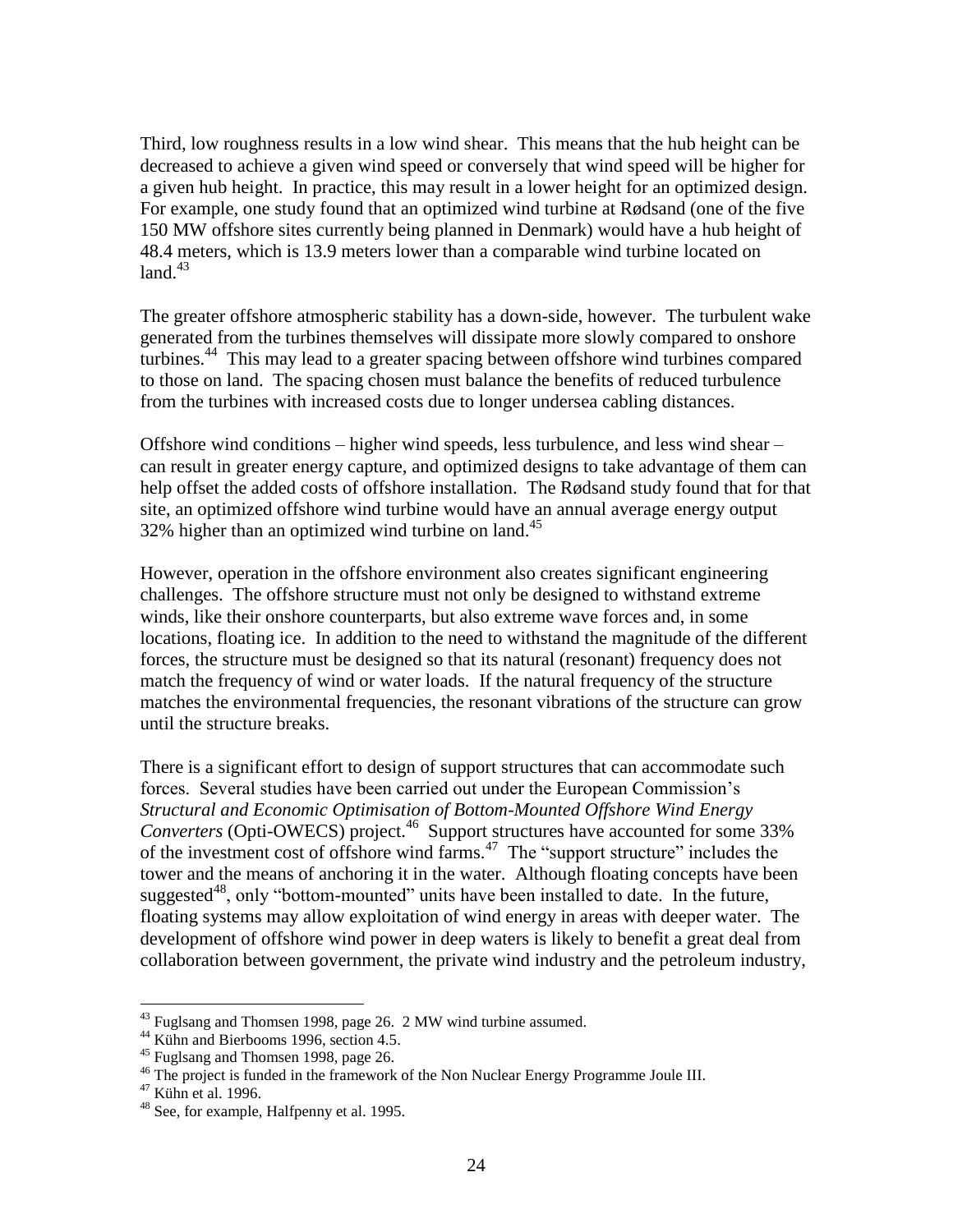Third, low roughness results in a low wind shear. This means that the hub height can be decreased to achieve a given wind speed or conversely that wind speed will be higher for a given hub height. In practice, this may result in a lower height for an optimized design. For example, one study found that an optimized wind turbine at Rødsand (one of the five 150 MW offshore sites currently being planned in Denmark) would have a hub height of 48.4 meters, which is 13.9 meters lower than a comparable wind turbine located on land.[43]

The greater offshore atmospheric stability has a down-side, however. The turbulent wake generated from the turbines themselves will dissipate more slowly compared to onshore turbines.[44] This may lead to a greater spacing between offshore wind turbines compared to those on land. The spacing chosen must balance the benefits of reduced turbulence from the turbines with increased costs due to longer undersea cabling distances.

Offshore wind conditions – higher wind speeds, less turbulence, and less wind shear – can result in greater energy capture, and optimized designs to take advantage of them can help offset the added costs of offshore installation. The Rødsand study found that for that site, an optimized offshore wind turbine would have an annual average energy output 32% higher than an optimized wind turbine on land.[45]

However, operation in the offshore environment also creates significant engineering challenges. The offshore structure must not only be designed to withstand extreme winds, like their onshore counterparts, but also extreme wave forces and, in some locations, floating ice. In addition to the need to withstand the magnitude of the different forces, the structure must be designed so that its natural (resonant) frequency does not match the frequency of wind or water loads. If the natural frequency of the structure matches the environmental frequencies, the resonant vibrations of the structure can grow until the structure breaks.

There is a significant effort to design of support structures that can accommodate such forces. Several studies have been carried out under the European Commission's *Structural and Economic Optimisation of Bottom-Mounted Offshore Wind Energy Converters* (Opti-OWECS) project.[46] Support structures have accounted for some 33% of the investment cost of offshore wind farms.[47] The "support structure" includes the tower and the means of anchoring it in the water. Although floating concepts have been suggested[48], only "bottom-mounted" units have been installed to date. In the future, floating systems may allow exploitation of wind energy in areas with deeper water. The development of offshore wind power in deep waters is likely to benefit a great deal from collaboration between government, the private wind industry and the petroleum industry,

---

[43] Fuglsang and Thomsen 1998, page 26. 2 MW wind turbine assumed.

[44] Kühn and Bierbooms 1996, section 4.5.

[45] Fuglsang and Thomsen 1998, page 26.

[46] The project is funded in the framework of the Non Nuclear Energy Programme Joule III.

[47] Kühn et al. 1996.

[48] See, for example, Halfpenny et al. 1995.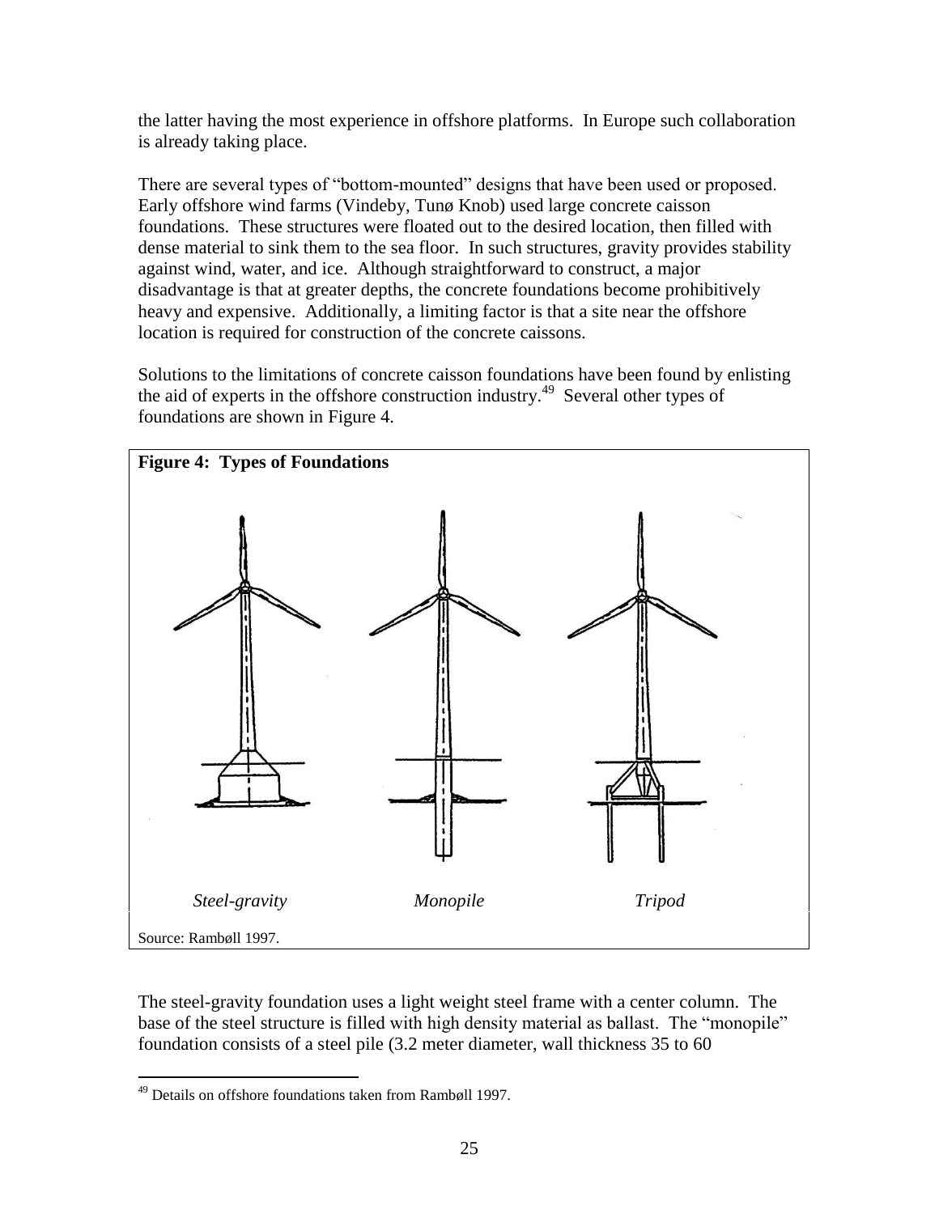the latter having the most experience in offshore platforms. In Europe such collaboration is already taking place.

There are several types of "bottom-mounted" designs that have been used or proposed. Early offshore wind farms (Vindeby, Tunø Knob) used large concrete caisson foundations. These structures were floated out to the desired location, then filled with dense material to sink them to the sea floor. In such structures, gravity provides stability against wind, water, and ice. Although straightforward to construct, a major disadvantage is that at greater depths, the concrete foundations become prohibitively heavy and expensive. Additionally, a limiting factor is that a site near the offshore location is required for construction of the concrete caissons.

Solutions to the limitations of concrete caisson foundations have been found by enlisting the aid of experts in the offshore construction industry.[49] Several other types of foundations are shown in Figure 4.

**Figure 4: Types of Foundations**

*Steel-gravity* *Monopile* *Tripod*

Source: Rambøll 1997.

The steel-gravity foundation uses a light weight steel frame with a center column. The base of the steel structure is filled with high density material as ballast. The "monopile" foundation consists of a steel pile (3.2 meter diameter, wall thickness 35 to 60

[49] Details on offshore foundations taken from Rambøll 1997.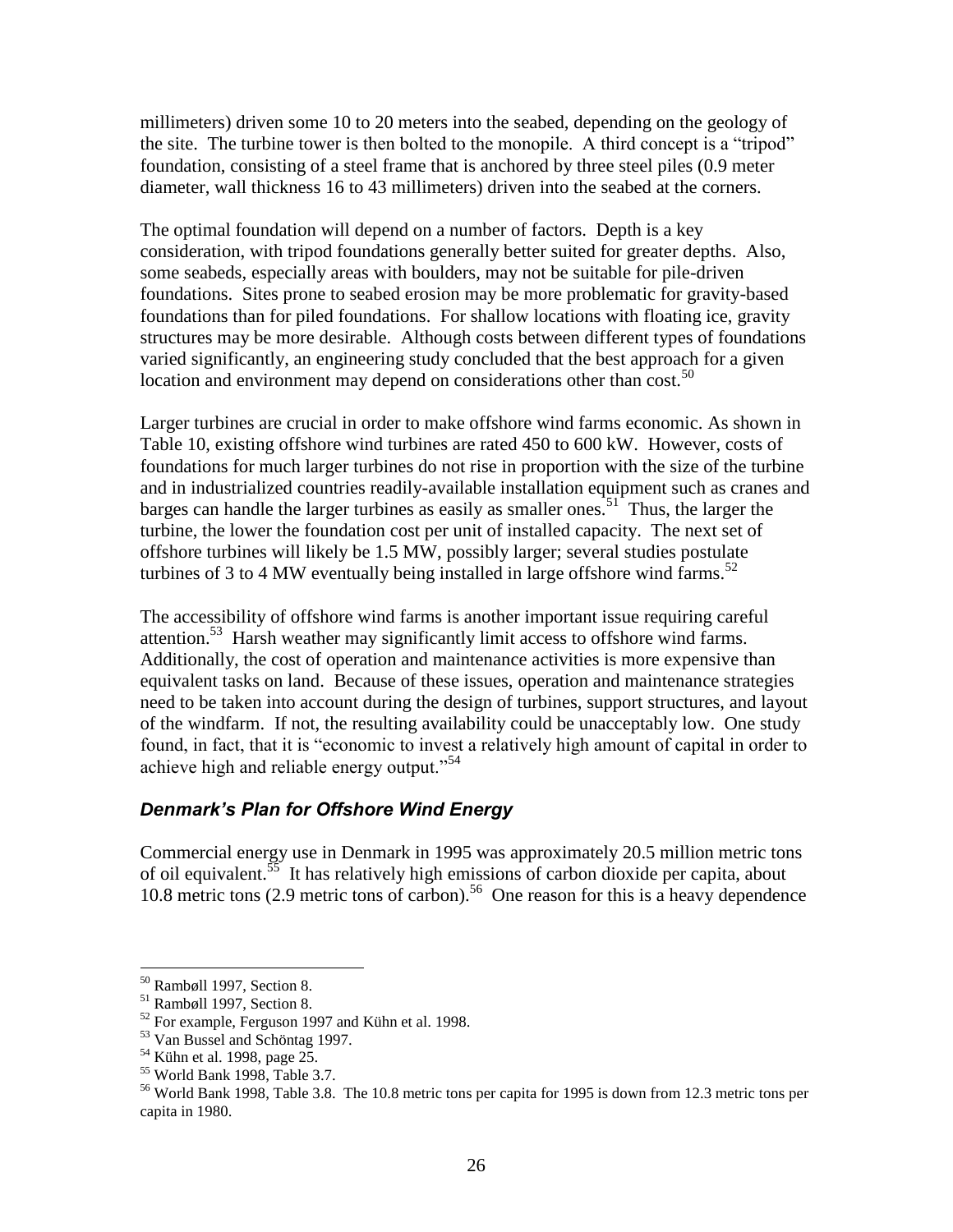millimeters) driven some 10 to 20 meters into the seabed, depending on the geology of the site. The turbine tower is then bolted to the monopile. A third concept is a "tripod" foundation, consisting of a steel frame that is anchored by three steel piles (0.9 meter diameter, wall thickness 16 to 43 millimeters) driven into the seabed at the corners.

The optimal foundation will depend on a number of factors. Depth is a key consideration, with tripod foundations generally better suited for greater depths. Also, some seabeds, especially areas with boulders, may not be suitable for pile-driven foundations. Sites prone to seabed erosion may be more problematic for gravity-based foundations than for piled foundations. For shallow locations with floating ice, gravity structures may be more desirable. Although costs between different types of foundations varied significantly, an engineering study concluded that the best approach for a given location and environment may depend on considerations other than cost.[50]

Larger turbines are crucial in order to make offshore wind farms economic. As shown in Table 10, existing offshore wind turbines are rated 450 to 600 kW. However, costs of foundations for much larger turbines do not rise in proportion with the size of the turbine and in industrialized countries readily-available installation equipment such as cranes and barges can handle the larger turbines as easily as smaller ones.[51] Thus, the larger the turbine, the lower the foundation cost per unit of installed capacity. The next set of offshore turbines will likely be 1.5 MW, possibly larger; several studies postulate turbines of 3 to 4 MW eventually being installed in large offshore wind farms.[52]

The accessibility of offshore wind farms is another important issue requiring careful attention.[53] Harsh weather may significantly limit access to offshore wind farms. Additionally, the cost of operation and maintenance activities is more expensive than equivalent tasks on land. Because of these issues, operation and maintenance strategies need to be taken into account during the design of turbines, support structures, and layout of the windfarm. If not, the resulting availability could be unacceptably low. One study found, in fact, that it is "economic to invest a relatively high amount of capital in order to achieve high and reliable energy output."[54]

### *Denmark's Plan for Offshore Wind Energy*

Commercial energy use in Denmark in 1995 was approximately 20.5 million metric tons of oil equivalent.[55] It has relatively high emissions of carbon dioxide per capita, about 10.8 metric tons (2.9 metric tons of carbon).[56] One reason for this is a heavy dependence

---

[50] Rambøll 1997, Section 8.

[51] Rambøll 1997, Section 8.

[52] For example, Ferguson 1997 and Kühn et al. 1998.

[53] Van Bussel and Schöntag 1997.

[54] Kühn et al. 1998, page 25.

[55] World Bank 1998, Table 3.7.

[56] World Bank 1998, Table 3.8. The 10.8 metric tons per capita for 1995 is down from 12.3 metric tons per capita in 1980.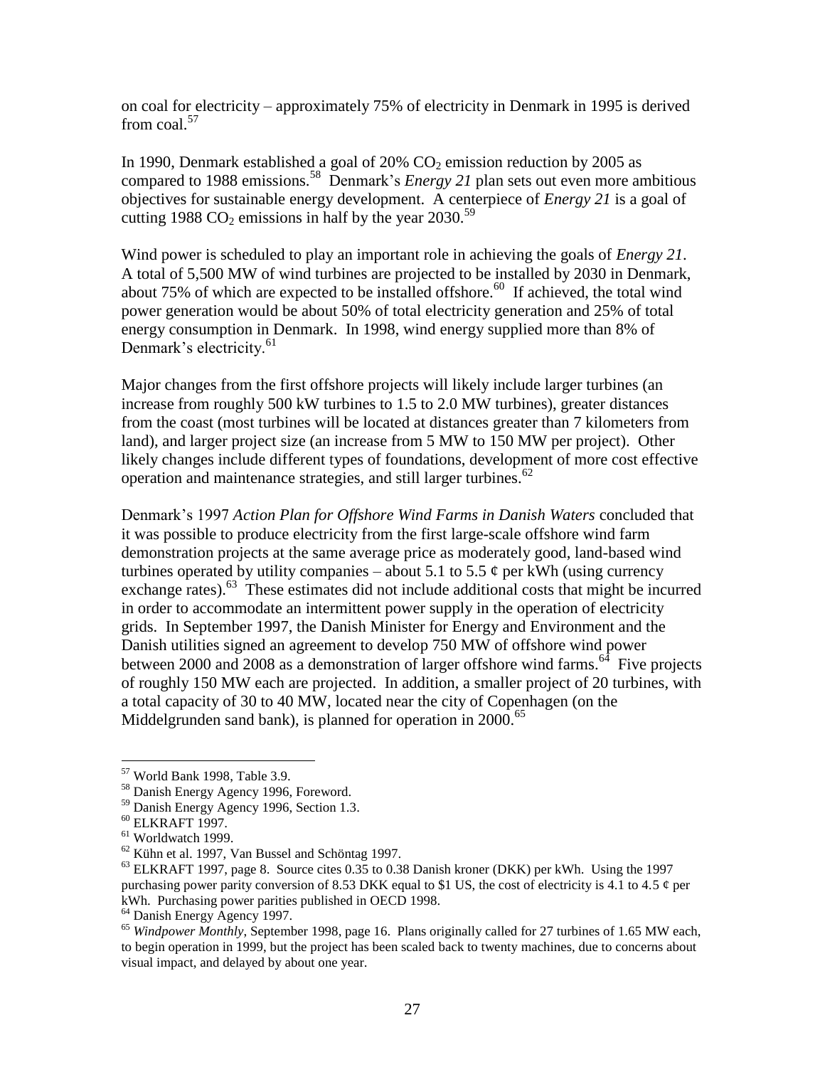on coal for electricity – approximately 75% of electricity in Denmark in 1995 is derived from coal.[57]

In 1990, Denmark established a goal of 20% $CO_2$ emission reduction by 2005 as compared to 1988 emissions.[58] Denmark's *Energy 21* plan sets out even more ambitious objectives for sustainable energy development. A centerpiece of *Energy 21* is a goal of cutting 1988 $CO_2$ emissions in half by the year 2030.[59]

Wind power is scheduled to play an important role in achieving the goals of *Energy 21*. A total of 5,500 MW of wind turbines are projected to be installed by 2030 in Denmark, about 75% of which are expected to be installed offshore.[60] If achieved, the total wind power generation would be about 50% of total electricity generation and 25% of total energy consumption in Denmark. In 1998, wind energy supplied more than 8% of Denmark's electricity.[61]

Major changes from the first offshore projects will likely include larger turbines (an increase from roughly 500 kW turbines to 1.5 to 2.0 MW turbines), greater distances from the coast (most turbines will be located at distances greater than 7 kilometers from land), and larger project size (an increase from 5 MW to 150 MW per project). Other likely changes include different types of foundations, development of more cost effective operation and maintenance strategies, and still larger turbines.[62]

Denmark's 1997 *Action Plan for Offshore Wind Farms in Danish Waters* concluded that it was possible to produce electricity from the first large-scale offshore wind farm demonstration projects at the same average price as moderately good, land-based wind turbines operated by utility companies – about 5.1 to 5.5 ¢ per kWh (using currency exchange rates).[63] These estimates did not include additional costs that might be incurred in order to accommodate an intermittent power supply in the operation of electricity grids. In September 1997, the Danish Minister for Energy and Environment and the Danish utilities signed an agreement to develop 750 MW of offshore wind power between 2000 and 2008 as a demonstration of larger offshore wind farms.[64] Five projects of roughly 150 MW each are projected. In addition, a smaller project of 20 turbines, with a total capacity of 30 to 40 MW, located near the city of Copenhagen (on the Middelgrunden sand bank), is planned for operation in 2000.[65]

---

[57] World Bank 1998, Table 3.9.

[58] Danish Energy Agency 1996, Foreword.

[59] Danish Energy Agency 1996, Section 1.3.

[60] ELKRAFT 1997.

[61] Worldwatch 1999.

[62] Kühn et al. 1997, Van Bussel and Schöntag 1997.

[63] ELKRAFT 1997, page 8. Source cites 0.35 to 0.38 Danish kroner (DKK) per kWh. Using the 1997 purchasing power parity conversion of 8.53 DKK equal to $1 US, the cost of electricity is 4.1 to 4.5 ¢ per kWh. Purchasing power parities published in OECD 1998.

[64] Danish Energy Agency 1997.

[65] *Windpower Monthly*, September 1998, page 16. Plans originally called for 27 turbines of 1.65 MW each, to begin operation in 1999, but the project has been scaled back to twenty machines, due to concerns about visual impact, and delayed by about one year.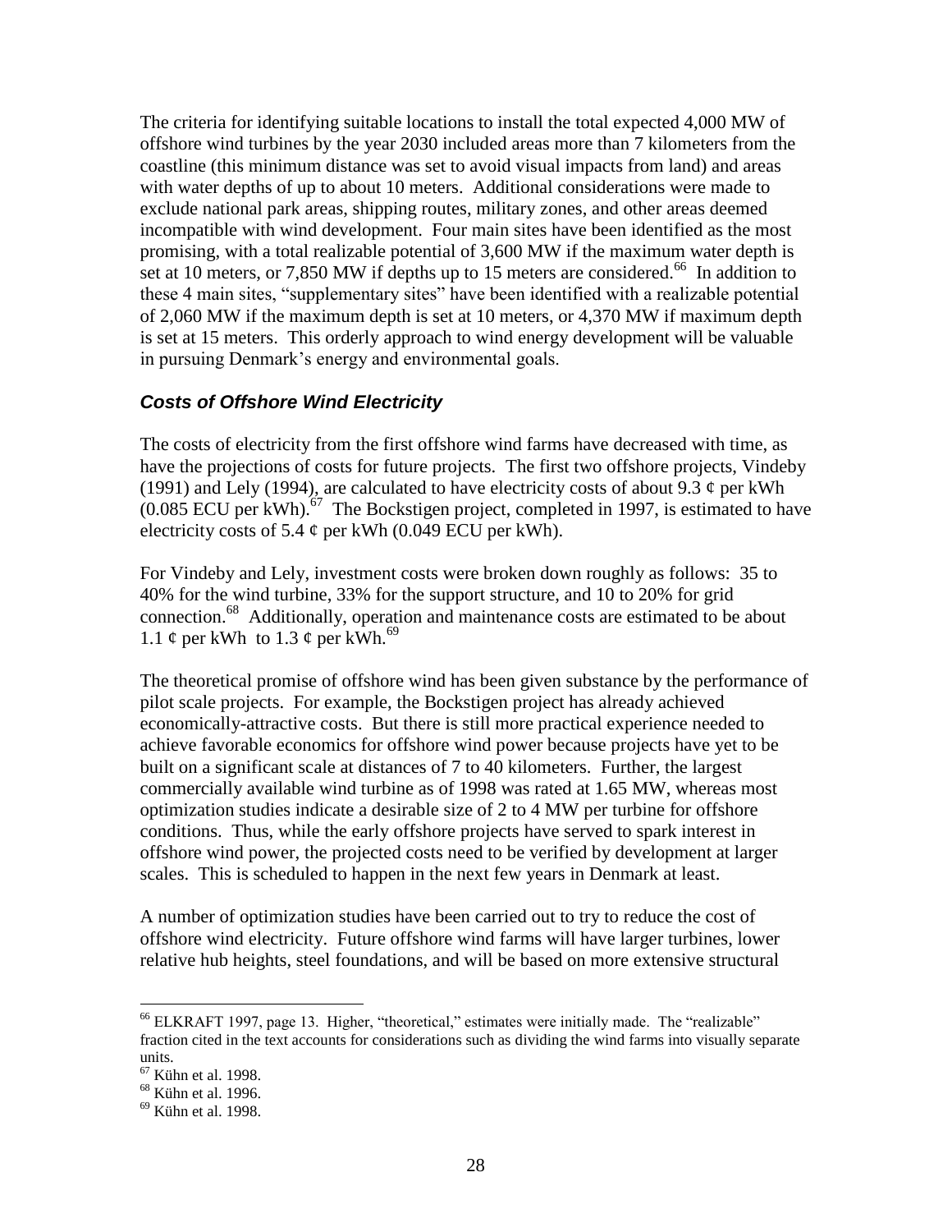The criteria for identifying suitable locations to install the total expected 4,000 MW of offshore wind turbines by the year 2030 included areas more than 7 kilometers from the coastline (this minimum distance was set to avoid visual impacts from land) and areas with water depths of up to about 10 meters. Additional considerations were made to exclude national park areas, shipping routes, military zones, and other areas deemed incompatible with wind development. Four main sites have been identified as the most promising, with a total realizable potential of 3,600 MW if the maximum water depth is set at 10 meters, or 7,850 MW if depths up to 15 meters are considered.[66] In addition to these 4 main sites, "supplementary sites" have been identified with a realizable potential of 2,060 MW if the maximum depth is set at 10 meters, or 4,370 MW if maximum depth is set at 15 meters. This orderly approach to wind energy development will be valuable in pursuing Denmark's energy and environmental goals.

### ***Costs of Offshore Wind Electricity***

The costs of electricity from the first offshore wind farms have decreased with time, as have the projections of costs for future projects. The first two offshore projects, Vindeby (1991) and Lely (1994), are calculated to have electricity costs of about 9.3 ¢ per kWh (0.085 ECU per kWh).[67] The Bockstigen project, completed in 1997, is estimated to have electricity costs of 5.4 ¢ per kWh (0.049 ECU per kWh).

For Vindeby and Lely, investment costs were broken down roughly as follows: 35 to 40% for the wind turbine, 33% for the support structure, and 10 to 20% for grid connection.[68] Additionally, operation and maintenance costs are estimated to be about 1.1 ¢ per kWh to 1.3 ¢ per kWh.[69]

The theoretical promise of offshore wind has been given substance by the performance of pilot scale projects. For example, the Bockstigen project has already achieved economically-attractive costs. But there is still more practical experience needed to achieve favorable economics for offshore wind power because projects have yet to be built on a significant scale at distances of 7 to 40 kilometers. Further, the largest commercially available wind turbine as of 1998 was rated at 1.65 MW, whereas most optimization studies indicate a desirable size of 2 to 4 MW per turbine for offshore conditions. Thus, while the early offshore projects have served to spark interest in offshore wind power, the projected costs need to be verified by development at larger scales. This is scheduled to happen in the next few years in Denmark at least.

A number of optimization studies have been carried out to try to reduce the cost of offshore wind electricity. Future offshore wind farms will have larger turbines, lower relative hub heights, steel foundations, and will be based on more extensive structural

---

[66] ELKRAFT 1997, page 13. Higher, "theoretical," estimates were initially made. The "realizable" fraction cited in the text accounts for considerations such as dividing the wind farms into visually separate units.

[67] Kühn et al. 1998.

[68] Kühn et al. 1996.

[69] Kühn et al. 1998.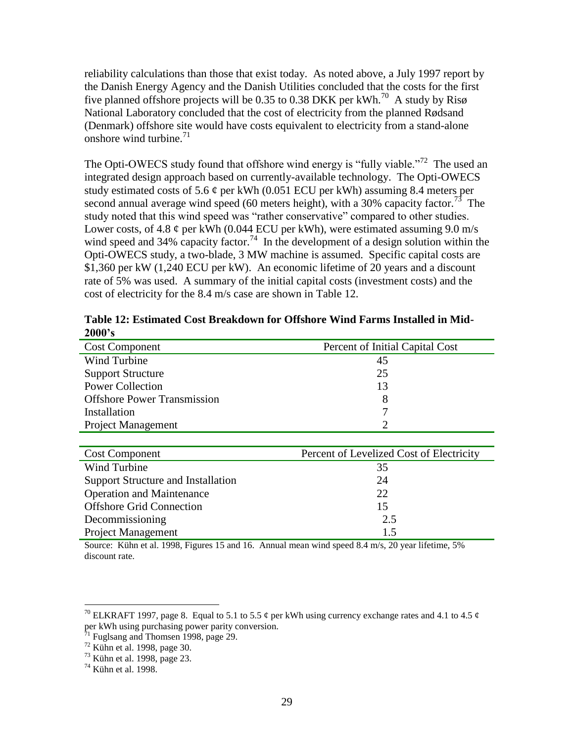reliability calculations than those that exist today. As noted above, a July 1997 report by the Danish Energy Agency and the Danish Utilities concluded that the costs for the first five planned offshore projects will be 0.35 to 0.38 DKK per kWh.[70] A study by Risø National Laboratory concluded that the cost of electricity from the planned Rødsand (Denmark) offshore site would have costs equivalent to electricity from a stand-alone onshore wind turbine.[71]

The Opti-OWECS study found that offshore wind energy is "fully viable."[72] The used an integrated design approach based on currently-available technology. The Opti-OWECS study estimated costs of 5.6 ¢ per kWh (0.051 ECU per kWh) assuming 8.4 meters per second annual average wind speed (60 meters height), with a 30% capacity factor.[73] The study noted that this wind speed was "rather conservative" compared to other studies. Lower costs, of 4.8 ¢ per kWh (0.044 ECU per kWh), were estimated assuming 9.0 m/s wind speed and 34% capacity factor.[74] In the development of a design solution within the Opti-OWECS study, a two-blade, 3 MW machine is assumed. Specific capital costs are $1,360 per kW (1,240 ECU per kW). An economic lifetime of 20 years and a discount rate of 5% was used. A summary of the initial capital costs (investment costs) and the cost of electricity for the 8.4 m/s case are shown in Table 12.

**Table 12: Estimated Cost Breakdown for Offshore Wind Farms Installed in Mid-2000's**

| Cost Component | Percent of Initial Capital Cost |
|---|---|
| Wind Turbine | 45 |
| Support Structure | 25 |
| Power Collection | 13 |
| Offshore Power Transmission | 8 |
| Installation | 7 |
| Project Management | 2 |

| Cost Component | Percent of Levelized Cost of Electricity |
|---|---|
| Wind Turbine | 35 |
| Support Structure and Installation | 24 |
| Operation and Maintenance | 22 |
| Offshore Grid Connection | 15 |
| Decommissioning | 2.5 |
| Project Management | 1.5 |

Source: Kühn et al. 1998, Figures 15 and 16. Annual mean wind speed 8.4 m/s, 20 year lifetime, 5% discount rate.

---

[70] ELKRAFT 1997, page 8. Equal to 5.1 to 5.5 ¢ per kWh using currency exchange rates and 4.1 to 4.5 ¢ per kWh using purchasing power parity conversion.

[71] Fuglsang and Thomsen 1998, page 29.

[72] Kühn et al. 1998, page 30.

[73] Kühn et al. 1998, page 23.

[74] Kühn et al. 1998.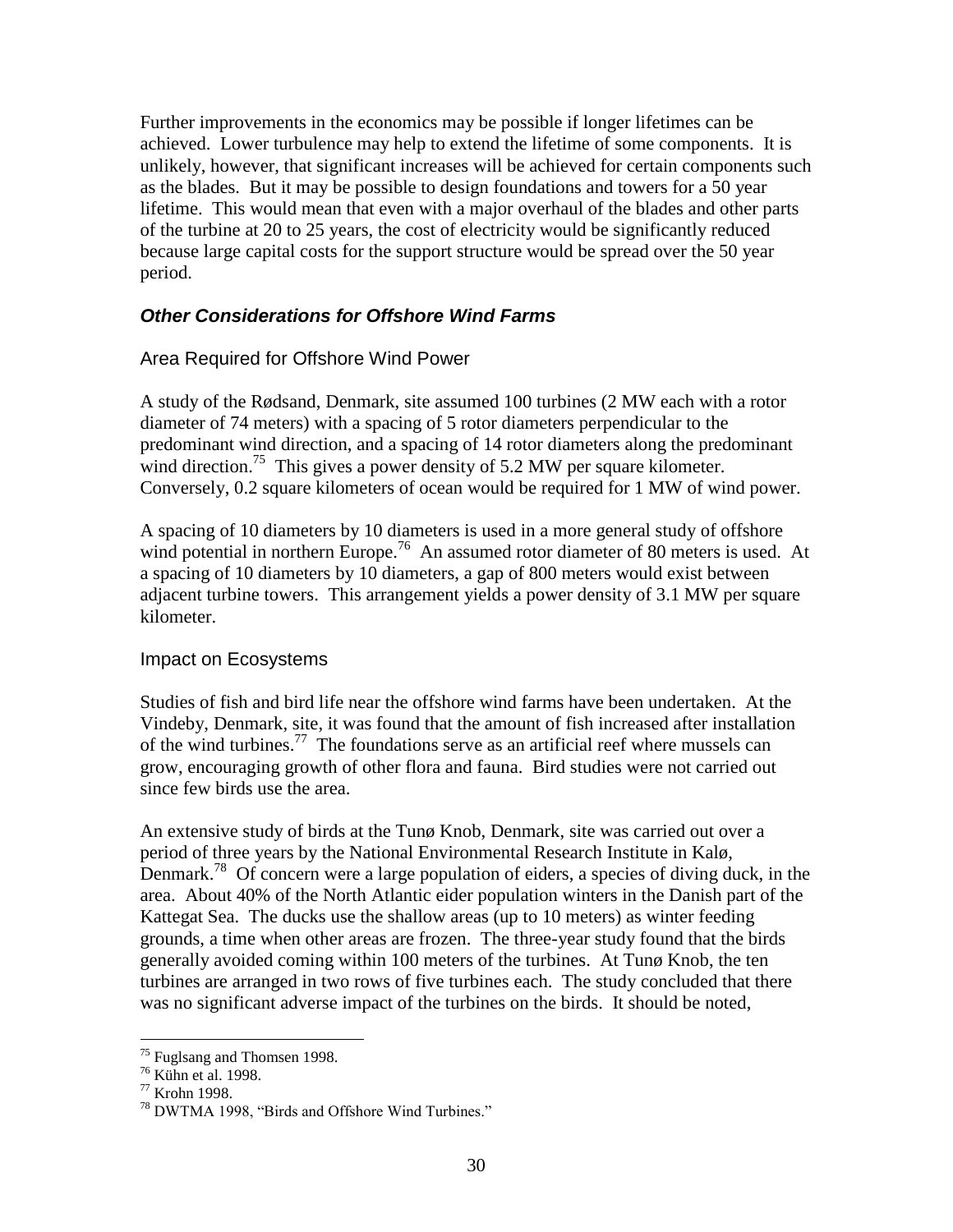Further improvements in the economics may be possible if longer lifetimes can be achieved. Lower turbulence may help to extend the lifetime of some components. It is unlikely, however, that significant increases will be achieved for certain components such as the blades. But it may be possible to design foundations and towers for a 50 year lifetime. This would mean that even with a major overhaul of the blades and other parts of the turbine at 20 to 25 years, the cost of electricity would be significantly reduced because large capital costs for the support structure would be spread over the 50 year period.

## *Other Considerations for Offshore Wind Farms*

### Area Required for Offshore Wind Power

A study of the Rødsand, Denmark, site assumed 100 turbines (2 MW each with a rotor diameter of 74 meters) with a spacing of 5 rotor diameters perpendicular to the predominant wind direction, and a spacing of 14 rotor diameters along the predominant wind direction.[75] This gives a power density of 5.2 MW per square kilometer. Conversely, 0.2 square kilometers of ocean would be required for 1 MW of wind power.

A spacing of 10 diameters by 10 diameters is used in a more general study of offshore wind potential in northern Europe.[76] An assumed rotor diameter of 80 meters is used. At a spacing of 10 diameters by 10 diameters, a gap of 800 meters would exist between adjacent turbine towers. This arrangement yields a power density of 3.1 MW per square kilometer.

### Impact on Ecosystems

Studies of fish and bird life near the offshore wind farms have been undertaken. At the Vindeby, Denmark, site, it was found that the amount of fish increased after installation of the wind turbines.[77] The foundations serve as an artificial reef where mussels can grow, encouraging growth of other flora and fauna. Bird studies were not carried out since few birds use the area.

An extensive study of birds at the Tunø Knob, Denmark, site was carried out over a period of three years by the National Environmental Research Institute in Kalø, Denmark.[78] Of concern were a large population of eiders, a species of diving duck, in the area. About 40% of the North Atlantic eider population winters in the Danish part of the Kattegat Sea. The ducks use the shallow areas (up to 10 meters) as winter feeding grounds, a time when other areas are frozen. The three-year study found that the birds generally avoided coming within 100 meters of the turbines. At Tunø Knob, the ten turbines are arranged in two rows of five turbines each. The study concluded that there was no significant adverse impact of the turbines on the birds. It should be noted,

---

[75] Fuglsang and Thomsen 1998.

[76] Kühn et al. 1998.

[77] Krohn 1998.

[78] DWTMA 1998, "Birds and Offshore Wind Turbines."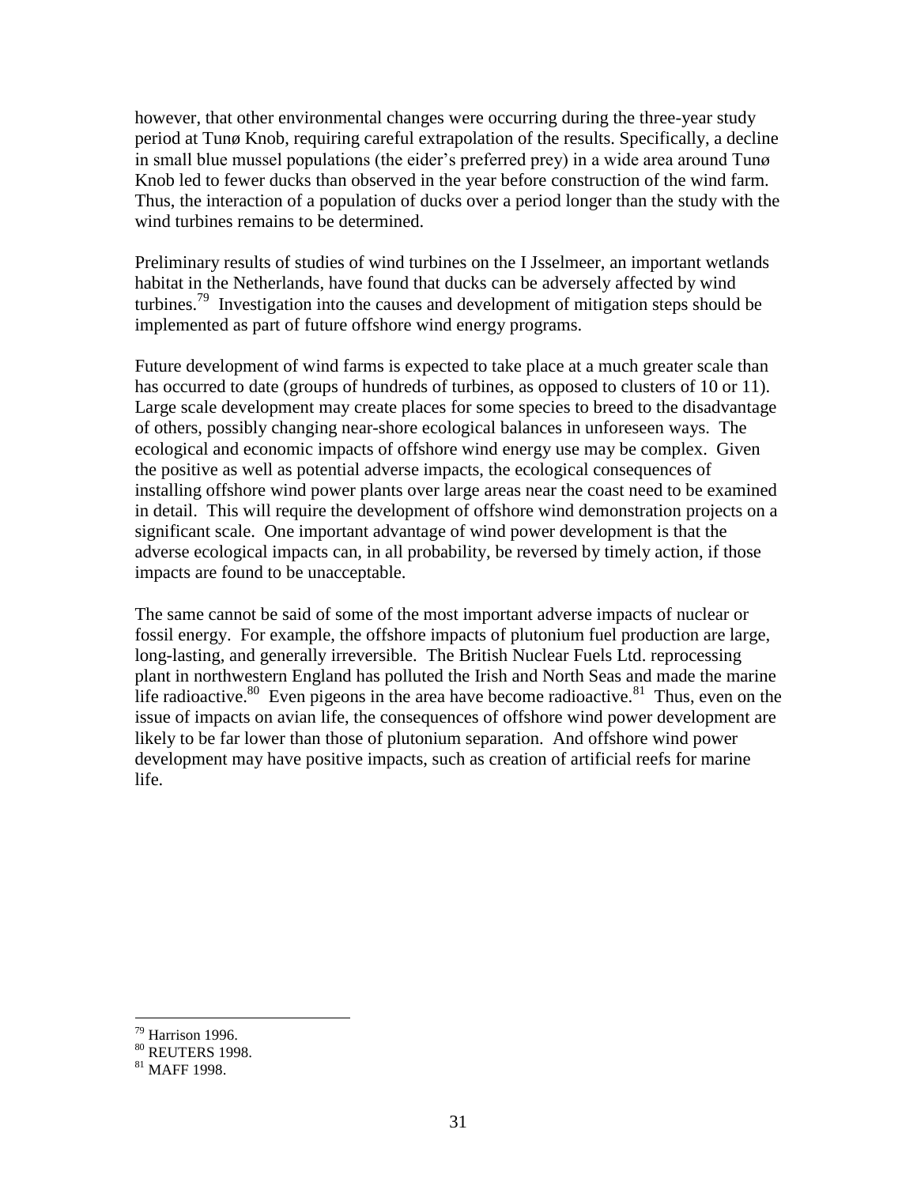however, that other environmental changes were occurring during the three-year study period at Tunø Knob, requiring careful extrapolation of the results. Specifically, a decline in small blue mussel populations (the eider's preferred prey) in a wide area around Tunø Knob led to fewer ducks than observed in the year before construction of the wind farm. Thus, the interaction of a population of ducks over a period longer than the study with the wind turbines remains to be determined.

Preliminary results of studies of wind turbines on the I Jsselmeer, an important wetlands habitat in the Netherlands, have found that ducks can be adversely affected by wind turbines.[79] Investigation into the causes and development of mitigation steps should be implemented as part of future offshore wind energy programs.

Future development of wind farms is expected to take place at a much greater scale than has occurred to date (groups of hundreds of turbines, as opposed to clusters of 10 or 11). Large scale development may create places for some species to breed to the disadvantage of others, possibly changing near-shore ecological balances in unforeseen ways. The ecological and economic impacts of offshore wind energy use may be complex. Given the positive as well as potential adverse impacts, the ecological consequences of installing offshore wind power plants over large areas near the coast need to be examined in detail. This will require the development of offshore wind demonstration projects on a significant scale. One important advantage of wind power development is that the adverse ecological impacts can, in all probability, be reversed by timely action, if those impacts are found to be unacceptable.

The same cannot be said of some of the most important adverse impacts of nuclear or fossil energy. For example, the offshore impacts of plutonium fuel production are large, long-lasting, and generally irreversible. The British Nuclear Fuels Ltd. reprocessing plant in northwestern England has polluted the Irish and North Seas and made the marine life radioactive.[80] Even pigeons in the area have become radioactive.[81] Thus, even on the issue of impacts on avian life, the consequences of offshore wind power development are likely to be far lower than those of plutonium separation. And offshore wind power development may have positive impacts, such as creation of artificial reefs for marine life.

---

[79] Harrison 1996.

[80] REUTERS 1998.

[81] MAFF 1998.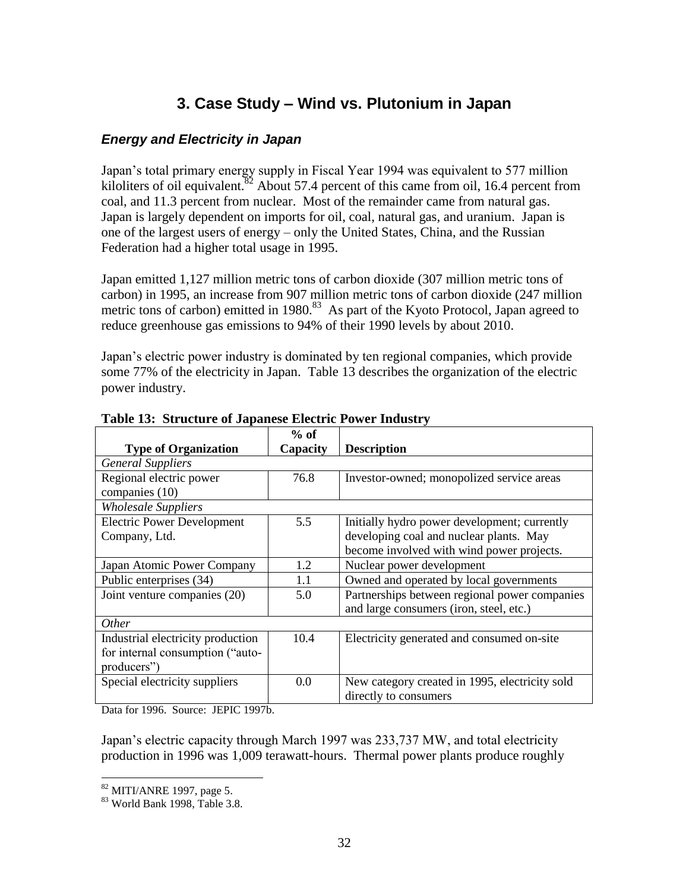# 3. Case Study – Wind vs. Plutonium in Japan

### *Energy and Electricity in Japan*

Japan's total primary energy supply in Fiscal Year 1994 was equivalent to 577 million kiloliters of oil equivalent.[82] About 57.4 percent of this came from oil, 16.4 percent from coal, and 11.3 percent from nuclear. Most of the remainder came from natural gas. Japan is largely dependent on imports for oil, coal, natural gas, and uranium. Japan is one of the largest users of energy – only the United States, China, and the Russian Federation had a higher total usage in 1995.

Japan emitted 1,127 million metric tons of carbon dioxide (307 million metric tons of carbon) in 1995, an increase from 907 million metric tons of carbon dioxide (247 million metric tons of carbon) emitted in 1980.[83] As part of the Kyoto Protocol, Japan agreed to reduce greenhouse gas emissions to 94% of their 1990 levels by about 2010.

Japan's electric power industry is dominated by ten regional companies, which provide some 77% of the electricity in Japan. Table 13 describes the organization of the electric power industry.

**Table 13: Structure of Japanese Electric Power Industry**

| Type of Organization | % of Capacity | Description |
|---|---|---|
| *General Suppliers* | | |
| Regional electric power companies (10) | 76.8 | Investor-owned; monopolized service areas |
| *Wholesale Suppliers* | | |
| Electric Power Development Company, Ltd. | 5.5 | Initially hydro power development; currently developing coal and nuclear plants. May become involved with wind power projects. |
| Japan Atomic Power Company | 1.2 | Nuclear power development |
| Public enterprises (34) | 1.1 | Owned and operated by local governments |
| Joint venture companies (20) | 5.0 | Partnerships between regional power companies and large consumers (iron, steel, etc.) |
| *Other* | | |
| Industrial electricity production for internal consumption ("auto-producers") | 10.4 | Electricity generated and consumed on-site |
| Special electricity suppliers | 0.0 | New category created in 1995, electricity sold directly to consumers |

Data for 1996. Source: JEPIC 1997b.

Japan's electric capacity through March 1997 was 233,737 MW, and total electricity production in 1996 was 1,009 terawatt-hours. Thermal power plants produce roughly

[82] MITI/ANRE 1997, page 5.

[83] World Bank 1998, Table 3.8.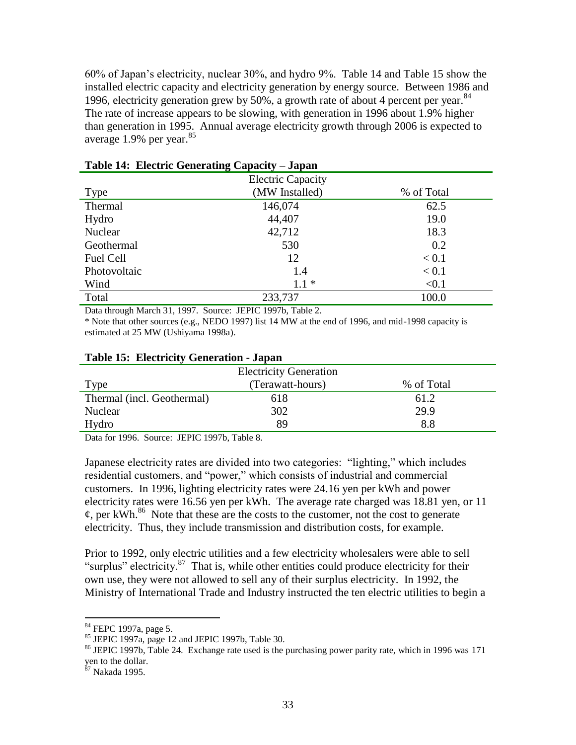60% of Japan's electricity, nuclear 30%, and hydro 9%. Table 14 and Table 15 show the installed electric capacity and electricity generation by energy source. Between 1986 and 1996, electricity generation grew by 50%, a growth rate of about 4 percent per year.[84] The rate of increase appears to be slowing, with generation in 1996 about 1.9% higher than generation in 1995. Annual average electricity growth through 2006 is expected to average 1.9% per year.[85]

**Table 14: Electric Generating Capacity – Japan**

| Type | Electric Capacity (MW Installed) | % of Total |
|---|---|---|
| Thermal | 146,074 | 62.5 |
| Hydro | 44,407 | 19.0 |
| Nuclear | 42,712 | 18.3 |
| Geothermal | 530 | 0.2 |
| Fuel Cell | 12 | < 0.1 |
| Photovoltaic | 1.4 | < 0.1 |
| Wind | 1.1 * | <0.1 |
| Total | 233,737 | 100.0 |

Data through March 31, 1997. Source: JEPIC 1997b, Table 2.

* Note that other sources (e.g., NEDO 1997) list 14 MW at the end of 1996, and mid-1998 capacity is estimated at 25 MW (Ushiyama 1998a).

**Table 15: Electricity Generation - Japan**

| Type | Electricity Generation (Terawatt-hours) | % of Total |
|---|---|---|
| Thermal (incl. Geothermal) | 618 | 61.2 |
| Nuclear | 302 | 29.9 |
| Hydro | 89 | 8.8 |

Data for 1996. Source: JEPIC 1997b, Table 8.

Japanese electricity rates are divided into two categories: "lighting," which includes residential customers, and "power," which consists of industrial and commercial customers. In 1996, lighting electricity rates were 24.16 yen per kWh and power electricity rates were 16.56 yen per kWh. The average rate charged was 18.81 yen, or 11 ¢, per kWh.[86] Note that these are the costs to the customer, not the cost to generate electricity. Thus, they include transmission and distribution costs, for example.

Prior to 1992, only electric utilities and a few electricity wholesalers were able to sell "surplus" electricity.[87] That is, while other entities could produce electricity for their own use, they were not allowed to sell any of their surplus electricity. In 1992, the Ministry of International Trade and Industry instructed the ten electric utilities to begin a

---

[84] FEPC 1997a, page 5.

[85] JEPIC 1997a, page 12 and JEPIC 1997b, Table 30.

[86] JEPIC 1997b, Table 24. Exchange rate used is the purchasing power parity rate, which in 1996 was 171 yen to the dollar.

[87] Nakada 1995.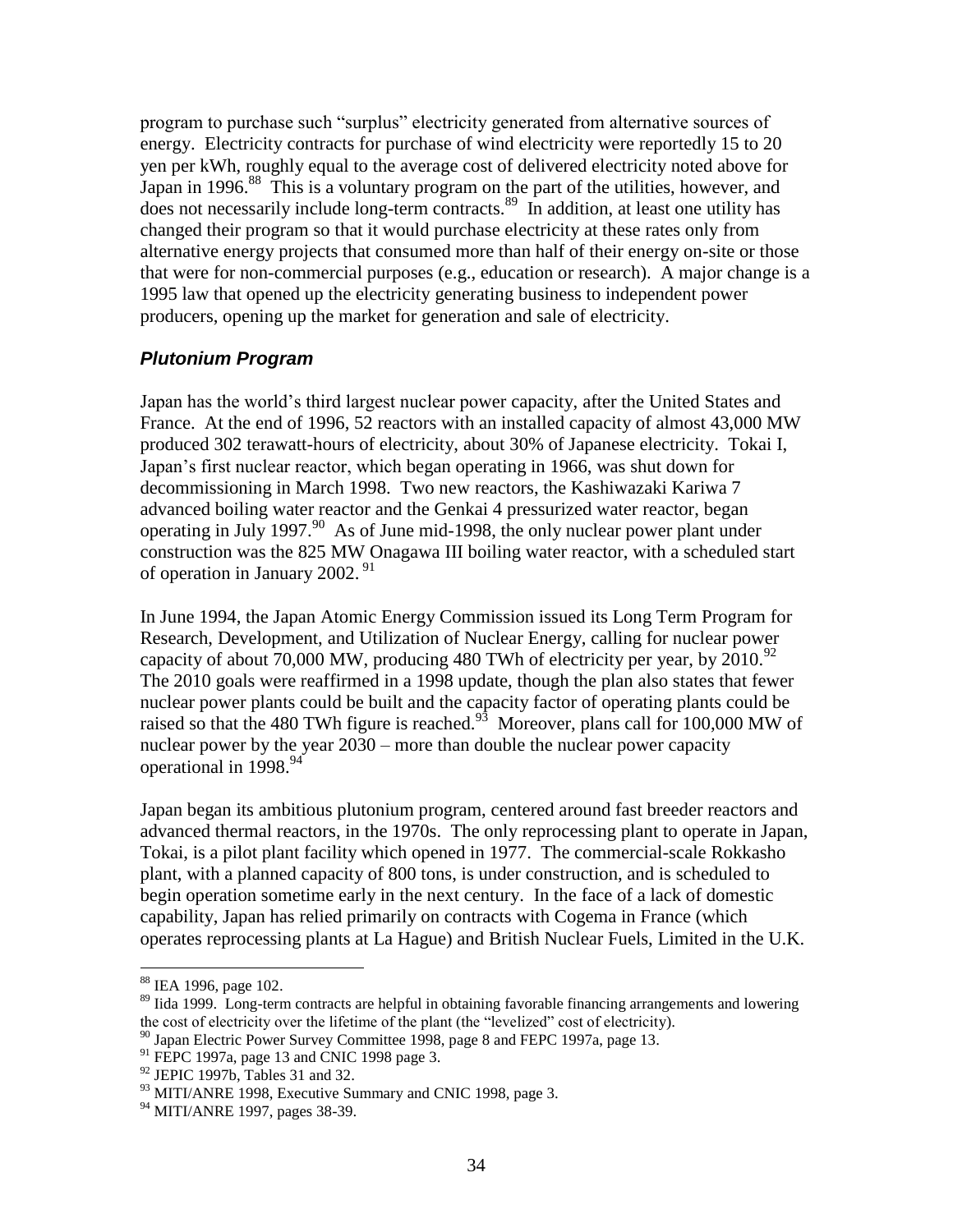program to purchase such "surplus" electricity generated from alternative sources of energy. Electricity contracts for purchase of wind electricity were reportedly 15 to 20 yen per kWh, roughly equal to the average cost of delivered electricity noted above for Japan in 1996.[88] This is a voluntary program on the part of the utilities, however, and does not necessarily include long-term contracts.[89] In addition, at least one utility has changed their program so that it would purchase electricity at these rates only from alternative energy projects that consumed more than half of their energy on-site or those that were for non-commercial purposes (e.g., education or research). A major change is a 1995 law that opened up the electricity generating business to independent power producers, opening up the market for generation and sale of electricity.

### *Plutonium Program*

Japan has the world's third largest nuclear power capacity, after the United States and France. At the end of 1996, 52 reactors with an installed capacity of almost 43,000 MW produced 302 terawatt-hours of electricity, about 30% of Japanese electricity. Tokai I, Japan's first nuclear reactor, which began operating in 1966, was shut down for decommissioning in March 1998. Two new reactors, the Kashiwazaki Kariwa 7 advanced boiling water reactor and the Genkai 4 pressurized water reactor, began operating in July 1997.[90] As of June mid-1998, the only nuclear power plant under construction was the 825 MW Onagawa III boiling water reactor, with a scheduled start of operation in January 2002.[91]

In June 1994, the Japan Atomic Energy Commission issued its Long Term Program for Research, Development, and Utilization of Nuclear Energy, calling for nuclear power capacity of about 70,000 MW, producing 480 TWh of electricity per year, by 2010.[92] The 2010 goals were reaffirmed in a 1998 update, though the plan also states that fewer nuclear power plants could be built and the capacity factor of operating plants could be raised so that the 480 TWh figure is reached.[93] Moreover, plans call for 100,000 MW of nuclear power by the year 2030 – more than double the nuclear power capacity operational in 1998.[94]

Japan began its ambitious plutonium program, centered around fast breeder reactors and advanced thermal reactors, in the 1970s. The only reprocessing plant to operate in Japan, Tokai, is a pilot plant facility which opened in 1977. The commercial-scale Rokkasho plant, with a planned capacity of 800 tons, is under construction, and is scheduled to begin operation sometime early in the next century. In the face of a lack of domestic capability, Japan has relied primarily on contracts with Cogema in France (which operates reprocessing plants at La Hague) and British Nuclear Fuels, Limited in the U.K.

---

[88] IEA 1996, page 102.

[89] Iida 1999. Long-term contracts are helpful in obtaining favorable financing arrangements and lowering the cost of electricity over the lifetime of the plant (the "levelized" cost of electricity).

[90] Japan Electric Power Survey Committee 1998, page 8 and FEPC 1997a, page 13.

[91] FEPC 1997a, page 13 and CNIC 1998 page 3.

[92] JEPIC 1997b, Tables 31 and 32.

[93] MITI/ANRE 1998, Executive Summary and CNIC 1998, page 3.

[94] MITI/ANRE 1997, pages 38-39.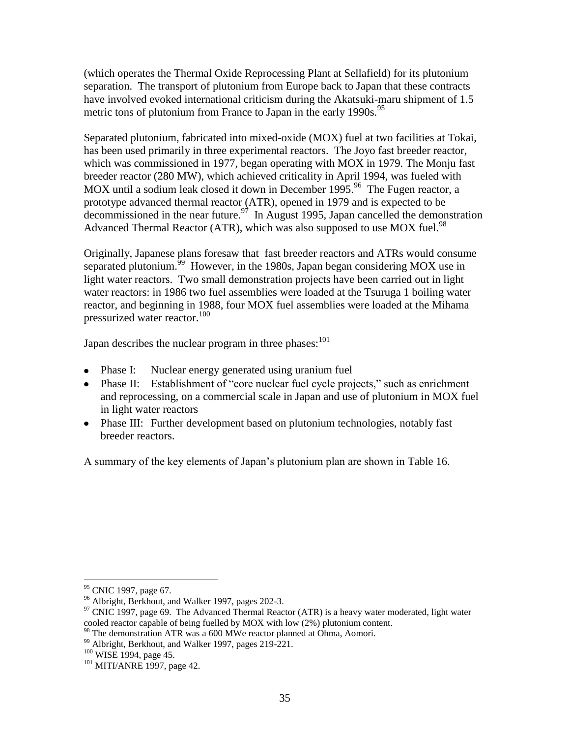(which operates the Thermal Oxide Reprocessing Plant at Sellafield) for its plutonium separation. The transport of plutonium from Europe back to Japan that these contracts have involved evoked international criticism during the Akatsuki-maru shipment of 1.5 metric tons of plutonium from France to Japan in the early 1990s.[95]

Separated plutonium, fabricated into mixed-oxide (MOX) fuel at two facilities at Tokai, has been used primarily in three experimental reactors. The Joyo fast breeder reactor, which was commissioned in 1977, began operating with MOX in 1979. The Monju fast breeder reactor (280 MW), which achieved criticality in April 1994, was fueled with MOX until a sodium leak closed it down in December 1995.[96] The Fugen reactor, a prototype advanced thermal reactor (ATR), opened in 1979 and is expected to be decommissioned in the near future.[97] In August 1995, Japan cancelled the demonstration Advanced Thermal Reactor (ATR), which was also supposed to use MOX fuel.[98]

Originally, Japanese plans foresaw that fast breeder reactors and ATRs would consume separated plutonium.[99] However, in the 1980s, Japan began considering MOX use in light water reactors. Two small demonstration projects have been carried out in light water reactors: in 1986 two fuel assemblies were loaded at the Tsuruga 1 boiling water reactor, and beginning in 1988, four MOX fuel assemblies were loaded at the Mihama pressurized water reactor.[100]

Japan describes the nuclear program in three phases:[101]

- Phase I: Nuclear energy generated using uranium fuel
- Phase II: Establishment of "core nuclear fuel cycle projects," such as enrichment and reprocessing, on a commercial scale in Japan and use of plutonium in MOX fuel in light water reactors
- Phase III: Further development based on plutonium technologies, notably fast breeder reactors.

A summary of the key elements of Japan's plutonium plan are shown in Table 16.

---

[95] CNIC 1997, page 67.

[96] Albright, Berkhout, and Walker 1997, pages 202-3.

[97] CNIC 1997, page 69. The Advanced Thermal Reactor (ATR) is a heavy water moderated, light water cooled reactor capable of being fuelled by MOX with low (2%) plutonium content.

[98] The demonstration ATR was a 600 MWe reactor planned at Ohma, Aomori.

[99] Albright, Berkhout, and Walker 1997, pages 219-221.

[100] WISE 1994, page 45.

[101] MITI/ANRE 1997, page 42.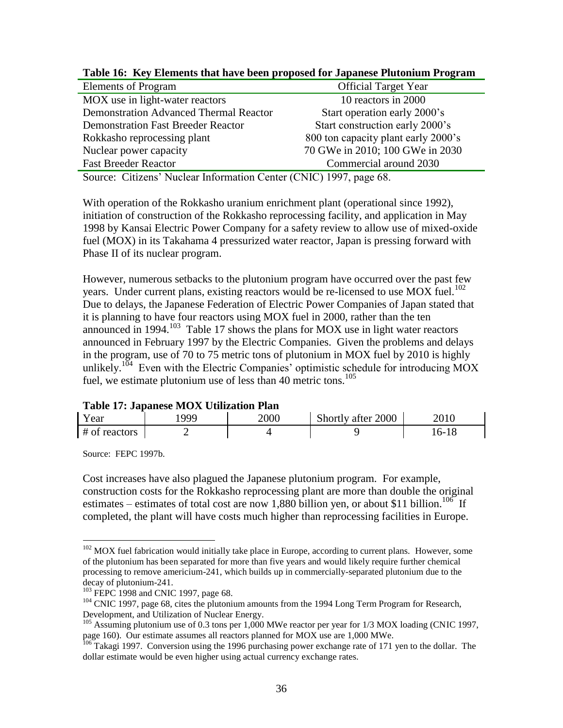**Table 16: Key Elements that have been proposed for Japanese Plutonium Program**

| Elements of Program | Official Target Year |
| --- | --- |
| MOX use in light-water reactors | 10 reactors in 2000 |
| Demonstration Advanced Thermal Reactor | Start operation early 2000's |
| Demonstration Fast Breeder Reactor | Start construction early 2000's |
| Rokkasho reprocessing plant | 800 ton capacity plant early 2000's |
| Nuclear power capacity | 70 GWe in 2010; 100 GWe in 2030 |
| Fast Breeder Reactor | Commercial around 2030 |

Source: Citizens' Nuclear Information Center (CNIC) 1997, page 68.

With operation of the Rokkasho uranium enrichment plant (operational since 1992), initiation of construction of the Rokkasho reprocessing facility, and application in May 1998 by Kansai Electric Power Company for a safety review to allow use of mixed-oxide fuel (MOX) in its Takahama 4 pressurized water reactor, Japan is pressing forward with Phase II of its nuclear program.

However, numerous setbacks to the plutonium program have occurred over the past few years. Under current plans, existing reactors would be re-licensed to use MOX fuel.[102] Due to delays, the Japanese Federation of Electric Power Companies of Japan stated that it is planning to have four reactors using MOX fuel in 2000, rather than the ten announced in 1994.[103] Table 17 shows the plans for MOX use in light water reactors announced in February 1997 by the Electric Companies. Given the problems and delays in the program, use of 70 to 75 metric tons of plutonium in MOX fuel by 2010 is highly unlikely.[104] Even with the Electric Companies' optimistic schedule for introducing MOX fuel, we estimate plutonium use of less than 40 metric tons.[105]

**Table 17: Japanese MOX Utilization Plan**

| Year | 1999 | 2000 | Shortly after 2000 | 2010 |
| --- | --- | --- | --- | --- |
| # of reactors | 2 | 4 | 9 | 16-18 |

Source: FEPC 1997b.

Cost increases have also plagued the Japanese plutonium program. For example, construction costs for the Rokkasho reprocessing plant are more than double the original estimates – estimates of total cost are now 1,880 billion yen, or about $11 billion.[106] If completed, the plant will have costs much higher than reprocessing facilities in Europe.

---

[102] MOX fuel fabrication would initially take place in Europe, according to current plans. However, some of the plutonium has been separated for more than five years and would likely require further chemical processing to remove americium-241, which builds up in commercially-separated plutonium due to the decay of plutonium-241.

[103] FEPC 1998 and CNIC 1997, page 68.

[104] CNIC 1997, page 68, cites the plutonium amounts from the 1994 Long Term Program for Research, Development, and Utilization of Nuclear Energy.

[105] Assuming plutonium use of 0.3 tons per 1,000 MWe reactor per year for 1/3 MOX loading (CNIC 1997, page 160). Our estimate assumes all reactors planned for MOX use are 1,000 MWe.

[106] Takagi 1997. Conversion using the 1996 purchasing power exchange rate of 171 yen to the dollar. The dollar estimate would be even higher using actual currency exchange rates.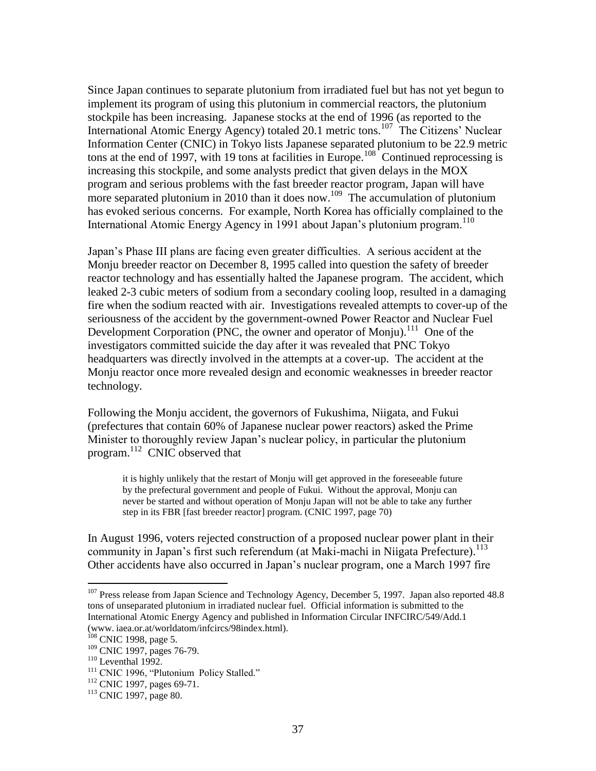Since Japan continues to separate plutonium from irradiated fuel but has not yet begun to implement its program of using this plutonium in commercial reactors, the plutonium stockpile has been increasing. Japanese stocks at the end of 1996 (as reported to the International Atomic Energy Agency) totaled 20.1 metric tons.[107] The Citizens' Nuclear Information Center (CNIC) in Tokyo lists Japanese separated plutonium to be 22.9 metric tons at the end of 1997, with 19 tons at facilities in Europe.[108] Continued reprocessing is increasing this stockpile, and some analysts predict that given delays in the MOX program and serious problems with the fast breeder reactor program, Japan will have more separated plutonium in 2010 than it does now.[109] The accumulation of plutonium has evoked serious concerns. For example, North Korea has officially complained to the International Atomic Energy Agency in 1991 about Japan's plutonium program.[110]

Japan's Phase III plans are facing even greater difficulties. A serious accident at the Monju breeder reactor on December 8, 1995 called into question the safety of breeder reactor technology and has essentially halted the Japanese program. The accident, which leaked 2-3 cubic meters of sodium from a secondary cooling loop, resulted in a damaging fire when the sodium reacted with air. Investigations revealed attempts to cover-up of the seriousness of the accident by the government-owned Power Reactor and Nuclear Fuel Development Corporation (PNC, the owner and operator of Monju).[111] One of the investigators committed suicide the day after it was revealed that PNC Tokyo headquarters was directly involved in the attempts at a cover-up. The accident at the Monju reactor once more revealed design and economic weaknesses in breeder reactor technology.

Following the Monju accident, the governors of Fukushima, Niigata, and Fukui (prefectures that contain 60% of Japanese nuclear power reactors) asked the Prime Minister to thoroughly review Japan's nuclear policy, in particular the plutonium program.[112] CNIC observed that

> it is highly unlikely that the restart of Monju will get approved in the foreseeable future by the prefectural government and people of Fukui. Without the approval, Monju can never be started and without operation of Monju Japan will not be able to take any further step in its FBR [fast breeder reactor] program. (CNIC 1997, page 70)

In August 1996, voters rejected construction of a proposed nuclear power plant in their community in Japan's first such referendum (at Maki-machi in Niigata Prefecture).[113] Other accidents have also occurred in Japan's nuclear program, one a March 1997 fire

---

[107] Press release from Japan Science and Technology Agency, December 5, 1997. Japan also reported 48.8 tons of unseparated plutonium in irradiated nuclear fuel. Official information is submitted to the International Atomic Energy Agency and published in Information Circular INFCIRC/549/Add.1 (www. iaea.or.at/worldatom/infcircs/98index.html).

[108] CNIC 1998, page 5.

[109] CNIC 1997, pages 76-79.

[110] Leventhal 1992.

[111] CNIC 1996, "Plutonium Policy Stalled."

[112] CNIC 1997, pages 69-71.

[113] CNIC 1997, page 80.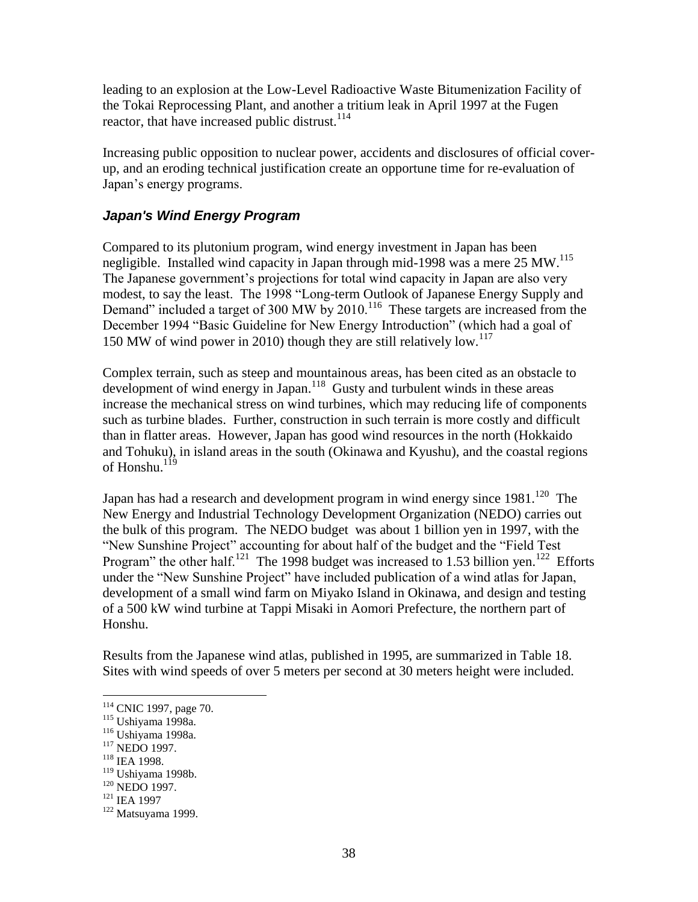leading to an explosion at the Low-Level Radioactive Waste Bitumenization Facility of the Tokai Reprocessing Plant, and another a tritium leak in April 1997 at the Fugen reactor, that have increased public distrust.[114]

Increasing public opposition to nuclear power, accidents and disclosures of official cover-up, and an eroding technical justification create an opportune time for re-evaluation of Japan's energy programs.

### *Japan's Wind Energy Program*

Compared to its plutonium program, wind energy investment in Japan has been negligible. Installed wind capacity in Japan through mid-1998 was a mere 25 MW.[115] The Japanese government's projections for total wind capacity in Japan are also very modest, to say the least. The 1998 "Long-term Outlook of Japanese Energy Supply and Demand" included a target of 300 MW by 2010.[116] These targets are increased from the December 1994 "Basic Guideline for New Energy Introduction" (which had a goal of 150 MW of wind power in 2010) though they are still relatively low.[117]

Complex terrain, such as steep and mountainous areas, has been cited as an obstacle to development of wind energy in Japan.[118] Gusty and turbulent winds in these areas increase the mechanical stress on wind turbines, which may reducing life of components such as turbine blades. Further, construction in such terrain is more costly and difficult than in flatter areas. However, Japan has good wind resources in the north (Hokkaido and Tohuku), in island areas in the south (Okinawa and Kyushu), and the coastal regions of Honshu.[119]

Japan has had a research and development program in wind energy since 1981.[120] The New Energy and Industrial Technology Development Organization (NEDO) carries out the bulk of this program. The NEDO budget was about 1 billion yen in 1997, with the "New Sunshine Project" accounting for about half of the budget and the "Field Test Program" the other half.[121] The 1998 budget was increased to 1.53 billion yen.[122] Efforts under the "New Sunshine Project" have included publication of a wind atlas for Japan, development of a small wind farm on Miyako Island in Okinawa, and design and testing of a 500 kW wind turbine at Tappi Misaki in Aomori Prefecture, the northern part of Honshu.

Results from the Japanese wind atlas, published in 1995, are summarized in Table 18. Sites with wind speeds of over 5 meters per second at 30 meters height were included.

---

[114] CNIC 1997, page 70.
[115] Ushiyama 1998a.
[116] Ushiyama 1998a.
[117] NEDO 1997.
[118] IEA 1998.
[119] Ushiyama 1998b.
[120] NEDO 1997.
[121] IEA 1997
[122] Matsuyama 1999.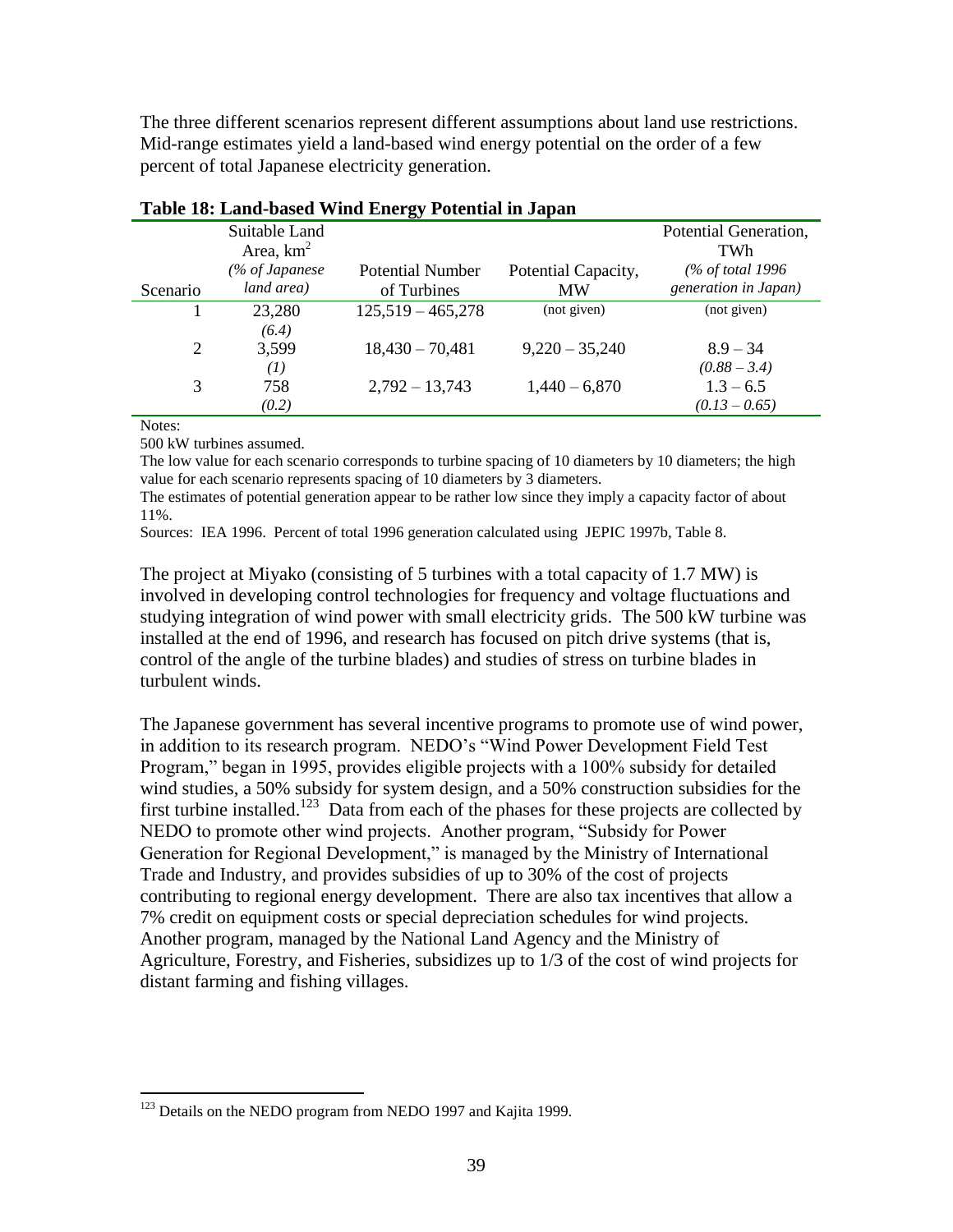The three different scenarios represent different assumptions about land use restrictions. Mid-range estimates yield a land-based wind energy potential on the order of a few percent of total Japanese electricity generation.

**Table 18: Land-based Wind Energy Potential in Japan**

| Scenario | Suitable Land Area, $km^2$ *(% of Japanese land area)* | Potential Number of Turbines | Potential Capacity, MW | Potential Generation, TWh *(% of total 1996 generation in Japan)* |
|---|---|---|---|---|
| 1 | 23,280 *(6.4)* | 125,519 – 465,278 | (not given) | (not given) |
| 2 | 3,599 *(1)* | 18,430 – 70,481 | 9,220 – 35,240 | 8.9 – 34 *(0.88 – 3.4)* |
| 3 | 758 *(0.2)* | 2,792 – 13,743 | 1,440 – 6,870 | 1.3 – 6.5 *(0.13 – 0.65)* |

Notes:

500 kW turbines assumed.

The low value for each scenario corresponds to turbine spacing of 10 diameters by 10 diameters; the high value for each scenario represents spacing of 10 diameters by 3 diameters.

The estimates of potential generation appear to be rather low since they imply a capacity factor of about 11%.

Sources: IEA 1996. Percent of total 1996 generation calculated using JEPIC 1997b, Table 8.

The project at Miyako (consisting of 5 turbines with a total capacity of 1.7 MW) is involved in developing control technologies for frequency and voltage fluctuations and studying integration of wind power with small electricity grids. The 500 kW turbine was installed at the end of 1996, and research has focused on pitch drive systems (that is, control of the angle of the turbine blades) and studies of stress on turbine blades in turbulent winds.

The Japanese government has several incentive programs to promote use of wind power, in addition to its research program. NEDO's "Wind Power Development Field Test Program," began in 1995, provides eligible projects with a 100% subsidy for detailed wind studies, a 50% subsidy for system design, and a 50% construction subsidies for the first turbine installed.[123] Data from each of the phases for these projects are collected by NEDO to promote other wind projects. Another program, "Subsidy for Power Generation for Regional Development," is managed by the Ministry of International Trade and Industry, and provides subsidies of up to 30% of the cost of projects contributing to regional energy development. There are also tax incentives that allow a 7% credit on equipment costs or special depreciation schedules for wind projects. Another program, managed by the National Land Agency and the Ministry of Agriculture, Forestry, and Fisheries, subsidizes up to 1/3 of the cost of wind projects for distant farming and fishing villages.

[123] Details on the NEDO program from NEDO 1997 and Kajita 1999.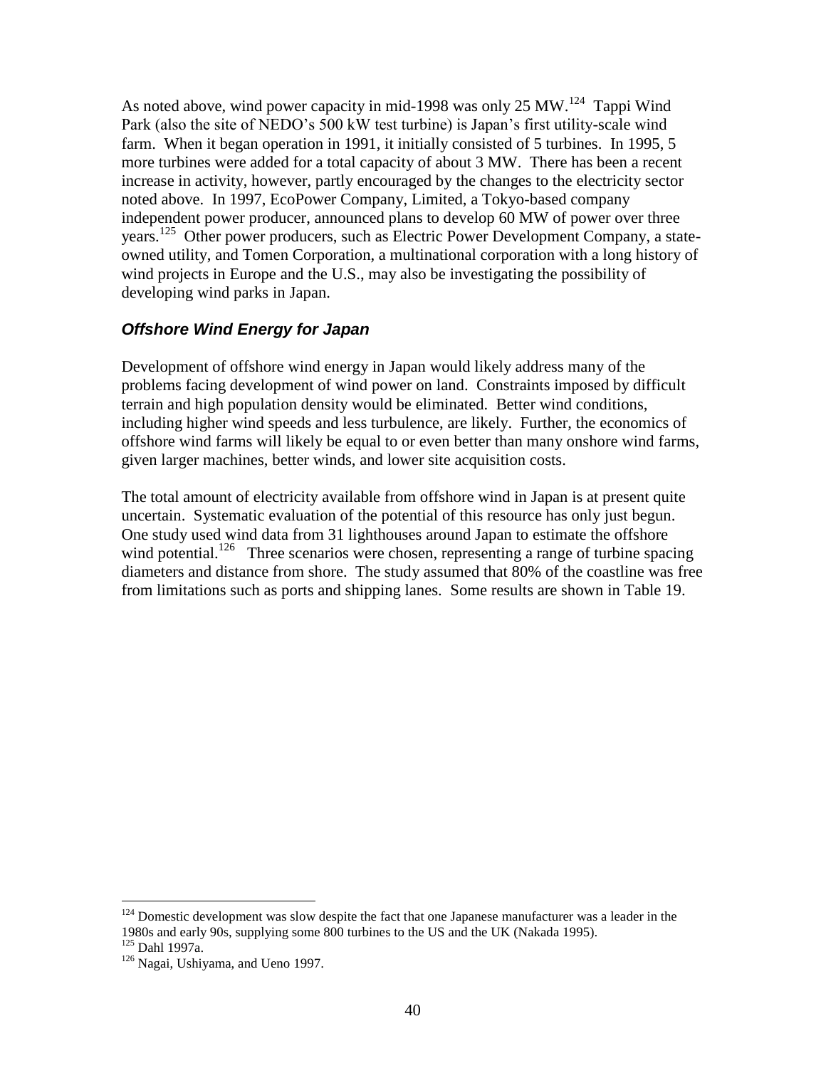As noted above, wind power capacity in mid-1998 was only 25 MW.[124] Tappi Wind Park (also the site of NEDO's 500 kW test turbine) is Japan's first utility-scale wind farm. When it began operation in 1991, it initially consisted of 5 turbines. In 1995, 5 more turbines were added for a total capacity of about 3 MW. There has been a recent increase in activity, however, partly encouraged by the changes to the electricity sector noted above. In 1997, EcoPower Company, Limited, a Tokyo-based company independent power producer, announced plans to develop 60 MW of power over three years.[125] Other power producers, such as Electric Power Development Company, a state-owned utility, and Tomen Corporation, a multinational corporation with a long history of wind projects in Europe and the U.S., may also be investigating the possibility of developing wind parks in Japan.

### *Offshore Wind Energy for Japan*

Development of offshore wind energy in Japan would likely address many of the problems facing development of wind power on land. Constraints imposed by difficult terrain and high population density would be eliminated. Better wind conditions, including higher wind speeds and less turbulence, are likely. Further, the economics of offshore wind farms will likely be equal to or even better than many onshore wind farms, given larger machines, better winds, and lower site acquisition costs.

The total amount of electricity available from offshore wind in Japan is at present quite uncertain. Systematic evaluation of the potential of this resource has only just begun. One study used wind data from 31 lighthouses around Japan to estimate the offshore wind potential.[126] Three scenarios were chosen, representing a range of turbine spacing diameters and distance from shore. The study assumed that 80% of the coastline was free from limitations such as ports and shipping lanes. Some results are shown in Table 19.

---

[124] Domestic development was slow despite the fact that one Japanese manufacturer was a leader in the 1980s and early 90s, supplying some 800 turbines to the US and the UK (Nakada 1995).

[125] Dahl 1997a.

[126] Nagai, Ushiyama, and Ueno 1997.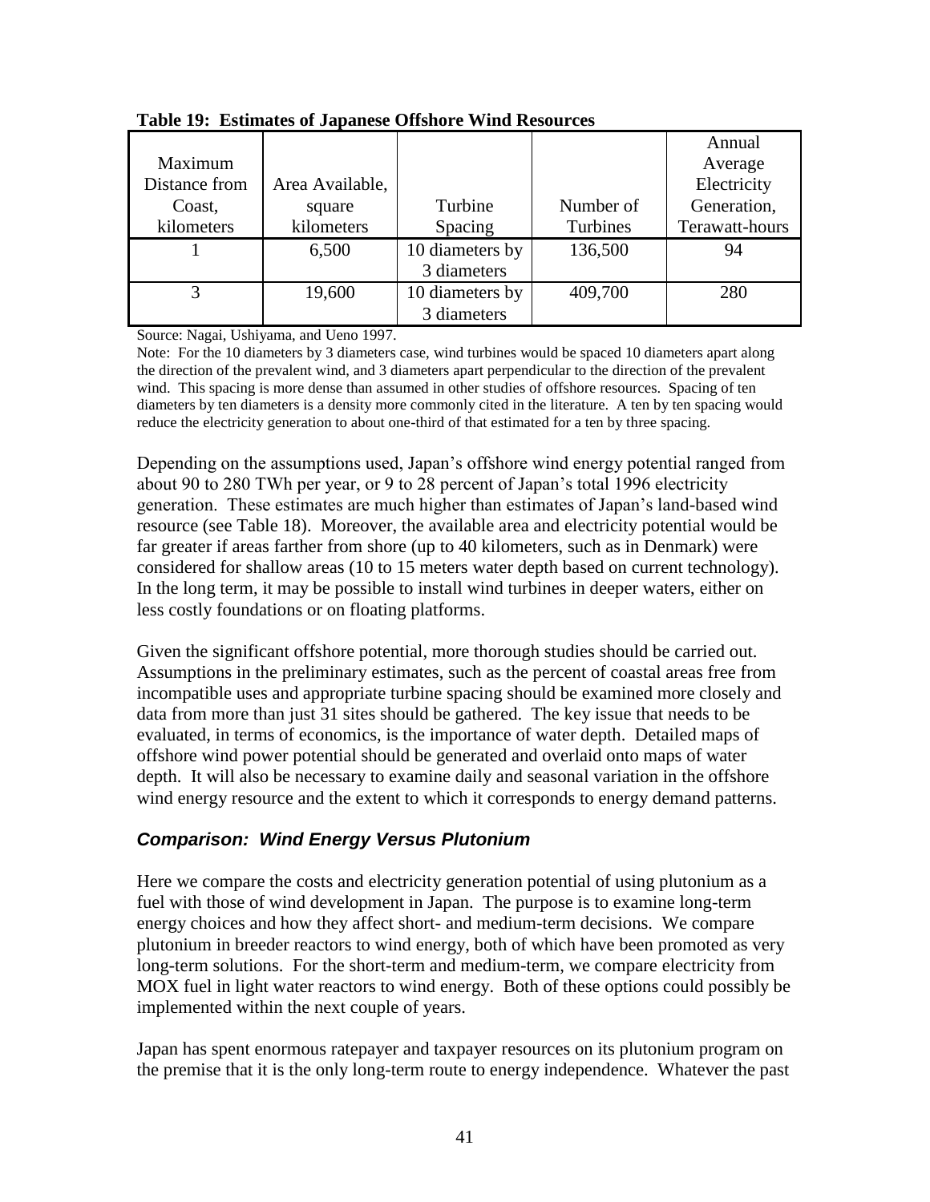**Table 19: Estimates of Japanese Offshore Wind Resources**

| Maximum Distance from Coast, kilometers | Area Available, square kilometers | Turbine Spacing | Number of Turbines | Annual Average Electricity Generation, Terawatt-hours |
|---|---|---|---|---|
| 1 | 6,500 | 10 diameters by 3 diameters | 136,500 | 94 |
| 3 | 19,600 | 10 diameters by 3 diameters | 409,700 | 280 |

Source: Nagai, Ushiyama, and Ueno 1997.

Note: For the 10 diameters by 3 diameters case, wind turbines would be spaced 10 diameters apart along the direction of the prevalent wind, and 3 diameters apart perpendicular to the direction of the prevalent wind. This spacing is more dense than assumed in other studies of offshore resources. Spacing of ten diameters by ten diameters is a density more commonly cited in the literature. A ten by ten spacing would reduce the electricity generation to about one-third of that estimated for a ten by three spacing.

Depending on the assumptions used, Japan's offshore wind energy potential ranged from about 90 to 280 TWh per year, or 9 to 28 percent of Japan's total 1996 electricity generation. These estimates are much higher than estimates of Japan's land-based wind resource (see Table 18). Moreover, the available area and electricity potential would be far greater if areas farther from shore (up to 40 kilometers, such as in Denmark) were considered for shallow areas (10 to 15 meters water depth based on current technology). In the long term, it may be possible to install wind turbines in deeper waters, either on less costly foundations or on floating platforms.

Given the significant offshore potential, more thorough studies should be carried out. Assumptions in the preliminary estimates, such as the percent of coastal areas free from incompatible uses and appropriate turbine spacing should be examined more closely and data from more than just 31 sites should be gathered. The key issue that needs to be evaluated, in terms of economics, is the importance of water depth. Detailed maps of offshore wind power potential should be generated and overlaid onto maps of water depth. It will also be necessary to examine daily and seasonal variation in the offshore wind energy resource and the extent to which it corresponds to energy demand patterns.

### *Comparison: Wind Energy Versus Plutonium*

Here we compare the costs and electricity generation potential of using plutonium as a fuel with those of wind development in Japan. The purpose is to examine long-term energy choices and how they affect short- and medium-term decisions. We compare plutonium in breeder reactors to wind energy, both of which have been promoted as very long-term solutions. For the short-term and medium-term, we compare electricity from MOX fuel in light water reactors to wind energy. Both of these options could possibly be implemented within the next couple of years.

Japan has spent enormous ratepayer and taxpayer resources on its plutonium program on the premise that it is the only long-term route to energy independence. Whatever the past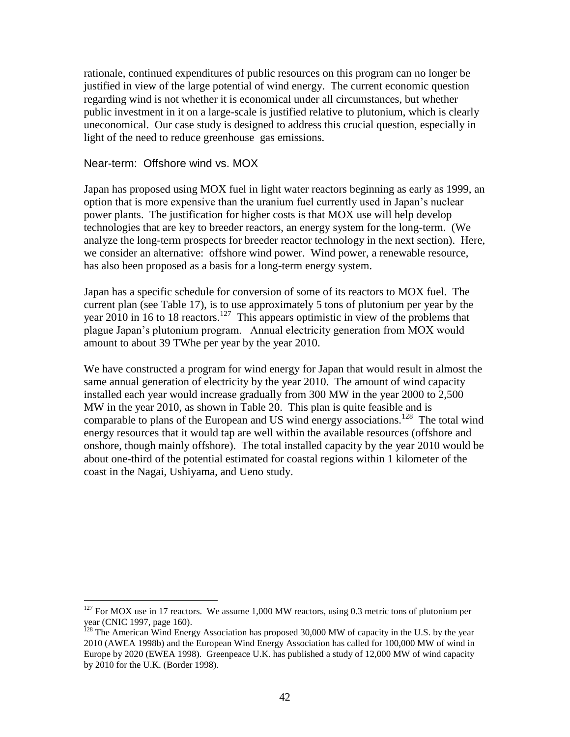rationale, continued expenditures of public resources on this program can no longer be justified in view of the large potential of wind energy. The current economic question regarding wind is not whether it is economical under all circumstances, but whether public investment in it on a large-scale is justified relative to plutonium, which is clearly uneconomical. Our case study is designed to address this crucial question, especially in light of the need to reduce greenhouse gas emissions.

### Near-term: Offshore wind vs. MOX

Japan has proposed using MOX fuel in light water reactors beginning as early as 1999, an option that is more expensive than the uranium fuel currently used in Japan's nuclear power plants. The justification for higher costs is that MOX use will help develop technologies that are key to breeder reactors, an energy system for the long-term. (We analyze the long-term prospects for breeder reactor technology in the next section). Here, we consider an alternative: offshore wind power. Wind power, a renewable resource, has also been proposed as a basis for a long-term energy system.

Japan has a specific schedule for conversion of some of its reactors to MOX fuel. The current plan (see Table 17), is to use approximately 5 tons of plutonium per year by the year 2010 in 16 to 18 reactors.[127] This appears optimistic in view of the problems that plague Japan's plutonium program. Annual electricity generation from MOX would amount to about 39 TWhe per year by the year 2010.

We have constructed a program for wind energy for Japan that would result in almost the same annual generation of electricity by the year 2010. The amount of wind capacity installed each year would increase gradually from 300 MW in the year 2000 to 2,500 MW in the year 2010, as shown in Table 20. This plan is quite feasible and is comparable to plans of the European and US wind energy associations.[128] The total wind energy resources that it would tap are well within the available resources (offshore and onshore, though mainly offshore). The total installed capacity by the year 2010 would be about one-third of the potential estimated for coastal regions within 1 kilometer of the coast in the Nagai, Ushiyama, and Ueno study.

---

[127] For MOX use in 17 reactors. We assume 1,000 MW reactors, using 0.3 metric tons of plutonium per year (CNIC 1997, page 160).

[128] The American Wind Energy Association has proposed 30,000 MW of capacity in the U.S. by the year 2010 (AWEA 1998b) and the European Wind Energy Association has called for 100,000 MW of wind in Europe by 2020 (EWEA 1998). Greenpeace U.K. has published a study of 12,000 MW of wind capacity by 2010 for the U.K. (Border 1998).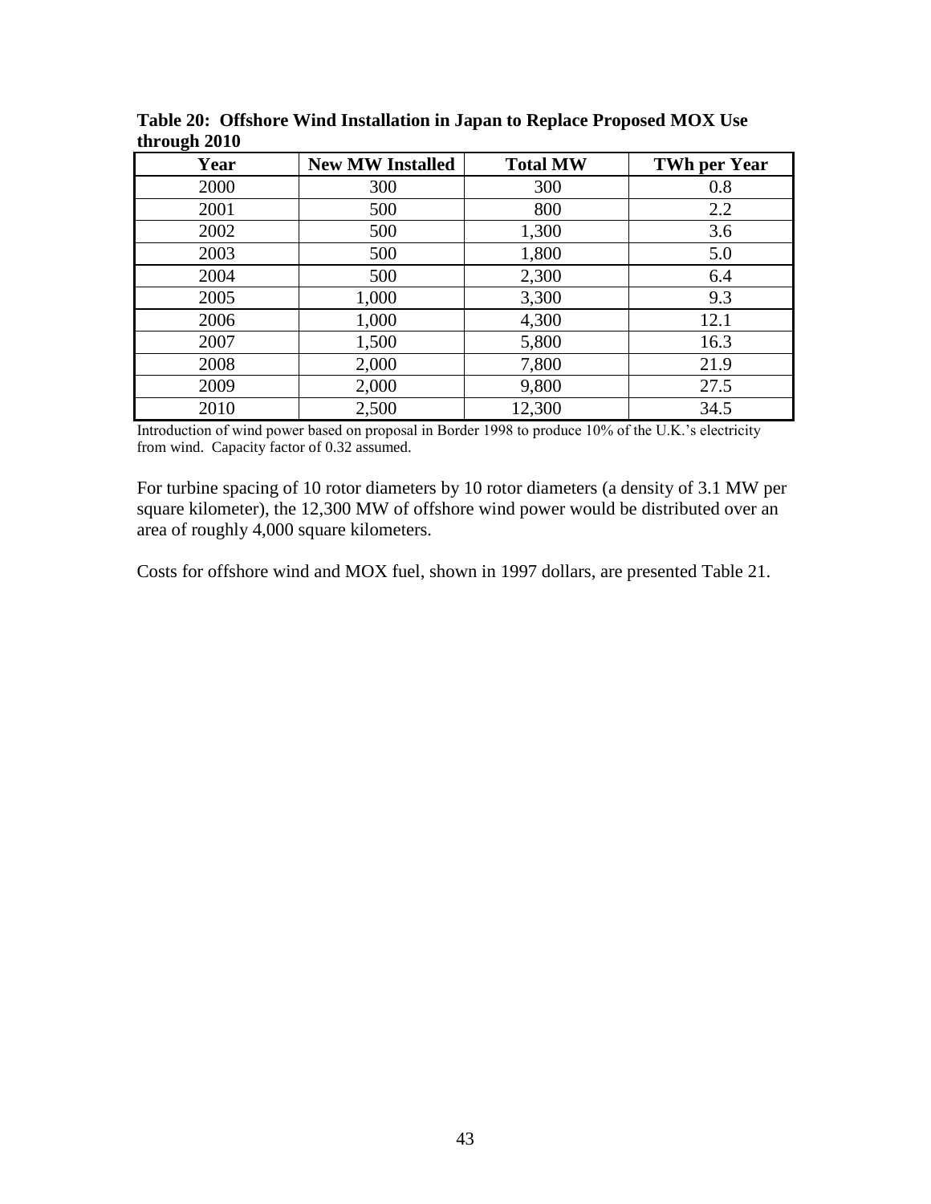**Table 20: Offshore Wind Installation in Japan to Replace Proposed MOX Use through 2010**

| Year | New MW Installed | Total MW | TWh per Year |
|---|---|---|---|
| 2000 | 300 | 300 | 0.8 |
| 2001 | 500 | 800 | 2.2 |
| 2002 | 500 | 1,300 | 3.6 |
| 2003 | 500 | 1,800 | 5.0 |
| 2004 | 500 | 2,300 | 6.4 |
| 2005 | 1,000 | 3,300 | 9.3 |
| 2006 | 1,000 | 4,300 | 12.1 |
| 2007 | 1,500 | 5,800 | 16.3 |
| 2008 | 2,000 | 7,800 | 21.9 |
| 2009 | 2,000 | 9,800 | 27.5 |
| 2010 | 2,500 | 12,300 | 34.5 |

Introduction of wind power based on proposal in Border 1998 to produce 10% of the U.K.'s electricity from wind. Capacity factor of 0.32 assumed.

For turbine spacing of 10 rotor diameters by 10 rotor diameters (a density of 3.1 MW per square kilometer), the 12,300 MW of offshore wind power would be distributed over an area of roughly 4,000 square kilometers.

Costs for offshore wind and MOX fuel, shown in 1997 dollars, are presented Table 21.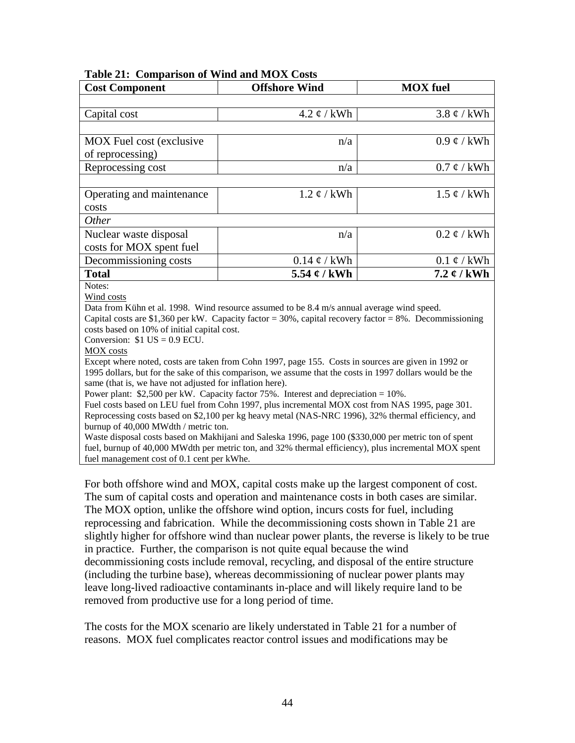**Table 21: Comparison of Wind and MOX Costs**

| Cost Component | Offshore Wind | MOX fuel |
|---|---|---|
| | | |
| Capital cost | 4.2 ¢ / kWh | 3.8 ¢ / kWh |
| | | |
| MOX Fuel cost (exclusive of reprocessing) | n/a | 0.9 ¢ / kWh |
| Reprocessing cost | n/a | 0.7 ¢ / kWh |
| | | |
| Operating and maintenance costs | 1.2 ¢ / kWh | 1.5 ¢ / kWh |
| *Other* | | |
| Nuclear waste disposal costs for MOX spent fuel | n/a | 0.2 ¢ / kWh |
| Decommissioning costs | 0.14 ¢ / kWh | 0.1 ¢ / kWh |
| **Total** | **5.54 ¢ / kWh** | **7.2 ¢ / kWh** |

Notes:

Wind costs

Data from Kühn et al. 1998. Wind resource assumed to be 8.4 m/s annual average wind speed.
Capital costs are $1,360 per kW. Capacity factor = 30%, capital recovery factor = 8%. Decommissioning costs based on 10% of initial capital cost.
Conversion: $1 US = 0.9 ECU.

MOX costs

Except where noted, costs are taken from Cohn 1997, page 155. Costs in sources are given in 1992 or 1995 dollars, but for the sake of this comparison, we assume that the costs in 1997 dollars would be the same (that is, we have not adjusted for inflation here).
Power plant: $2,500 per kW. Capacity factor 75%. Interest and depreciation = 10%.
Fuel costs based on LEU fuel from Cohn 1997, plus incremental MOX cost from NAS 1995, page 301.
Reprocessing costs based on $2,100 per kg heavy metal (NAS-NRC 1996), 32% thermal efficiency, and burnup of 40,000 MWdth / metric ton.
Waste disposal costs based on Makhijani and Saleska 1996, page 100 ($330,000 per metric ton of spent fuel, burnup of 40,000 MWdth per metric ton, and 32% thermal efficiency), plus incremental MOX spent fuel management cost of 0.1 cent per kWhe.

For both offshore wind and MOX, capital costs make up the largest component of cost. The sum of capital costs and operation and maintenance costs in both cases are similar. The MOX option, unlike the offshore wind option, incurs costs for fuel, including reprocessing and fabrication. While the decommissioning costs shown in Table 21 are slightly higher for offshore wind than nuclear power plants, the reverse is likely to be true in practice. Further, the comparison is not quite equal because the wind decommissioning costs include removal, recycling, and disposal of the entire structure (including the turbine base), whereas decommissioning of nuclear power plants may leave long-lived radioactive contaminants in-place and will likely require land to be removed from productive use for a long period of time.

The costs for the MOX scenario are likely understated in Table 21 for a number of reasons. MOX fuel complicates reactor control issues and modifications may be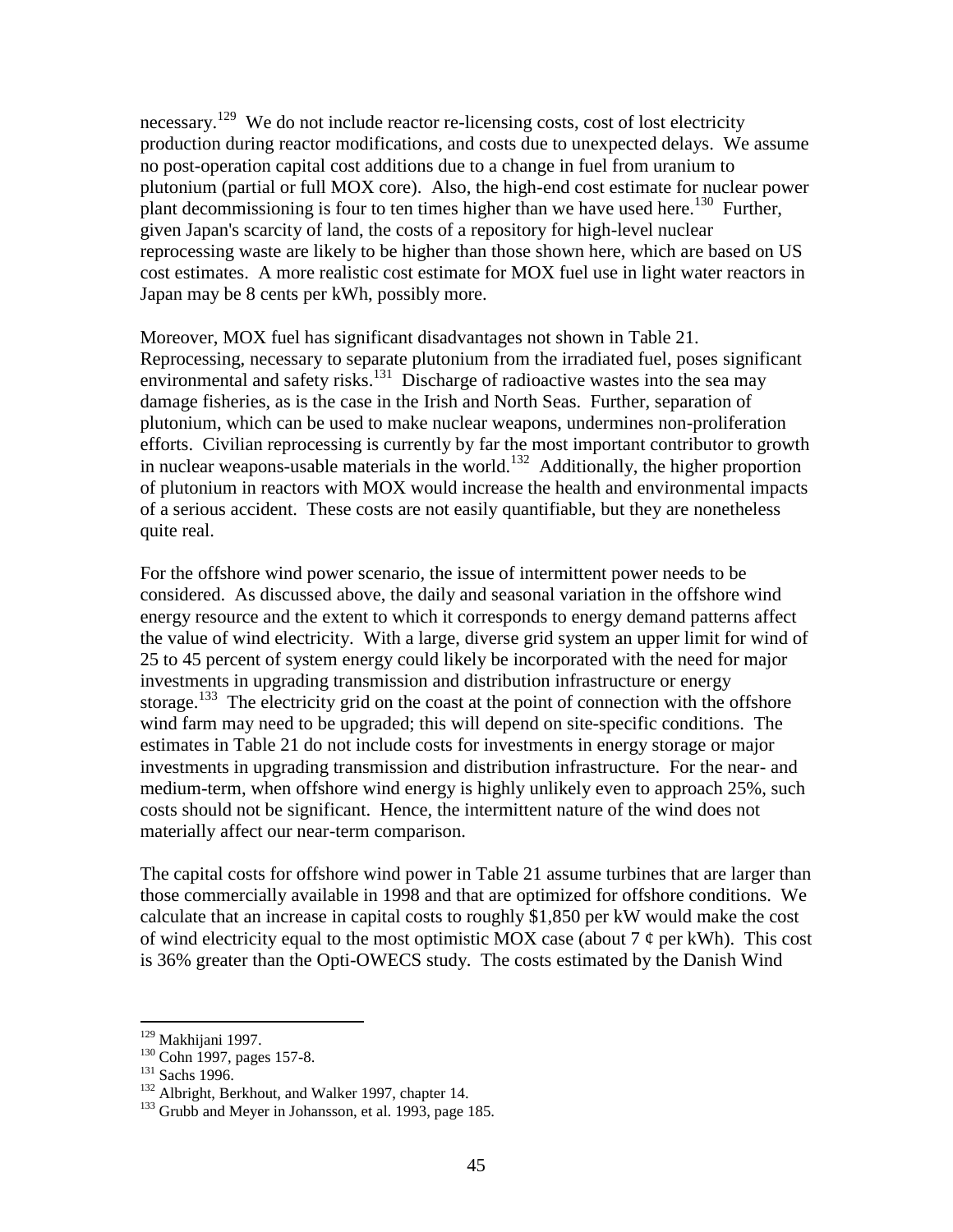necessary.[129] We do not include reactor re-licensing costs, cost of lost electricity production during reactor modifications, and costs due to unexpected delays. We assume no post-operation capital cost additions due to a change in fuel from uranium to plutonium (partial or full MOX core). Also, the high-end cost estimate for nuclear power plant decommissioning is four to ten times higher than we have used here.[130] Further, given Japan's scarcity of land, the costs of a repository for high-level nuclear reprocessing waste are likely to be higher than those shown here, which are based on US cost estimates. A more realistic cost estimate for MOX fuel use in light water reactors in Japan may be 8 cents per kWh, possibly more.

Moreover, MOX fuel has significant disadvantages not shown in Table 21. Reprocessing, necessary to separate plutonium from the irradiated fuel, poses significant environmental and safety risks.[131] Discharge of radioactive wastes into the sea may damage fisheries, as is the case in the Irish and North Seas. Further, separation of plutonium, which can be used to make nuclear weapons, undermines non-proliferation efforts. Civilian reprocessing is currently by far the most important contributor to growth in nuclear weapons-usable materials in the world.[132] Additionally, the higher proportion of plutonium in reactors with MOX would increase the health and environmental impacts of a serious accident. These costs are not easily quantifiable, but they are nonetheless quite real.

For the offshore wind power scenario, the issue of intermittent power needs to be considered. As discussed above, the daily and seasonal variation in the offshore wind energy resource and the extent to which it corresponds to energy demand patterns affect the value of wind electricity. With a large, diverse grid system an upper limit for wind of 25 to 45 percent of system energy could likely be incorporated with the need for major investments in upgrading transmission and distribution infrastructure or energy storage.[133] The electricity grid on the coast at the point of connection with the offshore wind farm may need to be upgraded; this will depend on site-specific conditions. The estimates in Table 21 do not include costs for investments in energy storage or major investments in upgrading transmission and distribution infrastructure. For the near- and medium-term, when offshore wind energy is highly unlikely even to approach 25%, such costs should not be significant. Hence, the intermittent nature of the wind does not materially affect our near-term comparison.

The capital costs for offshore wind power in Table 21 assume turbines that are larger than those commercially available in 1998 and that are optimized for offshore conditions. We calculate that an increase in capital costs to roughly $1,850 per kW would make the cost of wind electricity equal to the most optimistic MOX case (about 7 ¢ per kWh). This cost is 36% greater than the Opti-OWECS study. The costs estimated by the Danish Wind

---

[129] Makhijani 1997.

[130] Cohn 1997, pages 157-8.

[131] Sachs 1996.

[132] Albright, Berkhout, and Walker 1997, chapter 14.

[133] Grubb and Meyer in Johansson, et al. 1993, page 185.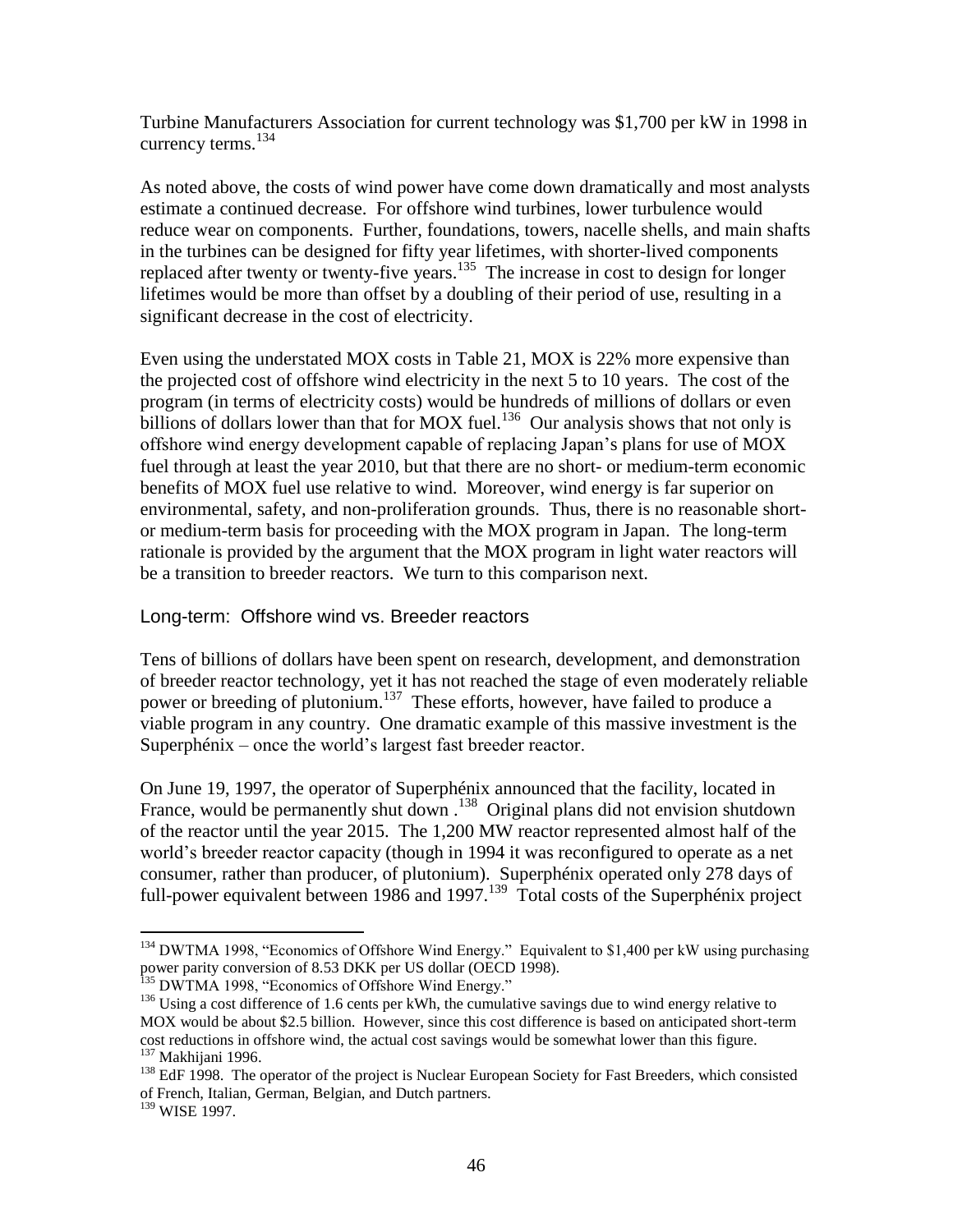Turbine Manufacturers Association for current technology was $1,700 per kW in 1998 in currency terms.[134]

As noted above, the costs of wind power have come down dramatically and most analysts estimate a continued decrease. For offshore wind turbines, lower turbulence would reduce wear on components. Further, foundations, towers, nacelle shells, and main shafts in the turbines can be designed for fifty year lifetimes, with shorter-lived components replaced after twenty or twenty-five years.[135] The increase in cost to design for longer lifetimes would be more than offset by a doubling of their period of use, resulting in a significant decrease in the cost of electricity.

Even using the understated MOX costs in Table 21, MOX is 22% more expensive than the projected cost of offshore wind electricity in the next 5 to 10 years. The cost of the program (in terms of electricity costs) would be hundreds of millions of dollars or even billions of dollars lower than that for MOX fuel.[136] Our analysis shows that not only is offshore wind energy development capable of replacing Japan's plans for use of MOX fuel through at least the year 2010, but that there are no short- or medium-term economic benefits of MOX fuel use relative to wind. Moreover, wind energy is far superior on environmental, safety, and non-proliferation grounds. Thus, there is no reasonable short- or medium-term basis for proceeding with the MOX program in Japan. The long-term rationale is provided by the argument that the MOX program in light water reactors will be a transition to breeder reactors. We turn to this comparison next.

## Long-term: Offshore wind vs. Breeder reactors

Tens of billions of dollars have been spent on research, development, and demonstration of breeder reactor technology, yet it has not reached the stage of even moderately reliable power or breeding of plutonium.[137] These efforts, however, have failed to produce a viable program in any country. One dramatic example of this massive investment is the Superphénix – once the world's largest fast breeder reactor.

On June 19, 1997, the operator of Superphénix announced that the facility, located in France, would be permanently shut down .[138] Original plans did not envision shutdown of the reactor until the year 2015. The 1,200 MW reactor represented almost half of the world's breeder reactor capacity (though in 1994 it was reconfigured to operate as a net consumer, rather than producer, of plutonium). Superphénix operated only 278 days of full-power equivalent between 1986 and 1997.[139] Total costs of the Superphénix project

---

[134] DWTMA 1998, "Economics of Offshore Wind Energy." Equivalent to $1,400 per kW using purchasing power parity conversion of 8.53 DKK per US dollar (OECD 1998).

[135] DWTMA 1998, "Economics of Offshore Wind Energy."

[136] Using a cost difference of 1.6 cents per kWh, the cumulative savings due to wind energy relative to MOX would be about $2.5 billion. However, since this cost difference is based on anticipated short-term cost reductions in offshore wind, the actual cost savings would be somewhat lower than this figure.

[137] Makhijani 1996.

[138] EdF 1998. The operator of the project is Nuclear European Society for Fast Breeders, which consisted of French, Italian, German, Belgian, and Dutch partners.

[139] WISE 1997.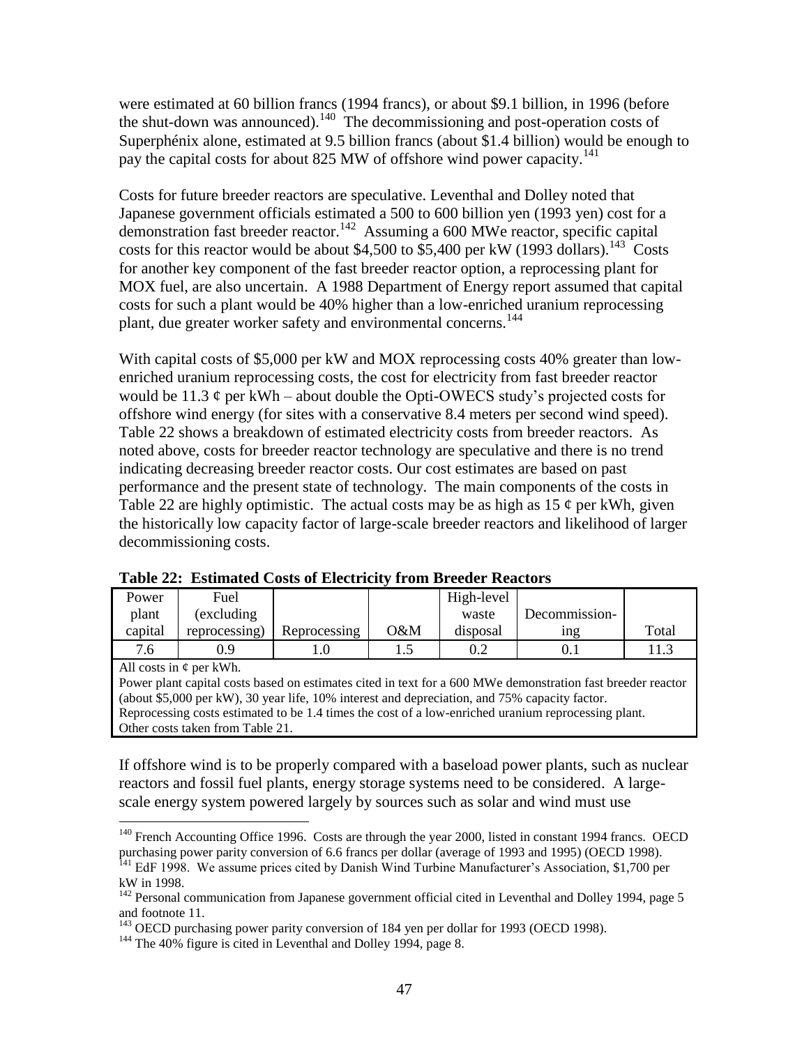were estimated at 60 billion francs (1994 francs), or about \$9.1 billion, in 1996 (before the shut-down was announced).[140] The decommissioning and post-operation costs of Superphénix alone, estimated at 9.5 billion francs (about \$1.4 billion) would be enough to pay the capital costs for about 825 MW of offshore wind power capacity.[141]

Costs for future breeder reactors are speculative. Leventhal and Dolley noted that Japanese government officials estimated a 500 to 600 billion yen (1993 yen) cost for a demonstration fast breeder reactor.[142] Assuming a 600 MWe reactor, specific capital costs for this reactor would be about \$4,500 to \$5,400 per kW (1993 dollars).[143] Costs for another key component of the fast breeder reactor option, a reprocessing plant for MOX fuel, are also uncertain. A 1988 Department of Energy report assumed that capital costs for such a plant would be 40% higher than a low-enriched uranium reprocessing plant, due greater worker safety and environmental concerns.[144]

With capital costs of \$5,000 per kW and MOX reprocessing costs 40% greater than low-enriched uranium reprocessing costs, the cost for electricity from fast breeder reactor would be 11.3 ¢ per kWh – about double the Opti-OWECS study's projected costs for offshore wind energy (for sites with a conservative 8.4 meters per second wind speed). Table 22 shows a breakdown of estimated electricity costs from breeder reactors. As noted above, costs for breeder reactor technology are speculative and there is no trend indicating decreasing breeder reactor costs. Our cost estimates are based on past performance and the present state of technology. The main components of the costs in Table 22 are highly optimistic. The actual costs may be as high as 15 ¢ per kWh, given the historically low capacity factor of large-scale breeder reactors and likelihood of larger decommissioning costs.

**Table 22: Estimated Costs of Electricity from Breeder Reactors**

| Power plant capital | Fuel (excluding reprocessing) | Reprocessing | O&M | High-level waste disposal | Decommission-ing | Total |
|---|---|---|---|---|---|---|
| 7.6 | 0.9 | 1.0 | 1.5 | 0.2 | 0.1 | 11.3 |

All costs in ¢ per kWh.
Power plant capital costs based on estimates cited in text for a 600 MWe demonstration fast breeder reactor (about \$5,000 per kW), 30 year life, 10% interest and depreciation, and 75% capacity factor.
Reprocessing costs estimated to be 1.4 times the cost of a low-enriched uranium reprocessing plant.
Other costs taken from Table 21.

If offshore wind is to be properly compared with a baseload power plants, such as nuclear reactors and fossil fuel plants, energy storage systems need to be considered. A large-scale energy system powered largely by sources such as solar and wind must use

---

[140] French Accounting Office 1996. Costs are through the year 2000, listed in constant 1994 francs. OECD purchasing power parity conversion of 6.6 francs per dollar (average of 1993 and 1995) (OECD 1998).

[141] EdF 1998. We assume prices cited by Danish Wind Turbine Manufacturer's Association, \$1,700 per kW in 1998.

[142] Personal communication from Japanese government official cited in Leventhal and Dolley 1994, page 5 and footnote 11.

[143] OECD purchasing power parity conversion of 184 yen per dollar for 1993 (OECD 1998).

[144] The 40% figure is cited in Leventhal and Dolley 1994, page 8.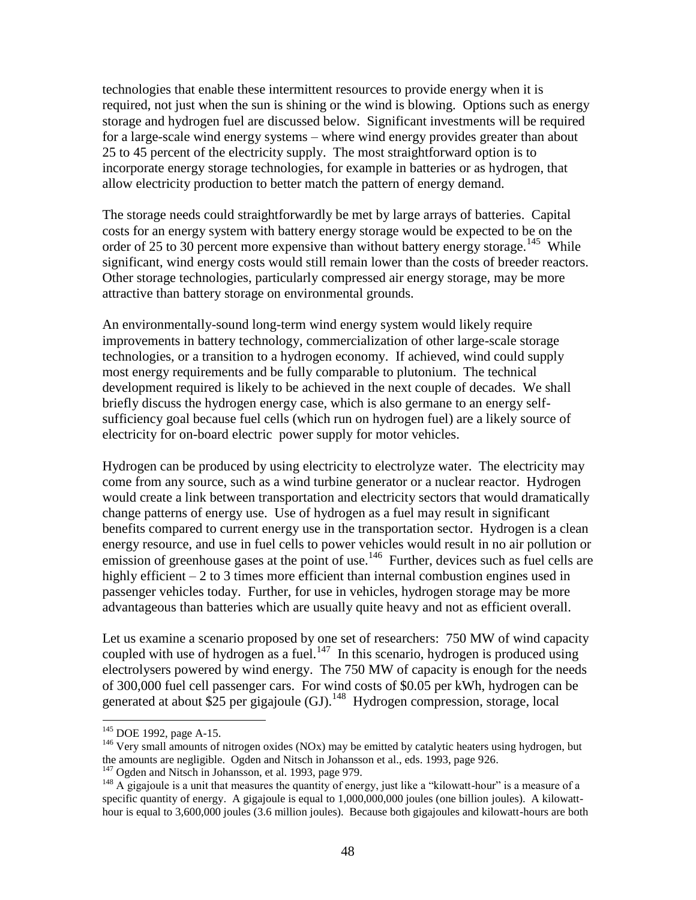technologies that enable these intermittent resources to provide energy when it is required, not just when the sun is shining or the wind is blowing. Options such as energy storage and hydrogen fuel are discussed below. Significant investments will be required for a large-scale wind energy systems – where wind energy provides greater than about 25 to 45 percent of the electricity supply. The most straightforward option is to incorporate energy storage technologies, for example in batteries or as hydrogen, that allow electricity production to better match the pattern of energy demand.

The storage needs could straightforwardly be met by large arrays of batteries. Capital costs for an energy system with battery energy storage would be expected to be on the order of 25 to 30 percent more expensive than without battery energy storage.[145] While significant, wind energy costs would still remain lower than the costs of breeder reactors. Other storage technologies, particularly compressed air energy storage, may be more attractive than battery storage on environmental grounds.

An environmentally-sound long-term wind energy system would likely require improvements in battery technology, commercialization of other large-scale storage technologies, or a transition to a hydrogen economy. If achieved, wind could supply most energy requirements and be fully comparable to plutonium. The technical development required is likely to be achieved in the next couple of decades. We shall briefly discuss the hydrogen energy case, which is also germane to an energy self-sufficiency goal because fuel cells (which run on hydrogen fuel) are a likely source of electricity for on-board electric power supply for motor vehicles.

Hydrogen can be produced by using electricity to electrolyze water. The electricity may come from any source, such as a wind turbine generator or a nuclear reactor. Hydrogen would create a link between transportation and electricity sectors that would dramatically change patterns of energy use. Use of hydrogen as a fuel may result in significant benefits compared to current energy use in the transportation sector. Hydrogen is a clean energy resource, and use in fuel cells to power vehicles would result in no air pollution or emission of greenhouse gases at the point of use.[146] Further, devices such as fuel cells are highly efficient – 2 to 3 times more efficient than internal combustion engines used in passenger vehicles today. Further, for use in vehicles, hydrogen storage may be more advantageous than batteries which are usually quite heavy and not as efficient overall.

Let us examine a scenario proposed by one set of researchers: 750 MW of wind capacity coupled with use of hydrogen as a fuel.[147] In this scenario, hydrogen is produced using electrolysers powered by wind energy. The 750 MW of capacity is enough for the needs of 300,000 fuel cell passenger cars. For wind costs of \$0.05 per kWh, hydrogen can be generated at about \$25 per gigajoule (GJ).[148] Hydrogen compression, storage, local

---

[145] DOE 1992, page A-15.

[146] Very small amounts of nitrogen oxides (NOx) may be emitted by catalytic heaters using hydrogen, but the amounts are negligible. Ogden and Nitsch in Johansson et al., eds. 1993, page 926.

[147] Ogden and Nitsch in Johansson, et al. 1993, page 979.

[148] A gigajoule is a unit that measures the quantity of energy, just like a "kilowatt-hour" is a measure of a specific quantity of energy. A gigajoule is equal to 1,000,000,000 joules (one billion joules). A kilowatt-hour is equal to 3,600,000 joules (3.6 million joules). Because both gigajoules and kilowatt-hours are both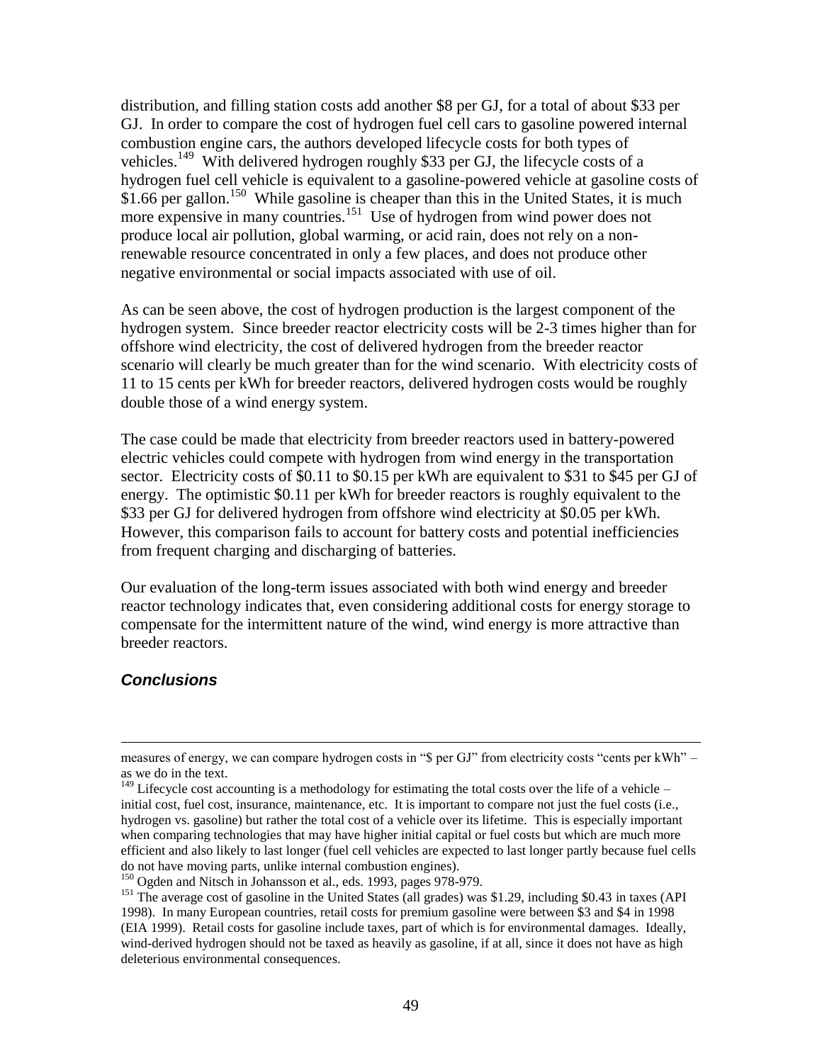distribution, and filling station costs add another \$8 per GJ, for a total of about \$33 per GJ. In order to compare the cost of hydrogen fuel cell cars to gasoline powered internal combustion engine cars, the authors developed lifecycle costs for both types of vehicles.[149] With delivered hydrogen roughly \$33 per GJ, the lifecycle costs of a hydrogen fuel cell vehicle is equivalent to a gasoline-powered vehicle at gasoline costs of \$1.66 per gallon.[150] While gasoline is cheaper than this in the United States, it is much more expensive in many countries.[151] Use of hydrogen from wind power does not produce local air pollution, global warming, or acid rain, does not rely on a non-renewable resource concentrated in only a few places, and does not produce other negative environmental or social impacts associated with use of oil.

As can be seen above, the cost of hydrogen production is the largest component of the hydrogen system. Since breeder reactor electricity costs will be 2-3 times higher than for offshore wind electricity, the cost of delivered hydrogen from the breeder reactor scenario will clearly be much greater than for the wind scenario. With electricity costs of 11 to 15 cents per kWh for breeder reactors, delivered hydrogen costs would be roughly double those of a wind energy system.

The case could be made that electricity from breeder reactors used in battery-powered electric vehicles could compete with hydrogen from wind energy in the transportation sector. Electricity costs of \$0.11 to \$0.15 per kWh are equivalent to \$31 to \$45 per GJ of energy. The optimistic \$0.11 per kWh for breeder reactors is roughly equivalent to the \$33 per GJ for delivered hydrogen from offshore wind electricity at \$0.05 per kWh. However, this comparison fails to account for battery costs and potential inefficiencies from frequent charging and discharging of batteries.

Our evaluation of the long-term issues associated with both wind energy and breeder reactor technology indicates that, even considering additional costs for energy storage to compensate for the intermittent nature of the wind, wind energy is more attractive than breeder reactors.

### *Conclusions*

---

measures of energy, we can compare hydrogen costs in "\$ per GJ" from electricity costs "cents per kWh" – as we do in the text.

[149] Lifecycle cost accounting is a methodology for estimating the total costs over the life of a vehicle – initial cost, fuel cost, insurance, maintenance, etc. It is important to compare not just the fuel costs (i.e., hydrogen vs. gasoline) but rather the total cost of a vehicle over its lifetime. This is especially important when comparing technologies that may have higher initial capital or fuel costs but which are much more efficient and also likely to last longer (fuel cell vehicles are expected to last longer partly because fuel cells do not have moving parts, unlike internal combustion engines).

[150] Ogden and Nitsch in Johansson et al., eds. 1993, pages 978-979.

[151] The average cost of gasoline in the United States (all grades) was \$1.29, including \$0.43 in taxes (API 1998). In many European countries, retail costs for premium gasoline were between \$3 and \$4 in 1998 (EIA 1999). Retail costs for gasoline include taxes, part of which is for environmental damages. Ideally, wind-derived hydrogen should not be taxed as heavily as gasoline, if at all, since it does not have as high deleterious environmental consequences.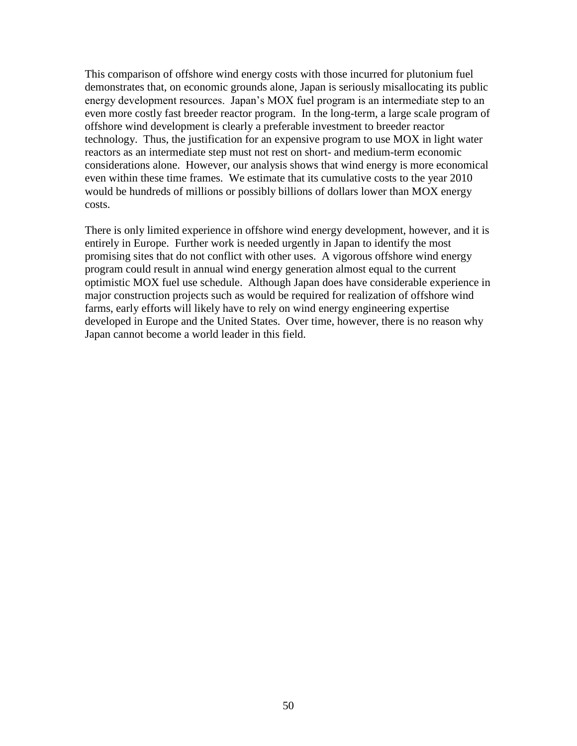This comparison of offshore wind energy costs with those incurred for plutonium fuel demonstrates that, on economic grounds alone, Japan is seriously misallocating its public energy development resources. Japan's MOX fuel program is an intermediate step to an even more costly fast breeder reactor program. In the long-term, a large scale program of offshore wind development is clearly a preferable investment to breeder reactor technology. Thus, the justification for an expensive program to use MOX in light water reactors as an intermediate step must not rest on short- and medium-term economic considerations alone. However, our analysis shows that wind energy is more economical even within these time frames. We estimate that its cumulative costs to the year 2010 would be hundreds of millions or possibly billions of dollars lower than MOX energy costs.

There is only limited experience in offshore wind energy development, however, and it is entirely in Europe. Further work is needed urgently in Japan to identify the most promising sites that do not conflict with other uses. A vigorous offshore wind energy program could result in annual wind energy generation almost equal to the current optimistic MOX fuel use schedule. Although Japan does have considerable experience in major construction projects such as would be required for realization of offshore wind farms, early efforts will likely have to rely on wind energy engineering expertise developed in Europe and the United States. Over time, however, there is no reason why Japan cannot become a world leader in this field.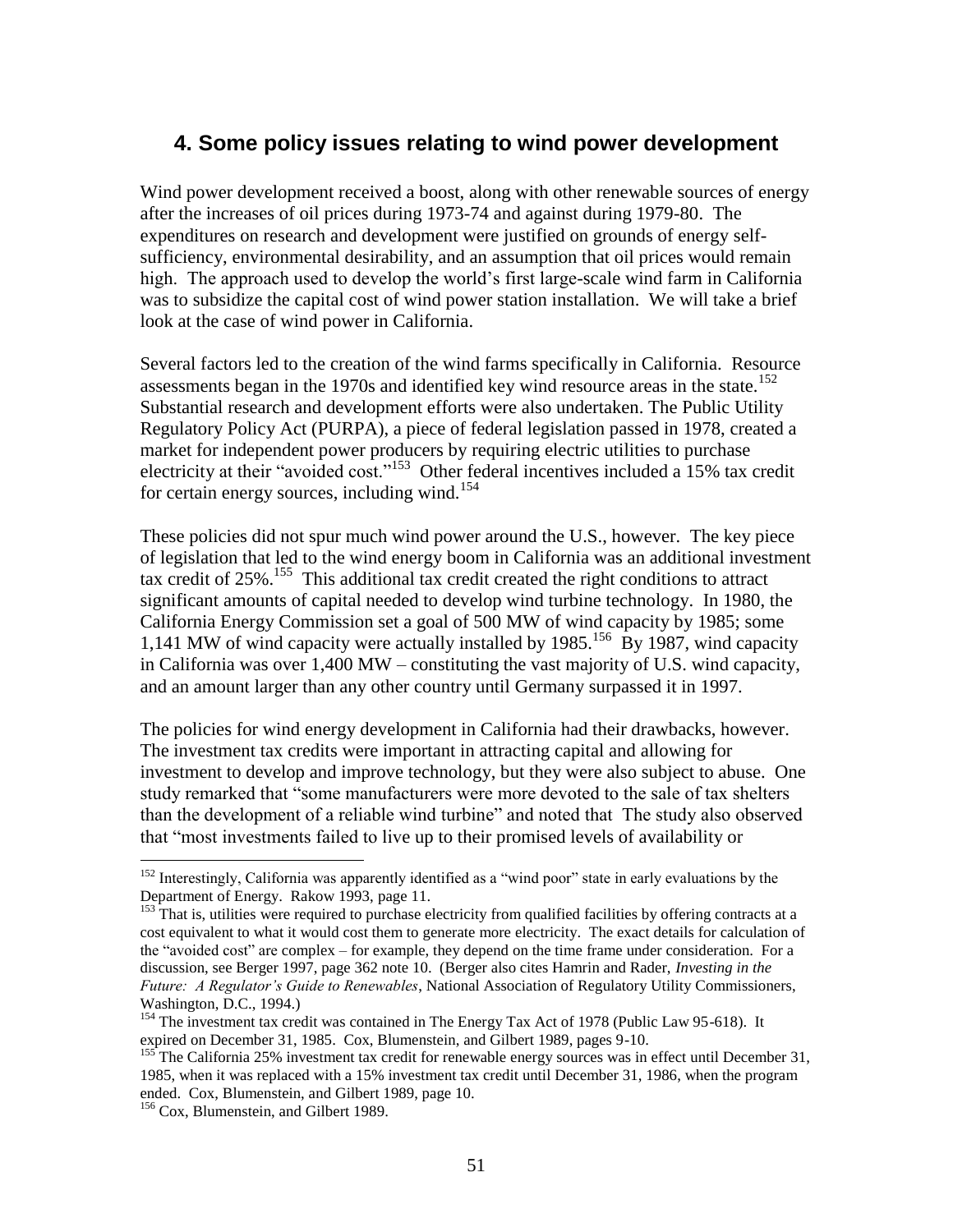## 4. Some policy issues relating to wind power development

Wind power development received a boost, along with other renewable sources of energy after the increases of oil prices during 1973-74 and against during 1979-80. The expenditures on research and development were justified on grounds of energy self-sufficiency, environmental desirability, and an assumption that oil prices would remain high. The approach used to develop the world's first large-scale wind farm in California was to subsidize the capital cost of wind power station installation. We will take a brief look at the case of wind power in California.

Several factors led to the creation of the wind farms specifically in California. Resource assessments began in the 1970s and identified key wind resource areas in the state.[152] Substantial research and development efforts were also undertaken. The Public Utility Regulatory Policy Act (PURPA), a piece of federal legislation passed in 1978, created a market for independent power producers by requiring electric utilities to purchase electricity at their "avoided cost."[153] Other federal incentives included a 15% tax credit for certain energy sources, including wind.[154]

These policies did not spur much wind power around the U.S., however. The key piece of legislation that led to the wind energy boom in California was an additional investment tax credit of 25%.[155] This additional tax credit created the right conditions to attract significant amounts of capital needed to develop wind turbine technology. In 1980, the California Energy Commission set a goal of 500 MW of wind capacity by 1985; some 1,141 MW of wind capacity were actually installed by 1985.[156] By 1987, wind capacity in California was over 1,400 MW – constituting the vast majority of U.S. wind capacity, and an amount larger than any other country until Germany surpassed it in 1997.

The policies for wind energy development in California had their drawbacks, however. The investment tax credits were important in attracting capital and allowing for investment to develop and improve technology, but they were also subject to abuse. One study remarked that "some manufacturers were more devoted to the sale of tax shelters than the development of a reliable wind turbine" and noted that The study also observed that "most investments failed to live up to their promised levels of availability or

---

[152] Interestingly, California was apparently identified as a "wind poor" state in early evaluations by the Department of Energy. Rakow 1993, page 11.

[153] That is, utilities were required to purchase electricity from qualified facilities by offering contracts at a cost equivalent to what it would cost them to generate more electricity. The exact details for calculation of the "avoided cost" are complex – for example, they depend on the time frame under consideration. For a discussion, see Berger 1997, page 362 note 10. (Berger also cites Hamrin and Rader, *Investing in the Future: A Regulator's Guide to Renewables*, National Association of Regulatory Utility Commissioners, Washington, D.C., 1994.)

[154] The investment tax credit was contained in The Energy Tax Act of 1978 (Public Law 95-618). It expired on December 31, 1985. Cox, Blumenstein, and Gilbert 1989, pages 9-10.

[155] The California 25% investment tax credit for renewable energy sources was in effect until December 31, 1985, when it was replaced with a 15% investment tax credit until December 31, 1986, when the program ended. Cox, Blumenstein, and Gilbert 1989, page 10.

[156] Cox, Blumenstein, and Gilbert 1989.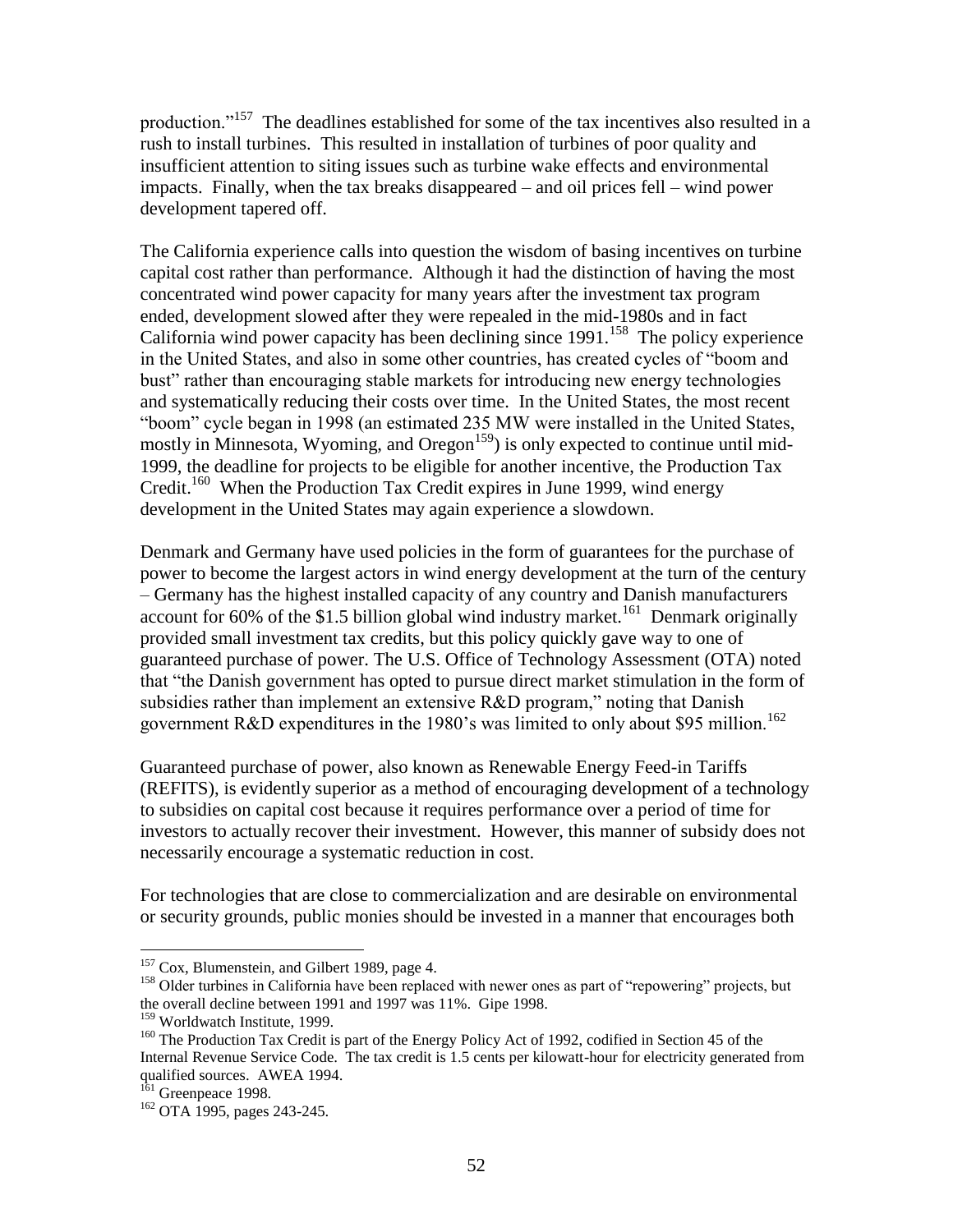production."[157] The deadlines established for some of the tax incentives also resulted in a rush to install turbines. This resulted in installation of turbines of poor quality and insufficient attention to siting issues such as turbine wake effects and environmental impacts. Finally, when the tax breaks disappeared – and oil prices fell – wind power development tapered off.

The California experience calls into question the wisdom of basing incentives on turbine capital cost rather than performance. Although it had the distinction of having the most concentrated wind power capacity for many years after the investment tax program ended, development slowed after they were repealed in the mid-1980s and in fact California wind power capacity has been declining since 1991.[158] The policy experience in the United States, and also in some other countries, has created cycles of "boom and bust" rather than encouraging stable markets for introducing new energy technologies and systematically reducing their costs over time. In the United States, the most recent "boom" cycle began in 1998 (an estimated 235 MW were installed in the United States, mostly in Minnesota, Wyoming, and Oregon[159]) is only expected to continue until mid-1999, the deadline for projects to be eligible for another incentive, the Production Tax Credit.[160] When the Production Tax Credit expires in June 1999, wind energy development in the United States may again experience a slowdown.

Denmark and Germany have used policies in the form of guarantees for the purchase of power to become the largest actors in wind energy development at the turn of the century – Germany has the highest installed capacity of any country and Danish manufacturers account for 60% of the $1.5 billion global wind industry market.[161] Denmark originally provided small investment tax credits, but this policy quickly gave way to one of guaranteed purchase of power. The U.S. Office of Technology Assessment (OTA) noted that "the Danish government has opted to pursue direct market stimulation in the form of subsidies rather than implement an extensive R&D program," noting that Danish government R&D expenditures in the 1980's was limited to only about $95 million.[162]

Guaranteed purchase of power, also known as Renewable Energy Feed-in Tariffs (REFITS), is evidently superior as a method of encouraging development of a technology to subsidies on capital cost because it requires performance over a period of time for investors to actually recover their investment. However, this manner of subsidy does not necessarily encourage a systematic reduction in cost.

For technologies that are close to commercialization and are desirable on environmental or security grounds, public monies should be invested in a manner that encourages both

---

[157] Cox, Blumenstein, and Gilbert 1989, page 4.

[158] Older turbines in California have been replaced with newer ones as part of "repowering" projects, but the overall decline between 1991 and 1997 was 11%. Gipe 1998.

[159] Worldwatch Institute, 1999.

[160] The Production Tax Credit is part of the Energy Policy Act of 1992, codified in Section 45 of the Internal Revenue Service Code. The tax credit is 1.5 cents per kilowatt-hour for electricity generated from qualified sources. AWEA 1994.

[161] Greenpeace 1998.

[162] OTA 1995, pages 243-245.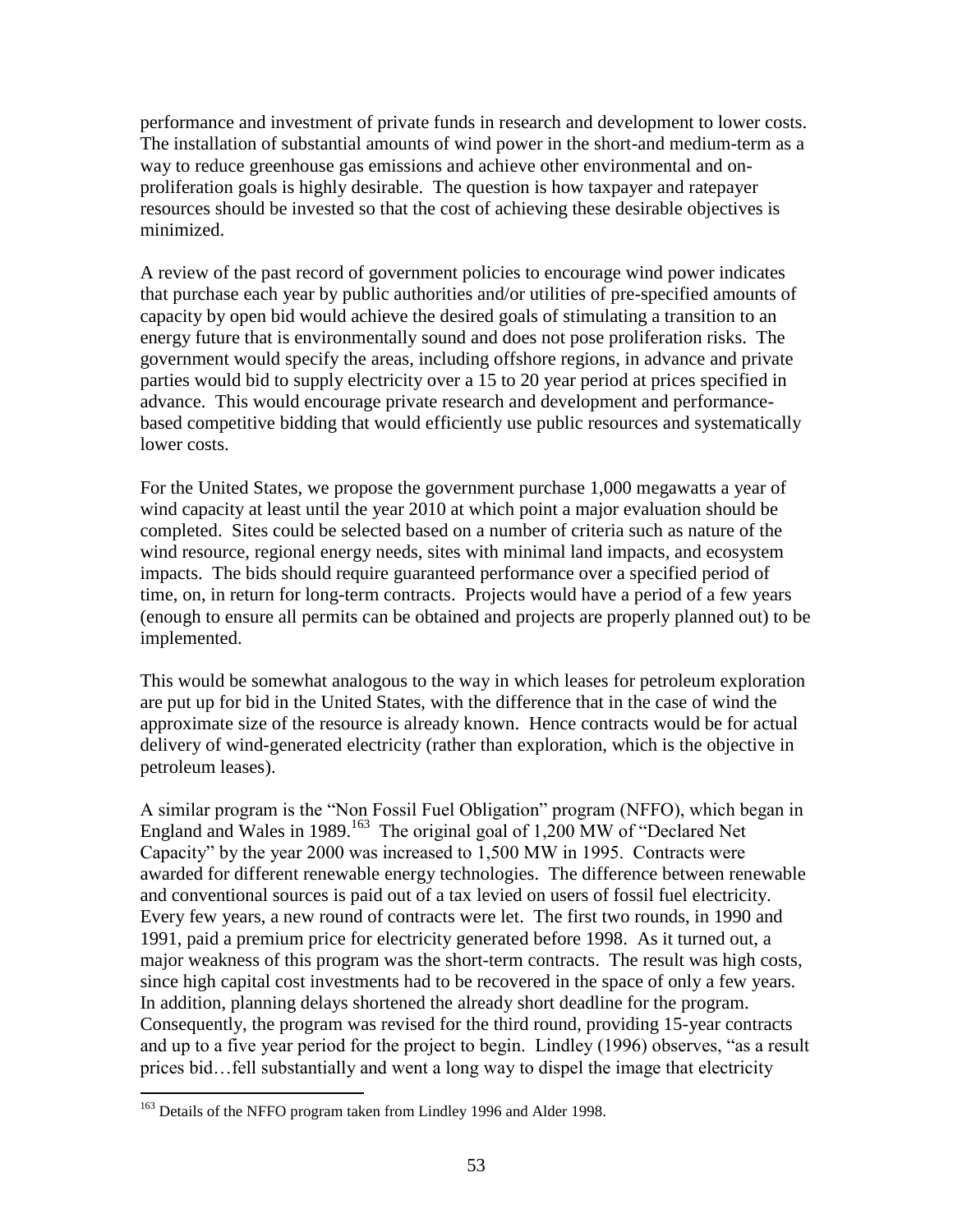performance and investment of private funds in research and development to lower costs. The installation of substantial amounts of wind power in the short-and medium-term as a way to reduce greenhouse gas emissions and achieve other environmental and on-proliferation goals is highly desirable. The question is how taxpayer and ratepayer resources should be invested so that the cost of achieving these desirable objectives is minimized.

A review of the past record of government policies to encourage wind power indicates that purchase each year by public authorities and/or utilities of pre-specified amounts of capacity by open bid would achieve the desired goals of stimulating a transition to an energy future that is environmentally sound and does not pose proliferation risks. The government would specify the areas, including offshore regions, in advance and private parties would bid to supply electricity over a 15 to 20 year period at prices specified in advance. This would encourage private research and development and performance-based competitive bidding that would efficiently use public resources and systematically lower costs.

For the United States, we propose the government purchase 1,000 megawatts a year of wind capacity at least until the year 2010 at which point a major evaluation should be completed. Sites could be selected based on a number of criteria such as nature of the wind resource, regional energy needs, sites with minimal land impacts, and ecosystem impacts. The bids should require guaranteed performance over a specified period of time, on, in return for long-term contracts. Projects would have a period of a few years (enough to ensure all permits can be obtained and projects are properly planned out) to be implemented.

This would be somewhat analogous to the way in which leases for petroleum exploration are put up for bid in the United States, with the difference that in the case of wind the approximate size of the resource is already known. Hence contracts would be for actual delivery of wind-generated electricity (rather than exploration, which is the objective in petroleum leases).

A similar program is the "Non Fossil Fuel Obligation" program (NFFO), which began in England and Wales in 1989.[163] The original goal of 1,200 MW of "Declared Net Capacity" by the year 2000 was increased to 1,500 MW in 1995. Contracts were awarded for different renewable energy technologies. The difference between renewable and conventional sources is paid out of a tax levied on users of fossil fuel electricity. Every few years, a new round of contracts were let. The first two rounds, in 1990 and 1991, paid a premium price for electricity generated before 1998. As it turned out, a major weakness of this program was the short-term contracts. The result was high costs, since high capital cost investments had to be recovered in the space of only a few years. In addition, planning delays shortened the already short deadline for the program. Consequently, the program was revised for the third round, providing 15-year contracts and up to a five year period for the project to begin. Lindley (1996) observes, "as a result prices bid…fell substantially and went a long way to dispel the image that electricity

[163] Details of the NFFO program taken from Lindley 1996 and Alder 1998.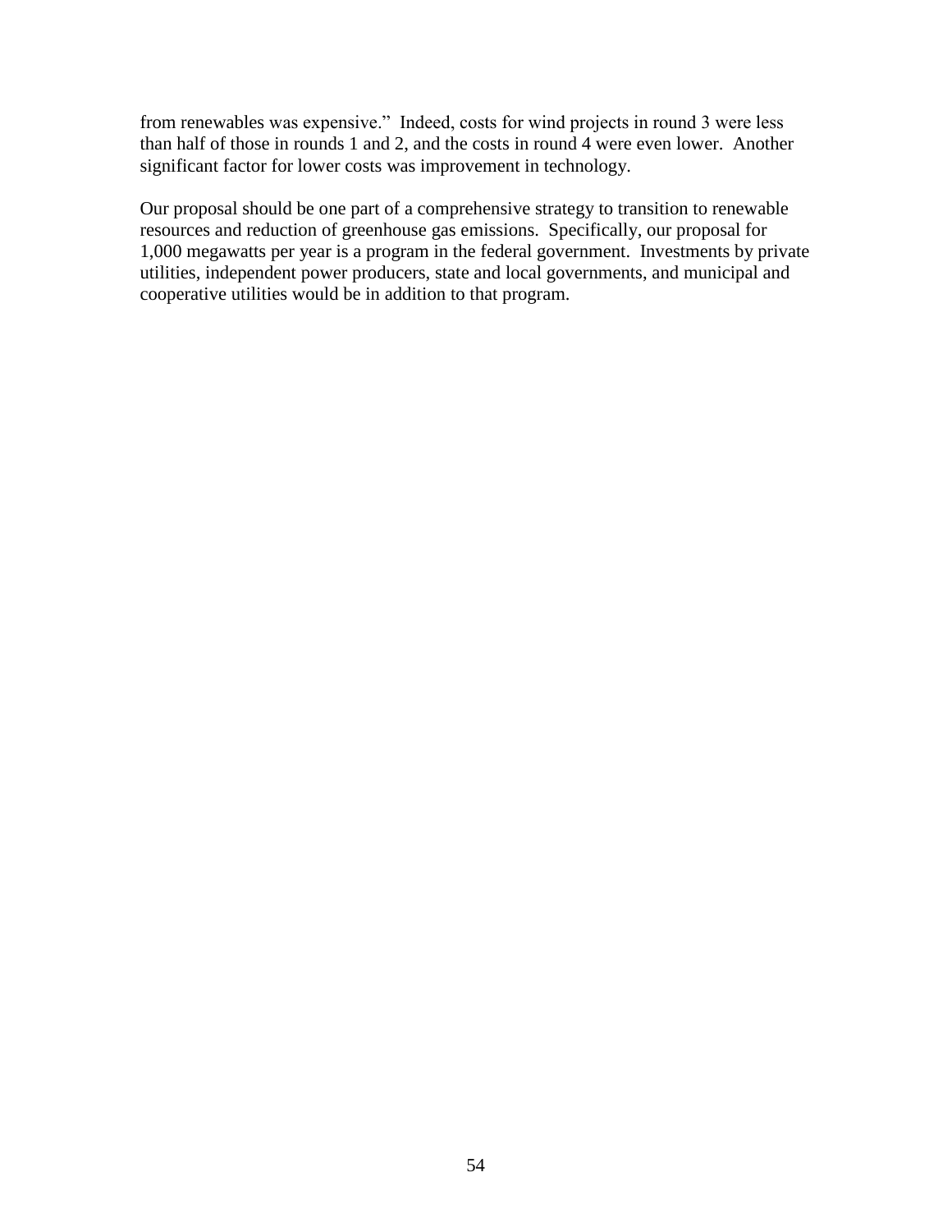from renewables was expensive."  Indeed, costs for wind projects in round 3 were less than half of those in rounds 1 and 2, and the costs in round 4 were even lower.  Another significant factor for lower costs was improvement in technology.

Our proposal should be one part of a comprehensive strategy to transition to renewable resources and reduction of greenhouse gas emissions.  Specifically, our proposal for 1,000 megawatts per year is a program in the federal government.  Investments by private utilities, independent power producers, state and local governments, and municipal and cooperative utilities would be in addition to that program.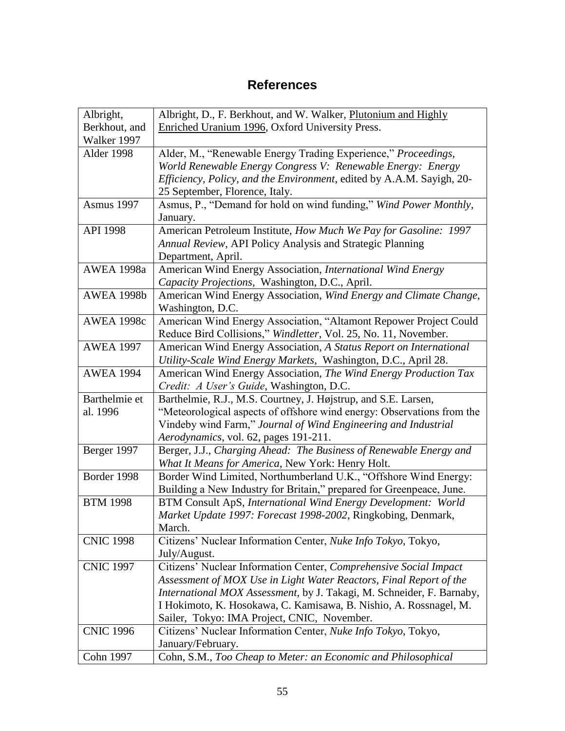# References

| | |
|---|---|
| Albright, Berkhout, and Walker 1997 | Albright, D., F. Berkhout, and W. Walker, Plutonium and Highly Enriched Uranium 1996, Oxford University Press. |
| Alder 1998 | Alder, M., "Renewable Energy Trading Experience," *Proceedings, World Renewable Energy Congress V: Renewable Energy: Energy Efficiency, Policy, and the Environment*, edited by A.A.M. Sayigh, 20-25 September, Florence, Italy. |
| Asmus 1997 | Asmus, P., "Demand for hold on wind funding," *Wind Power Monthly*, January. |
| API 1998 | American Petroleum Institute, *How Much We Pay for Gasoline: 1997 Annual Review*, API Policy Analysis and Strategic Planning Department, April. |
| AWEA 1998a | American Wind Energy Association, *International Wind Energy Capacity Projections*, Washington, D.C., April. |
| AWEA 1998b | American Wind Energy Association, *Wind Energy and Climate Change*, Washington, D.C. |
| AWEA 1998c | American Wind Energy Association, "Altamont Repower Project Could Reduce Bird Collisions," *Windletter*, Vol. 25, No. 11, November. |
| AWEA 1997 | American Wind Energy Association, *A Status Report on International Utility-Scale Wind Energy Markets*, Washington, D.C., April 28. |
| AWEA 1994 | American Wind Energy Association, *The Wind Energy Production Tax Credit: A User's Guide*, Washington, D.C. |
| Barthelmie et al. 1996 | Barthelmie, R.J., M.S. Courtney, J. Højstrup, and S.E. Larsen, "Meteorological aspects of offshore wind energy: Observations from the Vindeby wind Farm," *Journal of Wind Engineering and Industrial Aerodynamics*, vol. 62, pages 191-211. |
| Berger 1997 | Berger, J.J., *Charging Ahead: The Business of Renewable Energy and What It Means for America*, New York: Henry Holt. |
| Border 1998 | Border Wind Limited, Northumberland U.K., "Offshore Wind Energy: Building a New Industry for Britain," prepared for Greenpeace, June. |
| BTM 1998 | BTM Consult ApS, *International Wind Energy Development: World Market Update 1997: Forecast 1998-2002*, Ringkobing, Denmark, March. |
| CNIC 1998 | Citizens' Nuclear Information Center, *Nuke Info Tokyo*, Tokyo, July/August. |
| CNIC 1997 | Citizens' Nuclear Information Center, *Comprehensive Social Impact Assessment of MOX Use in Light Water Reactors, Final Report of the International MOX Assessment*, by J. Takagi, M. Schneider, F. Barnaby, I Hokimoto, K. Hosokawa, C. Kamisawa, B. Nishio, A. Rossnagel, M. Sailer, Tokyo: IMA Project, CNIC, November. |
| CNIC 1996 | Citizens' Nuclear Information Center, *Nuke Info Tokyo*, Tokyo, January/February. |
| Cohn 1997 | Cohn, S.M., *Too Cheap to Meter: an Economic and Philosophical* |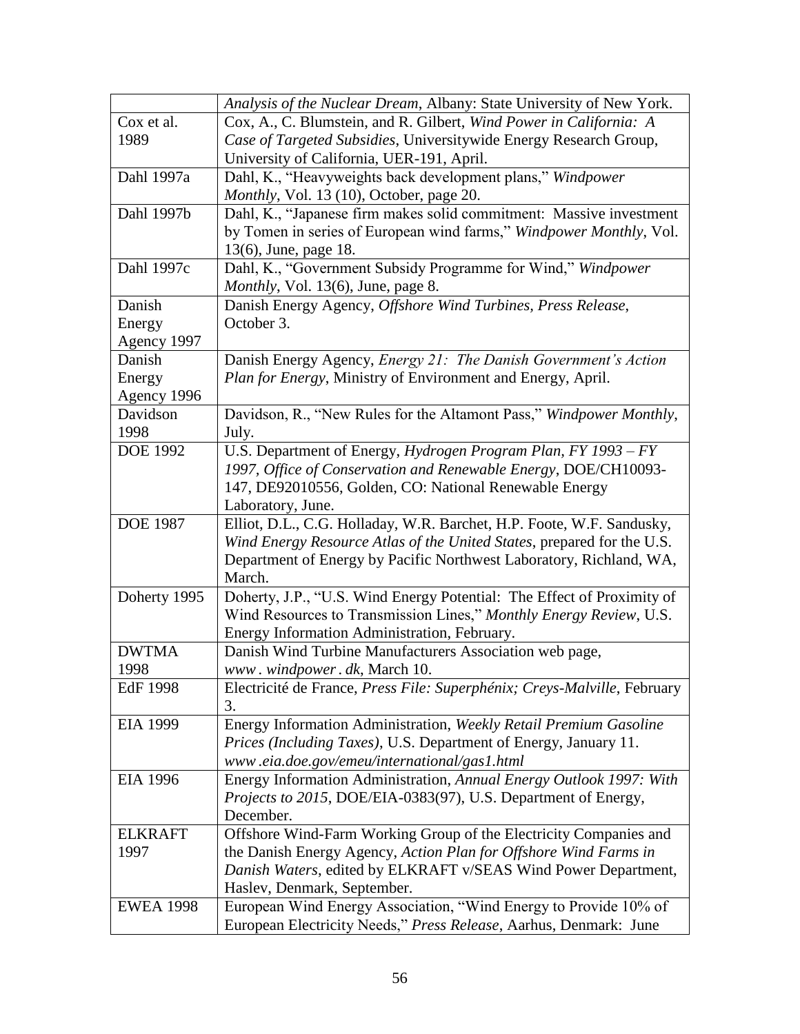| | |
|---|---|
| | *Analysis of the Nuclear Dream*, Albany: State University of New York. |
| Cox et al. 1989 | Cox, A., C. Blumstein, and R. Gilbert, *Wind Power in California: A Case of Targeted Subsidies*, Universitywide Energy Research Group, University of California, UER-191, April. |
| Dahl 1997a | Dahl, K., "Heavyweights back development plans," *Windpower Monthly*, Vol. 13 (10), October, page 20. |
| Dahl 1997b | Dahl, K., "Japanese firm makes solid commitment: Massive investment by Tomen in series of European wind farms," *Windpower Monthly*, Vol. 13(6), June, page 18. |
| Dahl 1997c | Dahl, K., "Government Subsidy Programme for Wind," *Windpower Monthly*, Vol. 13(6), June, page 8. |
| Danish Energy Agency 1997 | Danish Energy Agency, *Offshore Wind Turbines, Press Release*, October 3. |
| Danish Energy Agency 1996 | Danish Energy Agency, *Energy 21: The Danish Government's Action Plan for Energy*, Ministry of Environment and Energy, April. |
| Davidson 1998 | Davidson, R., "New Rules for the Altamont Pass," *Windpower Monthly*, July. |
| DOE 1992 | U.S. Department of Energy, *Hydrogen Program Plan, FY 1993 – FY 1997, Office of Conservation and Renewable Energy*, DOE/CH10093-147, DE92010556, Golden, CO: National Renewable Energy Laboratory, June. |
| DOE 1987 | Elliot, D.L., C.G. Holladay, W.R. Barchet, H.P. Foote, W.F. Sandusky, *Wind Energy Resource Atlas of the United States*, prepared for the U.S. Department of Energy by Pacific Northwest Laboratory, Richland, WA, March. |
| Doherty 1995 | Doherty, J.P., "U.S. Wind Energy Potential: The Effect of Proximity of Wind Resources to Transmission Lines," *Monthly Energy Review*, U.S. Energy Information Administration, February. |
| DWTMA 1998 | Danish Wind Turbine Manufacturers Association web page, *www . windpower . dk*, March 10. |
| EdF 1998 | Electricité de France, *Press File: Superphénix; Creys-Malville*, February 3. |
| EIA 1999 | Energy Information Administration, *Weekly Retail Premium Gasoline Prices (Including Taxes)*, U.S. Department of Energy, January 11. *www .eia.doe.gov/emeu/international/gas1.html* |
| EIA 1996 | Energy Information Administration, *Annual Energy Outlook 1997: With Projects to 2015*, DOE/EIA-0383(97), U.S. Department of Energy, December. |
| ELKRAFT 1997 | Offshore Wind-Farm Working Group of the Electricity Companies and the Danish Energy Agency, *Action Plan for Offshore Wind Farms in Danish Waters*, edited by ELKRAFT v/SEAS Wind Power Department, Haslev, Denmark, September. |
| EWEA 1998 | European Wind Energy Association, "Wind Energy to Provide 10% of European Electricity Needs," *Press Release*, Aarhus, Denmark: June |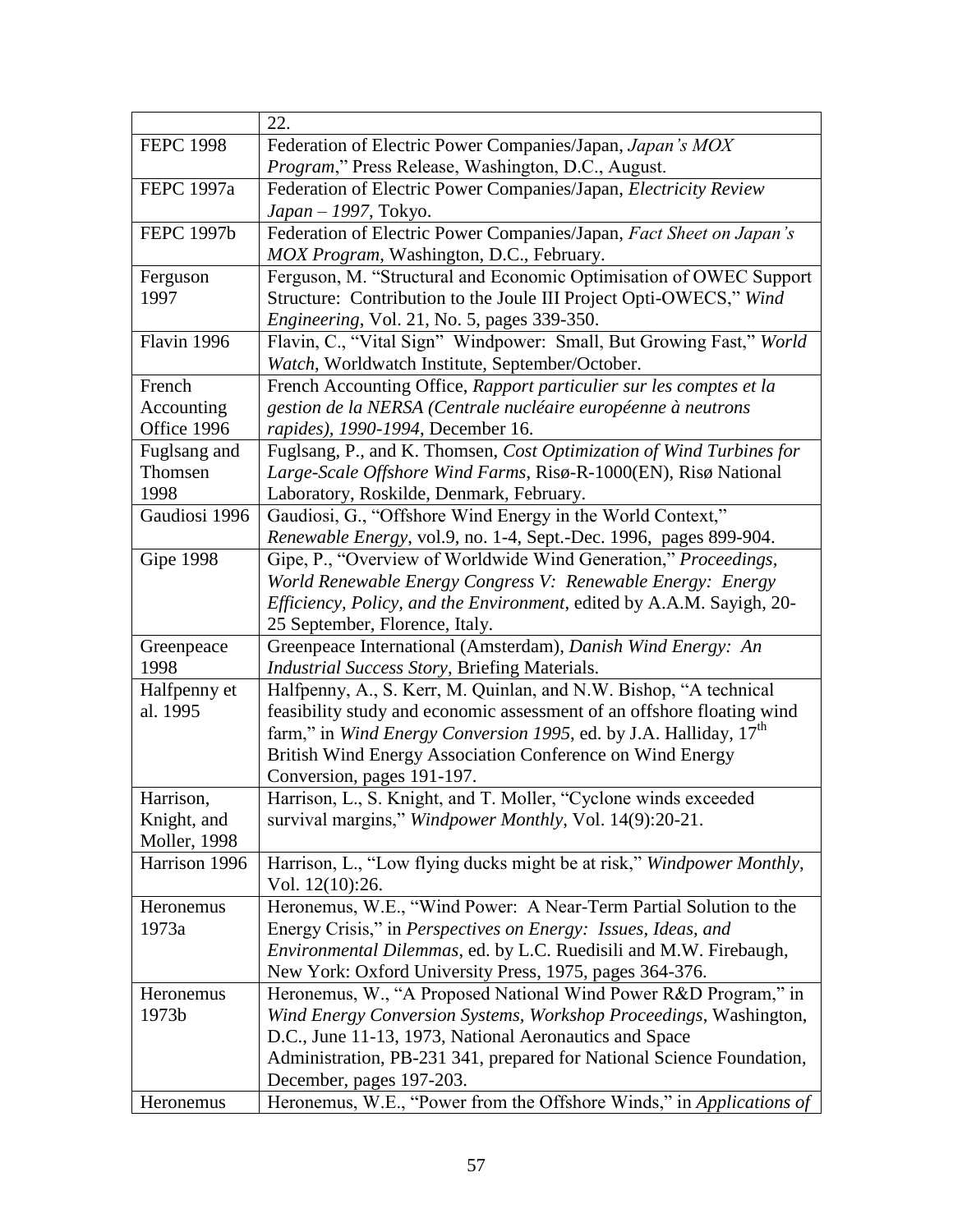|  |  |
|---|---|
|  | 22. |
| FEPC 1998 | Federation of Electric Power Companies/Japan, *Japan's MOX Program*," Press Release, Washington, D.C., August. |
| FEPC 1997a | Federation of Electric Power Companies/Japan, *Electricity Review Japan – 1997*, Tokyo. |
| FEPC 1997b | Federation of Electric Power Companies/Japan, *Fact Sheet on Japan's MOX Program*, Washington, D.C., February. |
| Ferguson 1997 | Ferguson, M. "Structural and Economic Optimisation of OWEC Support Structure: Contribution to the Joule III Project Opti-OWECS," *Wind Engineering*, Vol. 21, No. 5, pages 339-350. |
| Flavin 1996 | Flavin, C., "Vital Sign" Windpower: Small, But Growing Fast," *World Watch*, Worldwatch Institute, September/October. |
| French Accounting Office 1996 | French Accounting Office, *Rapport particulier sur les comptes et la gestion de la NERSA (Centrale nucléaire européenne à neutrons rapides), 1990-1994*, December 16. |
| Fuglsang and Thomsen 1998 | Fuglsang, P., and K. Thomsen, *Cost Optimization of Wind Turbines for Large-Scale Offshore Wind Farms*, Risø-R-1000(EN), Risø National Laboratory, Roskilde, Denmark, February. |
| Gaudiosi 1996 | Gaudiosi, G., "Offshore Wind Energy in the World Context," *Renewable Energy*, vol.9, no. 1-4, Sept.-Dec. 1996, pages 899-904. |
| Gipe 1998 | Gipe, P., "Overview of Worldwide Wind Generation," *Proceedings, World Renewable Energy Congress V: Renewable Energy: Energy Efficiency, Policy, and the Environment*, edited by A.A.M. Sayigh, 20-25 September, Florence, Italy. |
| Greenpeace 1998 | Greenpeace International (Amsterdam), *Danish Wind Energy: An Industrial Success Story*, Briefing Materials. |
| Halfpenny et al. 1995 | Halfpenny, A., S. Kerr, M. Quinlan, and N.W. Bishop, "A technical feasibility study and economic assessment of an offshore floating wind farm," in *Wind Energy Conversion 1995*, ed. by J.A. Halliday, 17th British Wind Energy Association Conference on Wind Energy Conversion, pages 191-197. |
| Harrison, Knight, and Moller, 1998 | Harrison, L., S. Knight, and T. Moller, "Cyclone winds exceeded survival margins," *Windpower Monthly*, Vol. 14(9):20-21. |
| Harrison 1996 | Harrison, L., "Low flying ducks might be at risk," *Windpower Monthly*, Vol. 12(10):26. |
| Heronemus 1973a | Heronemus, W.E., "Wind Power: A Near-Term Partial Solution to the Energy Crisis," in *Perspectives on Energy: Issues, Ideas, and Environmental Dilemmas*, ed. by L.C. Ruedisili and M.W. Firebaugh, New York: Oxford University Press, 1975, pages 364-376. |
| Heronemus 1973b | Heronemus, W., "A Proposed National Wind Power R&D Program," in *Wind Energy Conversion Systems, Workshop Proceedings*, Washington, D.C., June 11-13, 1973, National Aeronautics and Space Administration, PB-231 341, prepared for National Science Foundation, December, pages 197-203. |
| Heronemus | Heronemus, W.E., "Power from the Offshore Winds," in *Applications of* |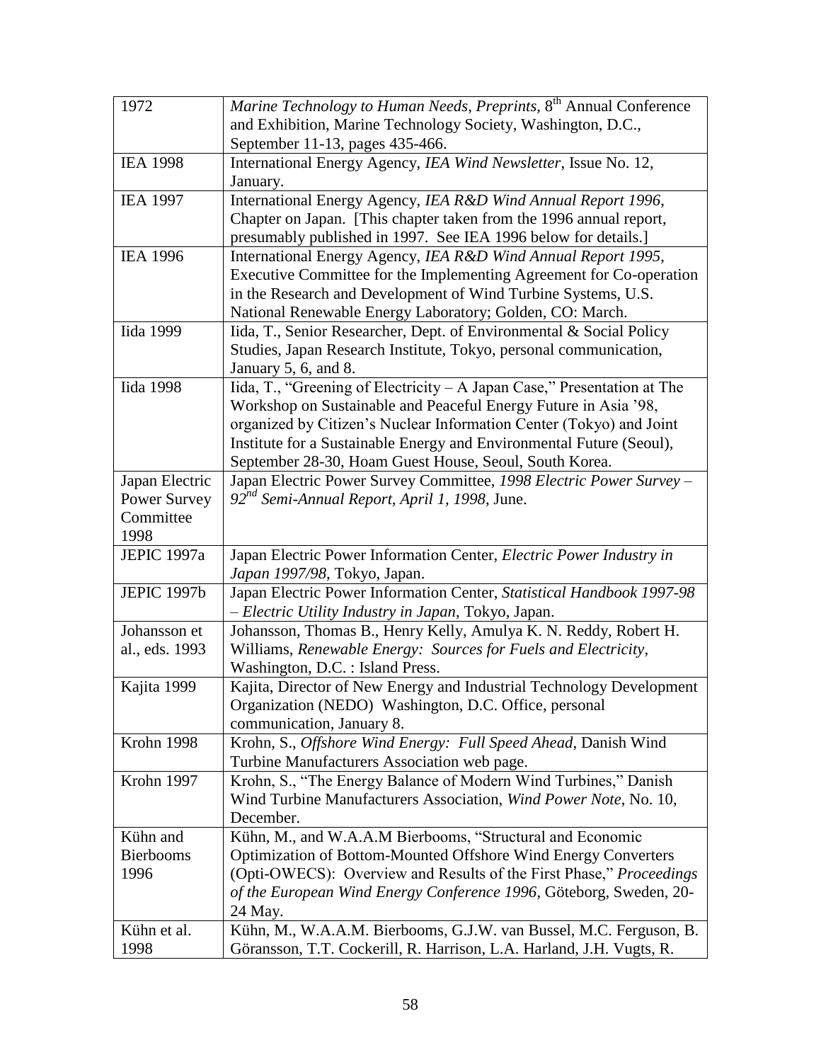| | |
|---|---|
| 1972 | *Marine Technology to Human Needs, Preprints,* 8th Annual Conference and Exhibition, Marine Technology Society, Washington, D.C., September 11-13, pages 435-466. |
| IEA 1998 | International Energy Agency, *IEA Wind Newsletter*, Issue No. 12, January. |
| IEA 1997 | International Energy Agency, *IEA R&D Wind Annual Report 1996*, Chapter on Japan. [This chapter taken from the 1996 annual report, presumably published in 1997. See IEA 1996 below for details.] |
| IEA 1996 | International Energy Agency, *IEA R&D Wind Annual Report 1995*, Executive Committee for the Implementing Agreement for Co-operation in the Research and Development of Wind Turbine Systems, U.S. National Renewable Energy Laboratory; Golden, CO: March. |
| Iida 1999 | Iida, T., Senior Researcher, Dept. of Environmental & Social Policy Studies, Japan Research Institute, Tokyo, personal communication, January 5, 6, and 8. |
| Iida 1998 | Iida, T., "Greening of Electricity – A Japan Case," Presentation at The Workshop on Sustainable and Peaceful Energy Future in Asia '98, organized by Citizen's Nuclear Information Center (Tokyo) and Joint Institute for a Sustainable Energy and Environmental Future (Seoul), September 28-30, Hoam Guest House, Seoul, South Korea. |
| Japan Electric Power Survey Committee 1998 | Japan Electric Power Survey Committee, *1998 Electric Power Survey – 92nd Semi-Annual Report, April 1, 1998*, June. |
| JEPIC 1997a | Japan Electric Power Information Center, *Electric Power Industry in Japan 1997/98*, Tokyo, Japan. |
| JEPIC 1997b | Japan Electric Power Information Center, *Statistical Handbook 1997-98 – Electric Utility Industry in Japan*, Tokyo, Japan. |
| Johansson et al., eds. 1993 | Johansson, Thomas B., Henry Kelly, Amulya K. N. Reddy, Robert H. Williams, *Renewable Energy: Sources for Fuels and Electricity*, Washington, D.C. : Island Press. |
| Kajita 1999 | Kajita, Director of New Energy and Industrial Technology Development Organization (NEDO) Washington, D.C. Office, personal communication, January 8. |
| Krohn 1998 | Krohn, S., *Offshore Wind Energy: Full Speed Ahead*, Danish Wind Turbine Manufacturers Association web page. |
| Krohn 1997 | Krohn, S., "The Energy Balance of Modern Wind Turbines," Danish Wind Turbine Manufacturers Association, *Wind Power Note*, No. 10, December. |
| Kühn and Bierbooms 1996 | Kühn, M., and W.A.A.M Bierbooms, "Structural and Economic Optimization of Bottom-Mounted Offshore Wind Energy Converters (Opti-OWECS): Overview and Results of the First Phase," *Proceedings of the European Wind Energy Conference 1996*, Göteborg, Sweden, 20-24 May. |
| Kühn et al. 1998 | Kühn, M., W.A.A.M. Bierbooms, G.J.W. van Bussel, M.C. Ferguson, B. Göransson, T.T. Cockerill, R. Harrison, L.A. Harland, J.H. Vugts, R. |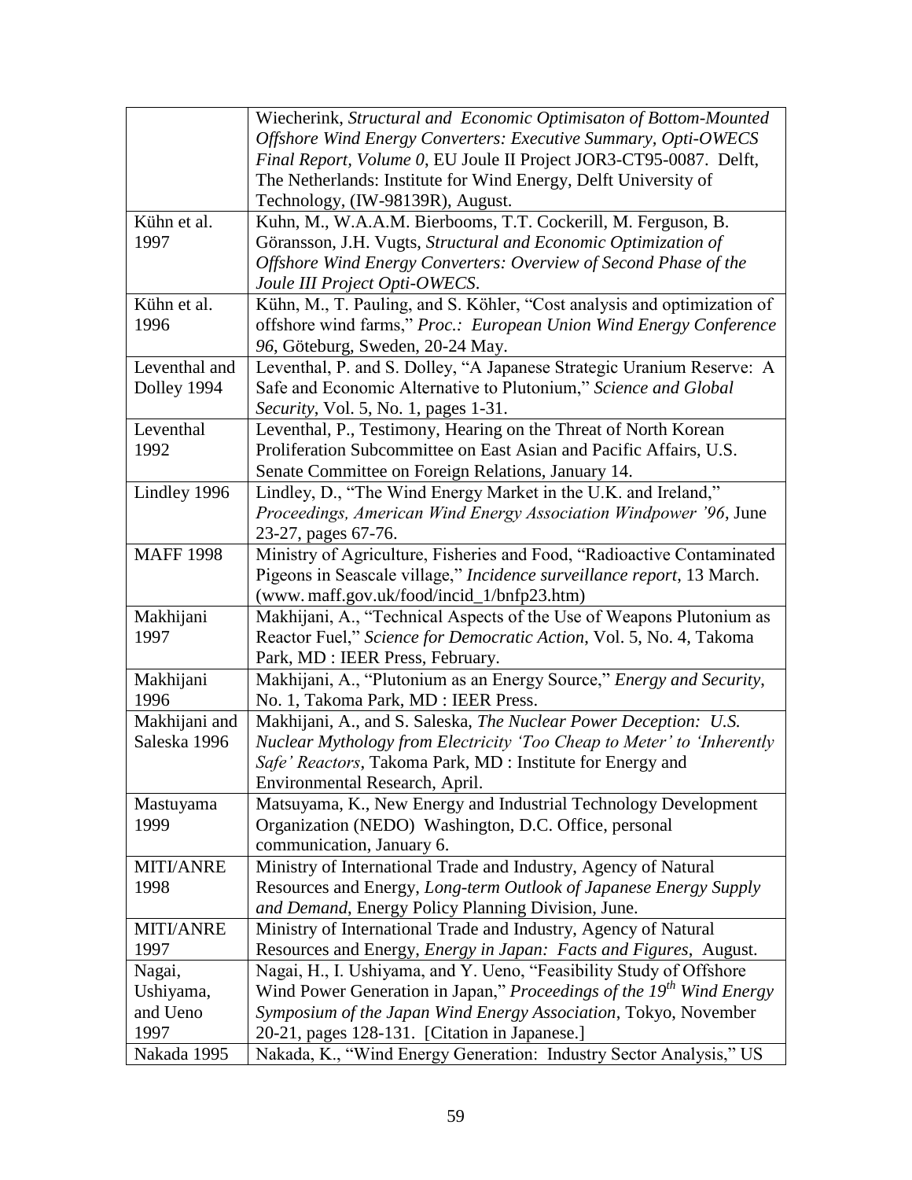| | |
|---|---|
| | Wiecherink, *Structural and Economic Optimisaton of Bottom-Mounted Offshore Wind Energy Converters: Executive Summary, Opti-OWECS Final Report, Volume 0*, EU Joule II Project JOR3-CT95-0087. Delft, The Netherlands: Institute for Wind Energy, Delft University of Technology, (IW-98139R), August. |
| Kühn et al. 1997 | Kuhn, M., W.A.A.M. Bierbooms, T.T. Cockerill, M. Ferguson, B. Göransson, J.H. Vugts, *Structural and Economic Optimization of Offshore Wind Energy Converters: Overview of Second Phase of the Joule III Project Opti-OWECS*. |
| Kühn et al. 1996 | Kühn, M., T. Pauling, and S. Köhler, "Cost analysis and optimization of offshore wind farms," *Proc.: European Union Wind Energy Conference 96*, Göteburg, Sweden, 20-24 May. |
| Leventhal and Dolley 1994 | Leventhal, P. and S. Dolley, "A Japanese Strategic Uranium Reserve: A Safe and Economic Alternative to Plutonium," *Science and Global Security*, Vol. 5, No. 1, pages 1-31. |
| Leventhal 1992 | Leventhal, P., Testimony, Hearing on the Threat of North Korean Proliferation Subcommittee on East Asian and Pacific Affairs, U.S. Senate Committee on Foreign Relations, January 14. |
| Lindley 1996 | Lindley, D., "The Wind Energy Market in the U.K. and Ireland," *Proceedings, American Wind Energy Association Windpower '96*, June 23-27, pages 67-76. |
| MAFF 1998 | Ministry of Agriculture, Fisheries and Food, "Radioactive Contaminated Pigeons in Seascale village," *Incidence surveillance report*, 13 March. (www. maff.gov.uk/food/incid_1/bnfp23.htm) |
| Makhijani 1997 | Makhijani, A., "Technical Aspects of the Use of Weapons Plutonium as Reactor Fuel," *Science for Democratic Action*, Vol. 5, No. 4, Takoma Park, MD : IEER Press, February. |
| Makhijani 1996 | Makhijani, A., "Plutonium as an Energy Source," *Energy and Security*, No. 1, Takoma Park, MD : IEER Press. |
| Makhijani and Saleska 1996 | Makhijani, A., and S. Saleska, *The Nuclear Power Deception: U.S. Nuclear Mythology from Electricity 'Too Cheap to Meter' to 'Inherently Safe' Reactors*, Takoma Park, MD : Institute for Energy and Environmental Research, April. |
| Mastuyama 1999 | Matsuyama, K., New Energy and Industrial Technology Development Organization (NEDO) Washington, D.C. Office, personal communication, January 6. |
| MITI/ANRE 1998 | Ministry of International Trade and Industry, Agency of Natural Resources and Energy, *Long-term Outlook of Japanese Energy Supply and Demand*, Energy Policy Planning Division, June. |
| MITI/ANRE 1997 | Ministry of International Trade and Industry, Agency of Natural Resources and Energy, *Energy in Japan: Facts and Figures*, August. |
| Nagai, Ushiyama, and Ueno 1997 | Nagai, H., I. Ushiyama, and Y. Ueno, "Feasibility Study of Offshore Wind Power Generation in Japan," *Proceedings of the 19th Wind Energy Symposium of the Japan Wind Energy Association*, Tokyo, November 20-21, pages 128-131. [Citation in Japanese.] |
| Nakada 1995 | Nakada, K., "Wind Energy Generation: Industry Sector Analysis," US |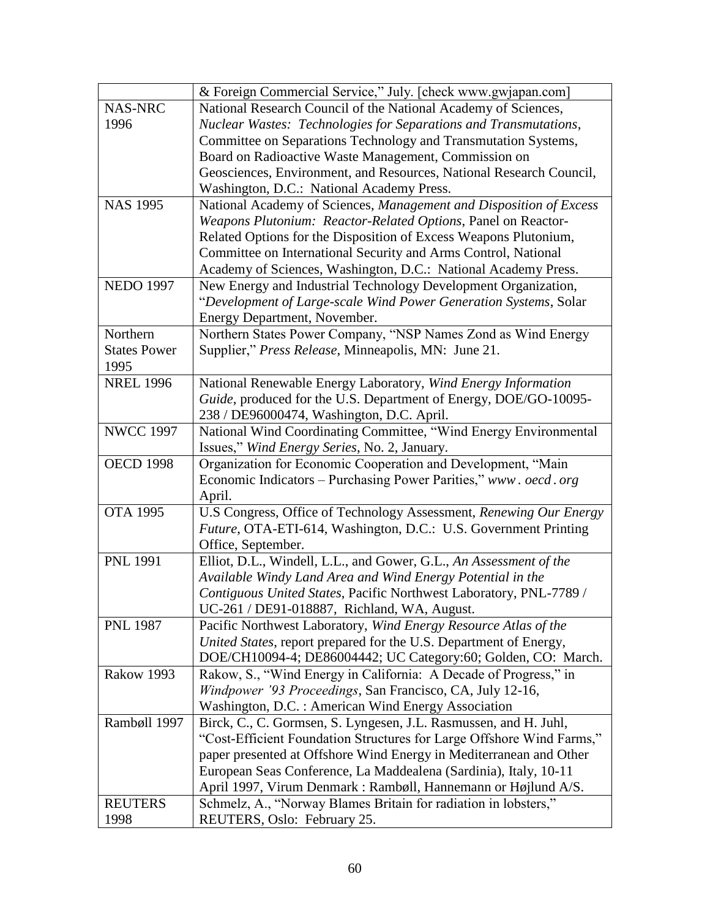| | |
|---|---|
| | & Foreign Commercial Service," July. [check www.gwjapan.com] |
| NAS-NRC 1996 | National Research Council of the National Academy of Sciences, *Nuclear Wastes: Technologies for Separations and Transmutations*, Committee on Separations Technology and Transmutation Systems, Board on Radioactive Waste Management, Commission on Geosciences, Environment, and Resources, National Research Council, Washington, D.C.: National Academy Press. |
| NAS 1995 | National Academy of Sciences, *Management and Disposition of Excess Weapons Plutonium: Reactor-Related Options*, Panel on Reactor-Related Options for the Disposition of Excess Weapons Plutonium, Committee on International Security and Arms Control, National Academy of Sciences, Washington, D.C.: National Academy Press. |
| NEDO 1997 | New Energy and Industrial Technology Development Organization, "*Development of Large-scale Wind Power Generation Systems*, Solar Energy Department, November. |
| Northern States Power 1995 | Northern States Power Company, "NSP Names Zond as Wind Energy Supplier," *Press Release*, Minneapolis, MN: June 21. |
| NREL 1996 | National Renewable Energy Laboratory, *Wind Energy Information Guide*, produced for the U.S. Department of Energy, DOE/GO-10095-238 / DE96000474, Washington, D.C. April. |
| NWCC 1997 | National Wind Coordinating Committee, "Wind Energy Environmental Issues," *Wind Energy Series*, No. 2, January. |
| OECD 1998 | Organization for Economic Cooperation and Development, "Main Economic Indicators – Purchasing Power Parities," *www . oecd . org* April. |
| OTA 1995 | U.S Congress, Office of Technology Assessment, *Renewing Our Energy Future*, OTA-ETI-614, Washington, D.C.: U.S. Government Printing Office, September. |
| PNL 1991 | Elliot, D.L., Windell, L.L., and Gower, G.L., *An Assessment of the Available Windy Land Area and Wind Energy Potential in the Contiguous United States*, Pacific Northwest Laboratory, PNL-7789 / UC-261 / DE91-018887, Richland, WA, August. |
| PNL 1987 | Pacific Northwest Laboratory, *Wind Energy Resource Atlas of the United States*, report prepared for the U.S. Department of Energy, DOE/CH10094-4; DE86004442; UC Category:60; Golden, CO: March. |
| Rakow 1993 | Rakow, S., "Wind Energy in California: A Decade of Progress," in *Windpower '93 Proceedings*, San Francisco, CA, July 12-16, Washington, D.C. : American Wind Energy Association |
| Rambøll 1997 | Birck, C., C. Gormsen, S. Lyngesen, J.L. Rasmussen, and H. Juhl, "Cost-Efficient Foundation Structures for Large Offshore Wind Farms," paper presented at Offshore Wind Energy in Mediterranean and Other European Seas Conference, La Maddealena (Sardinia), Italy, 10-11 April 1997, Virum Denmark : Rambøll, Hannemann or Højlund A/S. |
| REUTERS 1998 | Schmelz, A., "Norway Blames Britain for radiation in lobsters," REUTERS, Oslo: February 25. |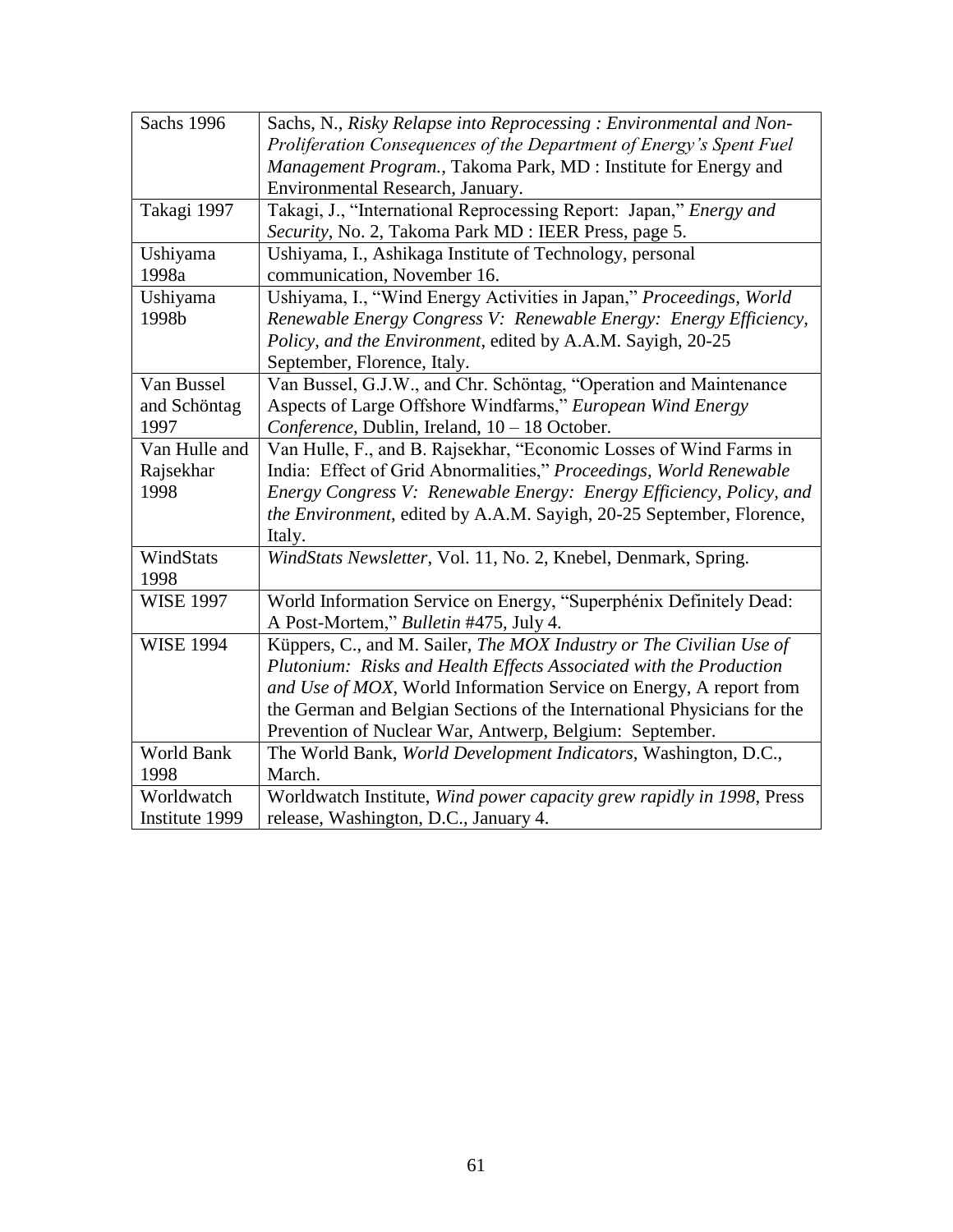| | |
|---|---|
| Sachs 1996 | Sachs, N., *Risky Relapse into Reprocessing : Environmental and Non-Proliferation Consequences of the Department of Energy's Spent Fuel Management Program.*, Takoma Park, MD : Institute for Energy and Environmental Research, January. |
| Takagi 1997 | Takagi, J., "International Reprocessing Report: Japan," *Energy and Security*, No. 2, Takoma Park MD : IEER Press, page 5. |
| Ushiyama 1998a | Ushiyama, I., Ashikaga Institute of Technology, personal communication, November 16. |
| Ushiyama 1998b | Ushiyama, I., "Wind Energy Activities in Japan," *Proceedings, World Renewable Energy Congress V: Renewable Energy: Energy Efficiency, Policy, and the Environment*, edited by A.A.M. Sayigh, 20-25 September, Florence, Italy. |
| Van Bussel and Schöntag 1997 | Van Bussel, G.J.W., and Chr. Schöntag, "Operation and Maintenance Aspects of Large Offshore Windfarms," *European Wind Energy Conference*, Dublin, Ireland, 10 – 18 October. |
| Van Hulle and Rajsekhar 1998 | Van Hulle, F., and B. Rajsekhar, "Economic Losses of Wind Farms in India: Effect of Grid Abnormalities," *Proceedings, World Renewable Energy Congress V: Renewable Energy: Energy Efficiency, Policy, and the Environment*, edited by A.A.M. Sayigh, 20-25 September, Florence, Italy. |
| WindStats 1998 | *WindStats Newsletter*, Vol. 11, No. 2, Knebel, Denmark, Spring. |
| WISE 1997 | World Information Service on Energy, "Superphénix Definitely Dead: A Post-Mortem," *Bulletin* #475, July 4. |
| WISE 1994 | Küppers, C., and M. Sailer, *The MOX Industry or The Civilian Use of Plutonium: Risks and Health Effects Associated with the Production and Use of MOX*, World Information Service on Energy, A report from the German and Belgian Sections of the International Physicians for the Prevention of Nuclear War, Antwerp, Belgium: September. |
| World Bank 1998 | The World Bank, *World Development Indicators*, Washington, D.C., March. |
| Worldwatch Institute 1999 | Worldwatch Institute, *Wind power capacity grew rapidly in 1998*, Press release, Washington, D.C., January 4. |